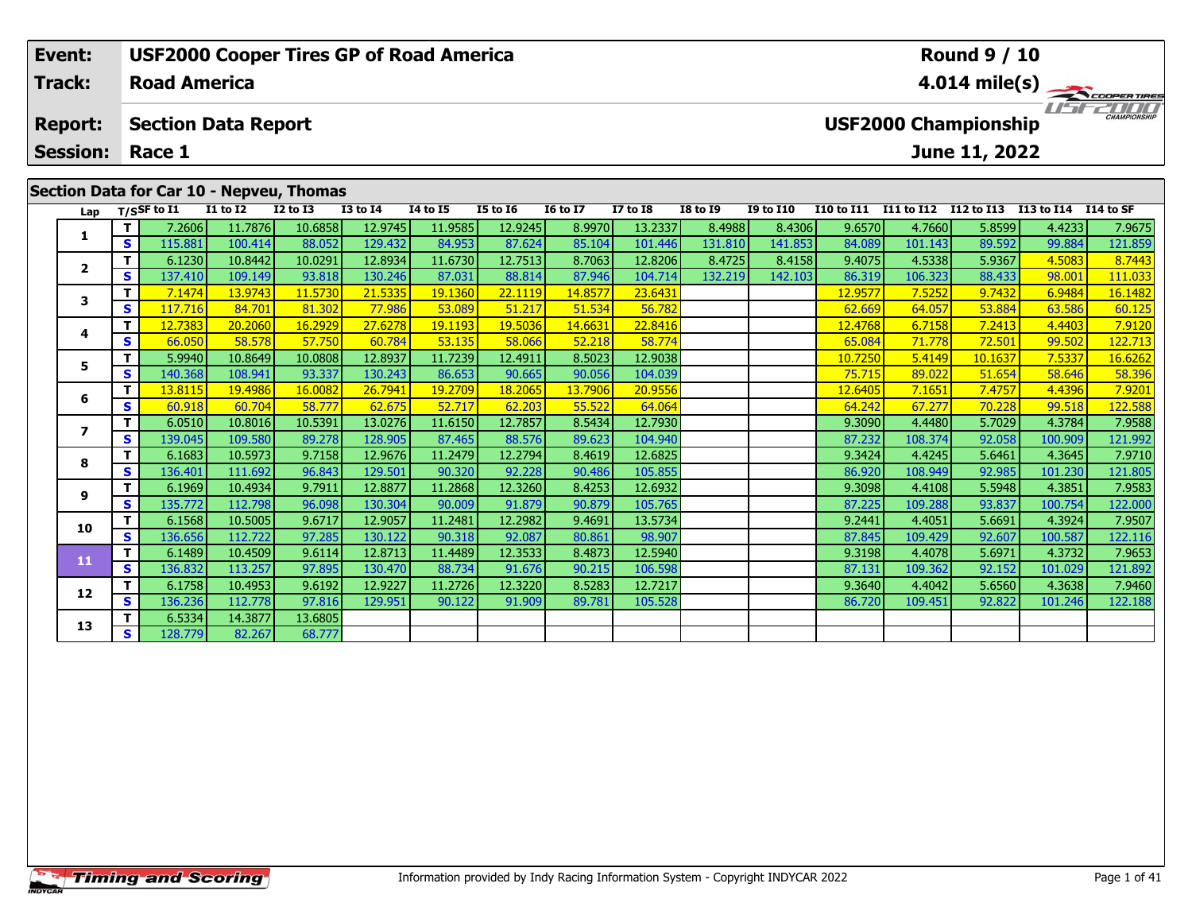| Event: | USF2000 Cooper Tires GP of Road America | Round 9 / 10 |
|---|---|---|
| Track: | Road America | 4.014 mile(s) |
| Report: | Section Data Report | USF2000 Championship |
| Session: | Race 1 | June 11, 2022 |

## Section Data for Car 10 - Nepveu, Thomas

| Lap | T/S | SF to I1 | I1 to I2 | I2 to I3 | I3 to I4 | I4 to I5 | I5 to I6 | I6 to I7 | I7 to I8 | I8 to I9 | I9 to I10 | I10 to I11 | I11 to I12 | I12 to I13 | I13 to I14 | I14 to SF |
|---|---|---|---|---|---|---|---|---|---|---|---|---|---|---|---|---|
| 1 | T | 7.2606 | 11.7876 | 10.6858 | 12.9745 | 11.9585 | 12.9245 | 8.9970 | 13.2337 | 8.4988 | 8.4306 | 9.6570 | 4.7660 | 5.8599 | 4.4233 | 7.9675 |
| | S | 115.881 | 100.414 | 88.052 | 129.432 | 84.953 | 87.624 | 85.104 | 101.446 | 131.810 | 141.853 | 84.089 | 101.143 | 89.592 | 99.884 | 121.859 |
| 2 | T | 6.1230 | 10.8442 | 10.0291 | 12.8934 | 11.6730 | 12.7513 | 8.7063 | 12.8206 | 8.4725 | 8.4158 | 9.4075 | 4.5338 | 5.9367 | 4.5083 | 8.7443 |
| | S | 137.410 | 109.149 | 93.818 | 130.246 | 87.031 | 88.814 | 87.946 | 104.714 | 132.219 | 142.103 | 86.319 | 106.323 | 88.433 | 98.001 | 111.033 |
| 3 | T | 7.1474 | 13.9743 | 11.5730 | 21.5335 | 19.1360 | 22.1119 | 14.8577 | 23.6431 | | | 12.9577 | 7.5252 | 9.7432 | 6.9484 | 16.1482 |
| | S | 117.716 | 84.701 | 81.302 | 77.986 | 53.089 | 51.217 | 51.534 | 56.782 | | | 62.669 | 64.057 | 53.884 | 63.586 | 60.125 |
| 4 | T | 12.7383 | 20.2060 | 16.2929 | 27.6278 | 19.1193 | 19.5036 | 14.6631 | 22.8416 | | | 12.4768 | 6.7158 | 7.2413 | 4.4403 | 7.9120 |
| | S | 66.050 | 58.578 | 57.750 | 60.784 | 53.135 | 58.066 | 52.218 | 58.774 | | | 65.084 | 71.778 | 72.501 | 99.502 | 122.713 |
| 5 | T | 5.9940 | 10.8649 | 10.0808 | 12.8937 | 11.7239 | 12.4911 | 8.5023 | 12.9038 | | | 10.7250 | 5.4149 | 10.1637 | 7.5337 | 16.6262 |
| | S | 140.368 | 108.941 | 93.337 | 130.243 | 86.653 | 90.665 | 90.056 | 104.039 | | | 75.715 | 89.022 | 51.654 | 58.646 | 58.396 |
| 6 | T | 13.8115 | 19.4986 | 16.0082 | 26.7941 | 19.2709 | 18.2065 | 13.7906 | 20.9556 | | | 12.6405 | 7.1651 | 7.4757 | 4.4396 | 7.9201 |
| | S | 60.918 | 60.704 | 58.777 | 62.675 | 52.717 | 62.203 | 55.522 | 64.064 | | | 64.242 | 67.277 | 70.228 | 99.518 | 122.588 |
| 7 | T | 6.0510 | 10.8016 | 10.5391 | 13.0276 | 11.6150 | 12.7857 | 8.5434 | 12.7930 | | | 9.3090 | 4.4480 | 5.7029 | 4.3784 | 7.9588 |
| | S | 139.045 | 109.580 | 89.278 | 128.905 | 87.465 | 88.576 | 89.623 | 104.940 | | | 87.232 | 108.374 | 92.058 | 100.909 | 121.992 |
| 8 | T | 6.1683 | 10.5973 | 9.7158 | 12.9676 | 11.2479 | 12.2794 | 8.4619 | 12.6825 | | | 9.3424 | 4.4245 | 5.6461 | 4.3645 | 7.9710 |
| | S | 136.401 | 111.692 | 96.843 | 129.501 | 90.320 | 92.228 | 90.486 | 105.855 | | | 86.920 | 108.949 | 92.985 | 101.230 | 121.805 |
| 9 | T | 6.1969 | 10.4934 | 9.7911 | 12.8877 | 11.2868 | 12.3260 | 8.4253 | 12.6932 | | | 9.3098 | 4.4108 | 5.5948 | 4.3851 | 7.9583 |
| | S | 135.772 | 112.798 | 96.098 | 130.304 | 90.009 | 91.879 | 90.879 | 105.765 | | | 87.225 | 109.288 | 93.837 | 100.754 | 122.000 |
| 10 | T | 6.1568 | 10.5005 | 9.6717 | 12.9057 | 11.2481 | 12.2982 | 9.4691 | 13.5734 | | | 9.2441 | 4.4051 | 5.6691 | 4.3924 | 7.9507 |
| | S | 136.656 | 112.722 | 97.285 | 130.122 | 90.318 | 92.087 | 80.861 | 98.907 | | | 87.845 | 109.429 | 92.607 | 100.587 | 122.116 |
| 11 | T | 6.1489 | 10.4509 | 9.6114 | 12.8713 | 11.4489 | 12.3533 | 8.4873 | 12.5940 | | | 9.3198 | 4.4078 | 5.6971 | 4.3732 | 7.9653 |
| | S | 136.832 | 113.257 | 97.895 | 130.470 | 88.734 | 91.676 | 90.215 | 106.598 | | | 87.131 | 109.362 | 92.152 | 101.029 | 121.892 |
| 12 | T | 6.1758 | 10.4953 | 9.6192 | 12.9227 | 11.2726 | 12.3220 | 8.5283 | 12.7217 | | | 9.3640 | 4.4042 | 5.6560 | 4.3638 | 7.9460 |
| | S | 136.236 | 112.778 | 97.816 | 129.951 | 90.122 | 91.909 | 89.781 | 105.528 | | | 86.720 | 109.451 | 92.822 | 101.246 | 122.188 |
| 13 | T | 6.5334 | 14.3877 | 13.6805 | | | | | | | | | | | | |
| | S | 128.779 | 82.267 | 68.777 | | | | | | | | | | | | |

Timing and Scoring

Information provided by Indy Racing Information System - Copyright INDYCAR 2022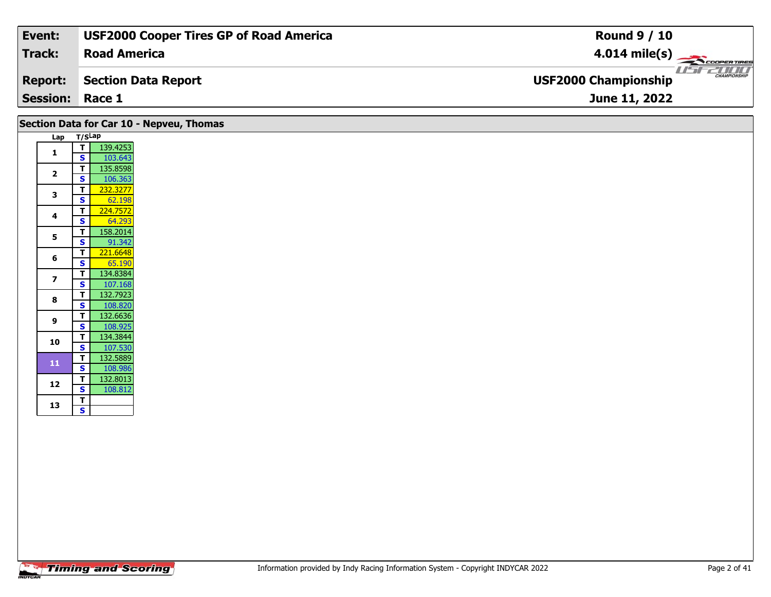| **Event:** | **USF2000 Cooper Tires GP of Road America** | **Round 9 / 10** |
|---|---|---|
| **Track:** | **Road America** | **4.014 mile(s)** |
| **Report:** | **Section Data Report** | **USF2000 Championship** |
| **Session:** | **Race 1** | **June 11, 2022** |

## Section Data for Car 10 - Nepveu, Thomas

| Lap | T/S | Lap |
|---|---|---|
| 1 | T | 139.4253 |
| | S | 103.643 |
| 2 | T | 135.8598 |
| | S | 106.363 |
| 3 | T | 232.3277 |
| | S | 62.198 |
| 4 | T | 224.7572 |
| | S | 64.293 |
| 5 | T | 158.2014 |
| | S | 91.342 |
| 6 | T | 221.6648 |
| | S | 65.190 |
| 7 | T | 134.8384 |
| | S | 107.168 |
| 8 | T | 132.7923 |
| | S | 108.820 |
| 9 | T | 132.6636 |
| | S | 108.925 |
| 10 | T | 134.3844 |
| | S | 107.530 |
| 11 | T | 132.5889 |
| | S | 108.986 |
| 12 | T | 132.8013 |
| | S | 108.812 |
| 13 | T | |
| | S | |

Information provided by Indy Racing Information System - Copyright INDYCAR 2022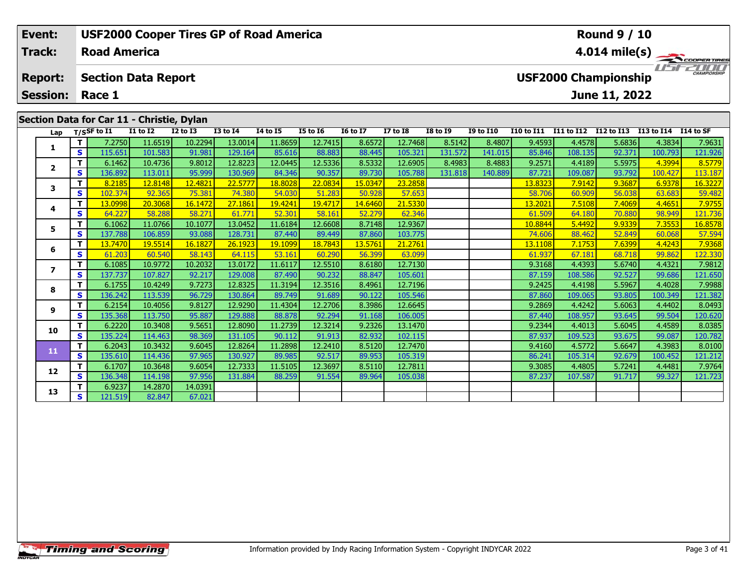| Event: | USF2000 Cooper Tires GP of Road America | Round 9 / 10 |
|---|---|---|
| Track: | Road America | 4.014 mile(s) |
| Report: | Section Data Report | USF2000 Championship |
| Session: | Race 1 | June 11, 2022 |

## Section Data for Car 11 - Christie, Dylan

| Lap | T/S | SF to I1 | I1 to I2 | I2 to I3 | I3 to I4 | I4 to I5 | I5 to I6 | I6 to I7 | I7 to I8 | I8 to I9 | I9 to I10 | I10 to I11 | I11 to I12 | I12 to I13 | I13 to I14 | I14 to SF |
|---|---|---|---|---|---|---|---|---|---|---|---|---|---|---|---|---|
| 1 | T | 7.2750 | 11.6519 | 10.2294 | 13.0014 | 11.8659 | 12.7415 | 8.6572 | 12.7468 | 8.5142 | 8.4807 | 9.4593 | 4.4578 | 5.6836 | 4.3834 | 7.9631 |
| | S | 115.651 | 101.583 | 91.981 | 129.164 | 85.616 | 88.883 | 88.445 | 105.321 | 131.572 | 141.015 | 85.846 | 108.135 | 92.371 | 100.793 | 121.926 |
| 2 | T | 6.1462 | 10.4736 | 9.8012 | 12.8223 | 12.0445 | 12.5336 | 8.5332 | 12.6905 | 8.4983 | 8.4883 | 9.2571 | 4.4189 | 5.5975 | 4.3994 | 8.5779 |
| | S | 136.892 | 113.011 | 95.999 | 130.969 | 84.346 | 90.357 | 89.730 | 105.788 | 131.818 | 140.889 | 87.721 | 109.087 | 93.792 | 100.427 | 113.187 |
| 3 | T | 8.2185 | 12.8148 | 12.4821 | 22.5777 | 18.8028 | 22.0834 | 15.0347 | 23.2858 | | | 13.8323 | 7.9142 | 9.3687 | 6.9378 | 16.3227 |
| | S | 102.374 | 92.365 | 75.381 | 74.380 | 54.030 | 51.283 | 50.928 | 57.653 | | | 58.706 | 60.909 | 56.038 | 63.683 | 59.482 |
| 4 | T | 13.0998 | 20.3068 | 16.1472 | 27.1861 | 19.4241 | 19.4717 | 14.6460 | 21.5330 | | | 13.2021 | 7.5108 | 7.4069 | 4.4651 | 7.9755 |
| | S | 64.227 | 58.288 | 58.271 | 61.771 | 52.301 | 58.161 | 52.279 | 62.346 | | | 61.509 | 64.180 | 70.880 | 98.949 | 121.736 |
| 5 | T | 6.1062 | 11.0766 | 10.1077 | 13.0452 | 11.6184 | 12.6608 | 8.7148 | 12.9367 | | | 10.8844 | 5.4492 | 9.9339 | 7.3553 | 16.8578 |
| | S | 137.788 | 106.859 | 93.088 | 128.731 | 87.440 | 89.449 | 87.860 | 103.775 | | | 74.606 | 88.462 | 52.849 | 60.068 | 57.594 |
| 6 | T | 13.7470 | 19.5514 | 16.1827 | 26.1923 | 19.1099 | 18.7843 | 13.5761 | 21.2761 | | | 13.1108 | 7.1753 | 7.6399 | 4.4243 | 7.9368 |
| | S | 61.203 | 60.540 | 58.143 | 64.115 | 53.161 | 60.290 | 56.399 | 63.099 | | | 61.937 | 67.181 | 68.718 | 99.862 | 122.330 |
| 7 | T | 6.1085 | 10.9772 | 10.2032 | 13.0172 | 11.6117 | 12.5510 | 8.6180 | 12.7130 | | | 9.3168 | 4.4393 | 5.6740 | 4.4321 | 7.9812 |
| | S | 137.737 | 107.827 | 92.217 | 129.008 | 87.490 | 90.232 | 88.847 | 105.601 | | | 87.159 | 108.586 | 92.527 | 99.686 | 121.650 |
| 8 | T | 6.1755 | 10.4249 | 9.7273 | 12.8325 | 11.3194 | 12.3516 | 8.4961 | 12.7196 | | | 9.2425 | 4.4198 | 5.5967 | 4.4028 | 7.9988 |
| | S | 136.242 | 113.539 | 96.729 | 130.864 | 89.749 | 91.689 | 90.122 | 105.546 | | | 87.860 | 109.065 | 93.805 | 100.349 | 121.382 |
| 9 | T | 6.2154 | 10.4056 | 9.8127 | 12.9290 | 11.4304 | 12.2706 | 8.3986 | 12.6645 | | | 9.2869 | 4.4242 | 5.6063 | 4.4402 | 8.0493 |
| | S | 135.368 | 113.750 | 95.887 | 129.888 | 88.878 | 92.294 | 91.168 | 106.005 | | | 87.440 | 108.957 | 93.645 | 99.504 | 120.620 |
| 10 | T | 6.2220 | 10.3408 | 9.5651 | 12.8090 | 11.2739 | 12.3214 | 9.2326 | 13.1470 | | | 9.2344 | 4.4013 | 5.6045 | 4.4589 | 8.0385 |
| | S | 135.224 | 114.463 | 98.369 | 131.105 | 90.112 | 91.913 | 82.932 | 102.115 | | | 87.937 | 109.523 | 93.675 | 99.087 | 120.782 |
| 11 | T | 6.2043 | 10.3432 | 9.6045 | 12.8264 | 11.2898 | 12.2410 | 8.5120 | 12.7470 | | | 9.4160 | 4.5772 | 5.6647 | 4.3983 | 8.0100 |
| | S | 135.610 | 114.436 | 97.965 | 130.927 | 89.985 | 92.517 | 89.953 | 105.319 | | | 86.241 | 105.314 | 92.679 | 100.452 | 121.212 |
| 12 | T | 6.1707 | 10.3648 | 9.6054 | 12.7333 | 11.5105 | 12.3697 | 8.5110 | 12.7811 | | | 9.3085 | 4.4805 | 5.7241 | 4.4481 | 7.9764 |
| | S | 136.348 | 114.198 | 97.956 | 131.884 | 88.259 | 91.554 | 89.964 | 105.038 | | | 87.237 | 107.587 | 91.717 | 99.327 | 121.723 |
| 13 | T | 6.9237 | 14.2870 | 14.0391 | | | | | | | | | | | | |
| | S | 121.519 | 82.847 | 67.021 | | | | | | | | | | | | |

Information provided by Indy Racing Information System - Copyright INDYCAR 2022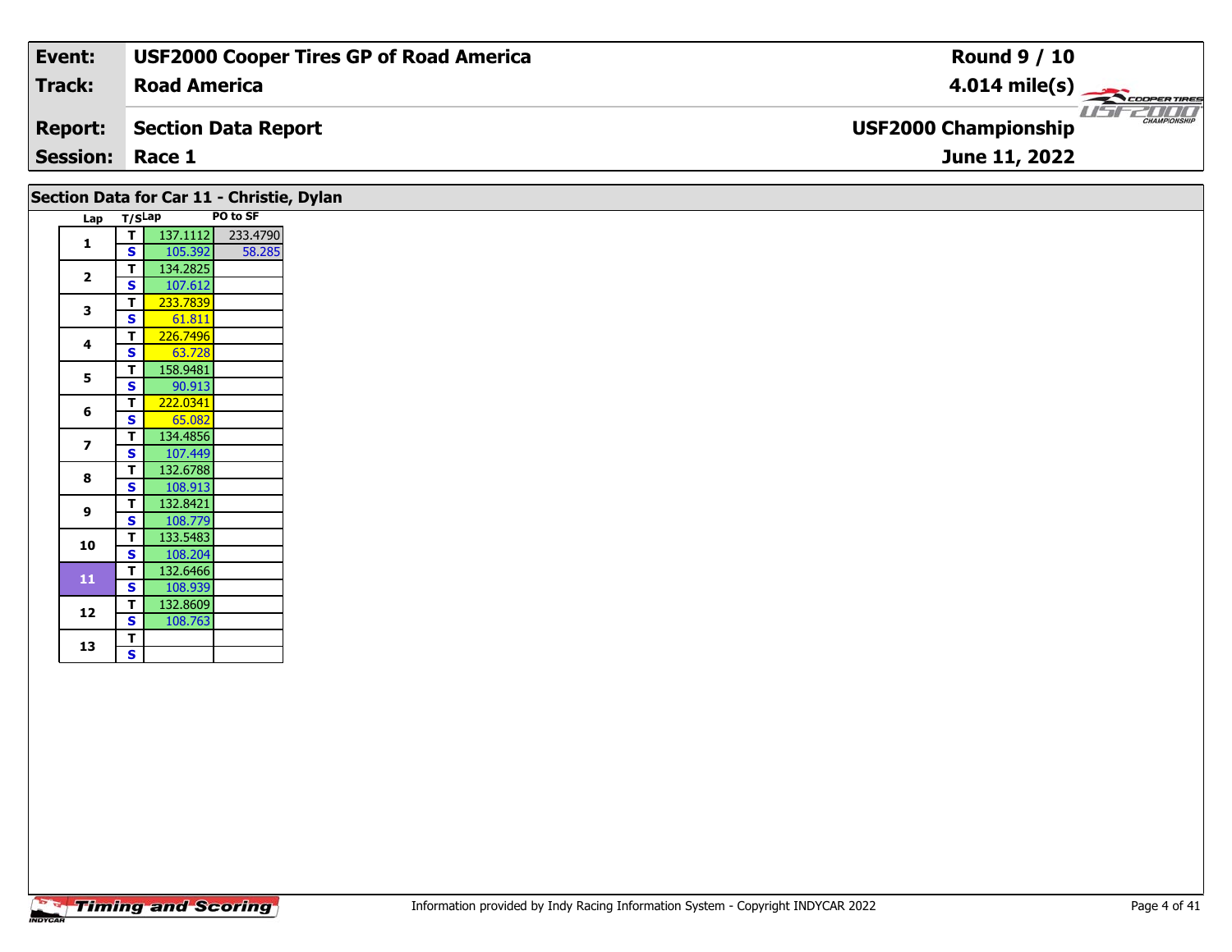| Event: | USF2000 Cooper Tires GP of Road America | Round 9 / 10 |
|---|---|---|
| Track: | Road America | 4.014 mile(s) |
| Report: | Section Data Report | USF2000 Championship |
| Session: | Race 1 | June 11, 2022 |

## Section Data for Car 11 - Christie, Dylan

| Lap | T/S | Lap | PO to SF |
|---|---|---|---|
| 1 | T | 137.1112 | 233.4790 |
| | S | 105.392 | 58.285 |
| 2 | T | 134.2825 | |
| | S | 107.612 | |
| 3 | T | 233.7839 | |
| | S | 61.811 | |
| 4 | T | 226.7496 | |
| | S | 63.728 | |
| 5 | T | 158.9481 | |
| | S | 90.913 | |
| 6 | T | 222.0341 | |
| | S | 65.082 | |
| 7 | T | 134.4856 | |
| | S | 107.449 | |
| 8 | T | 132.6788 | |
| | S | 108.913 | |
| 9 | T | 132.8421 | |
| | S | 108.779 | |
| 10 | T | 133.5483 | |
| | S | 108.204 | |
| 11 | T | 132.6466 | |
| | S | 108.939 | |
| 12 | T | 132.8609 | |
| | S | 108.763 | |
| 13 | T | | |
| | S | | |

Timing and Scoring

Information provided by Indy Racing Information System - Copyright INDYCAR 2022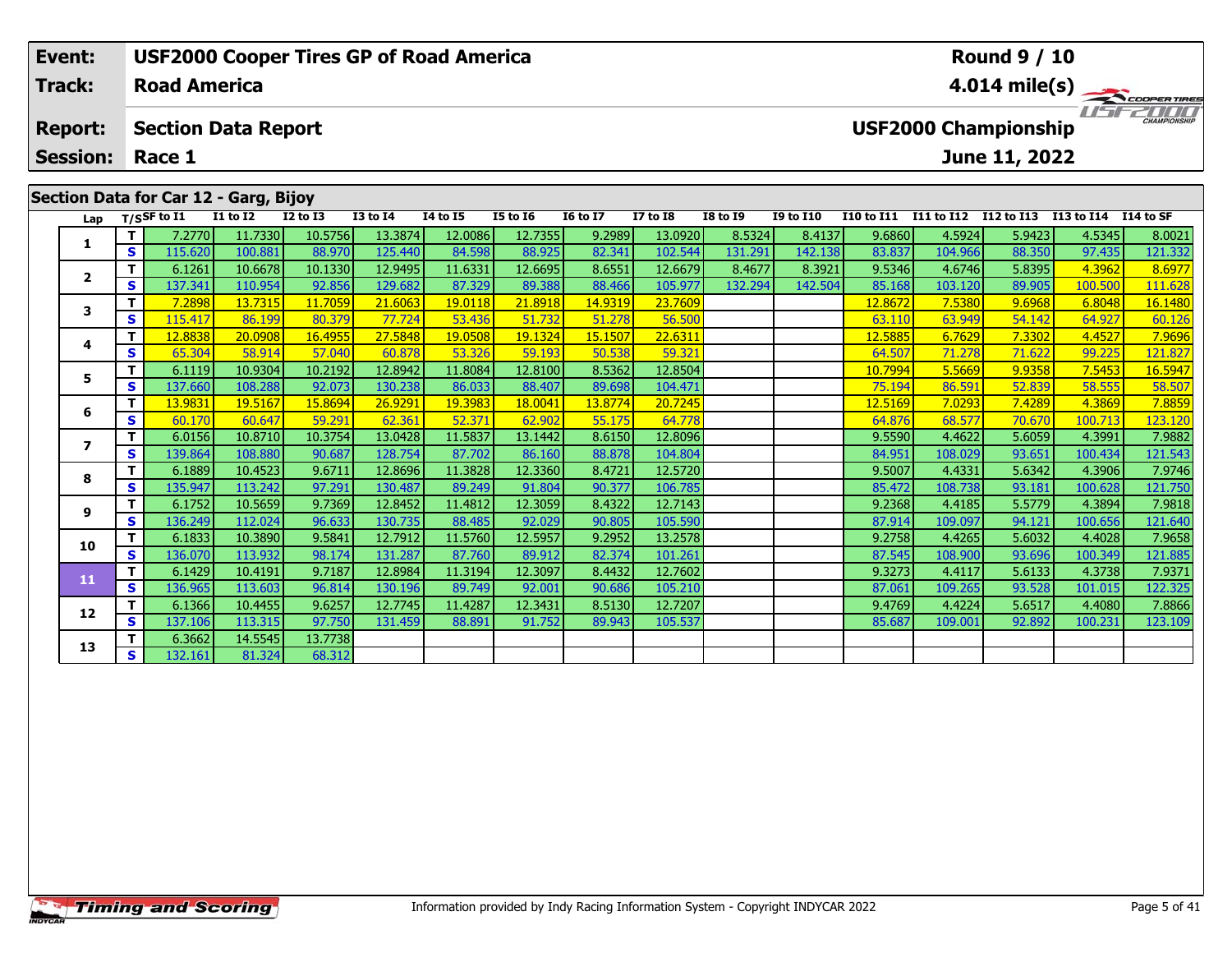| Event: | USF2000 Cooper Tires GP of Road America | Round 9 / 10 |
|---|---|---|
| Track: | Road America | 4.014 mile(s) |
| Report: | Section Data Report | USF2000 Championship |
| Session: | Race 1 | June 11, 2022 |

## Section Data for Car 12 - Garg, Bijoy

| Lap | T/S | SF to I1 | I1 to I2 | I2 to I3 | I3 to I4 | I4 to I5 | I5 to I6 | I6 to I7 | I7 to I8 | I8 to I9 | I9 to I10 | I10 to I11 | I11 to I12 | I12 to I13 | I13 to I14 | I14 to SF |
|---|---|---|---|---|---|---|---|---|---|---|---|---|---|---|---|---|
| 1 | T | 7.2770 | 11.7330 | 10.5756 | 13.3874 | 12.0086 | 12.7355 | 9.2989 | 13.0920 | 8.5324 | 8.4137 | 9.6860 | 4.5924 | 5.9423 | 4.5345 | 8.0021 |
| | S | 115.620 | 100.881 | 88.970 | 125.440 | 84.598 | 88.925 | 82.341 | 102.544 | 131.291 | 142.138 | 83.837 | 104.966 | 88.350 | 97.435 | 121.332 |
| 2 | T | 6.1261 | 10.6678 | 10.1330 | 12.9495 | 11.6331 | 12.6695 | 8.6551 | 12.6679 | 8.4677 | 8.3921 | 9.5346 | 4.6746 | 5.8395 | 4.3962 | 8.6977 |
| | S | 137.341 | 110.954 | 92.856 | 129.682 | 87.329 | 89.388 | 88.466 | 105.977 | 132.294 | 142.504 | 85.168 | 103.120 | 89.905 | 100.500 | 111.628 |
| 3 | T | 7.2898 | 13.7315 | 11.7059 | 21.6063 | 19.0118 | 21.8918 | 14.9319 | 23.7609 | | | 12.8672 | 7.5380 | 9.6968 | 6.8048 | 16.1480 |
| | S | 115.417 | 86.199 | 80.379 | 77.724 | 53.436 | 51.732 | 51.278 | 56.500 | | | 63.110 | 63.949 | 54.142 | 64.927 | 60.126 |
| 4 | T | 12.8838 | 20.0908 | 16.4955 | 27.5848 | 19.0508 | 19.1324 | 15.1507 | 22.6311 | | | 12.5885 | 6.7629 | 7.3302 | 4.4527 | 7.9696 |
| | S | 65.304 | 58.914 | 57.040 | 60.878 | 53.326 | 59.193 | 50.538 | 59.321 | | | 64.507 | 71.278 | 71.622 | 99.225 | 121.827 |
| 5 | T | 6.1119 | 10.9304 | 10.2192 | 12.8942 | 11.8084 | 12.8100 | 8.5362 | 12.8504 | | | 10.7994 | 5.5669 | 9.9358 | 7.5453 | 16.5947 |
| | S | 137.660 | 108.288 | 92.073 | 130.238 | 86.033 | 88.407 | 89.698 | 104.471 | | | 75.194 | 86.591 | 52.839 | 58.555 | 58.507 |
| 6 | T | 13.9831 | 19.5167 | 15.8694 | 26.9291 | 19.3983 | 18.0041 | 13.8774 | 20.7245 | | | 12.5169 | 7.0293 | 7.4289 | 4.3869 | 7.8859 |
| | S | 60.170 | 60.647 | 59.291 | 62.361 | 52.371 | 62.902 | 55.175 | 64.778 | | | 64.876 | 68.577 | 70.670 | 100.713 | 123.120 |
| 7 | T | 6.0156 | 10.8710 | 10.3754 | 13.0428 | 11.5837 | 13.1442 | 8.6150 | 12.8096 | | | 9.5590 | 4.4622 | 5.6059 | 4.3991 | 7.9882 |
| | S | 139.864 | 108.880 | 90.687 | 128.754 | 87.702 | 86.160 | 88.878 | 104.804 | | | 84.951 | 108.029 | 93.651 | 100.434 | 121.543 |
| 8 | T | 6.1889 | 10.4523 | 9.6711 | 12.8696 | 11.3828 | 12.3360 | 8.4721 | 12.5720 | | | 9.5007 | 4.4331 | 5.6342 | 4.3906 | 7.9746 |
| | S | 135.947 | 113.242 | 97.291 | 130.487 | 89.249 | 91.804 | 90.377 | 106.785 | | | 85.472 | 108.738 | 93.181 | 100.628 | 121.750 |
| 9 | T | 6.1752 | 10.5659 | 9.7369 | 12.8452 | 11.4812 | 12.3059 | 8.4322 | 12.7143 | | | 9.2368 | 4.4185 | 5.5779 | 4.3894 | 7.9818 |
| | S | 136.249 | 112.024 | 96.633 | 130.735 | 88.485 | 92.029 | 90.805 | 105.590 | | | 87.914 | 109.097 | 94.121 | 100.656 | 121.640 |
| 10 | T | 6.1833 | 10.3890 | 9.5841 | 12.7912 | 11.5760 | 12.5957 | 9.2952 | 13.2578 | | | 9.2758 | 4.4265 | 5.6032 | 4.4028 | 7.9658 |
| | S | 136.070 | 113.932 | 98.174 | 131.287 | 87.760 | 89.912 | 82.374 | 101.261 | | | 87.545 | 108.900 | 93.696 | 100.349 | 121.885 |
| 11 | T | 6.1429 | 10.4191 | 9.7187 | 12.8984 | 11.3194 | 12.3097 | 8.4432 | 12.7602 | | | 9.3273 | 4.4117 | 5.6133 | 4.3738 | 7.9371 |
| | S | 136.965 | 113.603 | 96.814 | 130.196 | 89.749 | 92.001 | 90.686 | 105.210 | | | 87.061 | 109.265 | 93.528 | 101.015 | 122.325 |
| 12 | T | 6.1366 | 10.4455 | 9.6257 | 12.7745 | 11.4287 | 12.3431 | 8.5130 | 12.7207 | | | 9.4769 | 4.4224 | 5.6517 | 4.4080 | 7.8866 |
| | S | 137.106 | 113.315 | 97.750 | 131.459 | 88.891 | 91.752 | 89.943 | 105.537 | | | 85.687 | 109.001 | 92.892 | 100.231 | 123.109 |
| 13 | T | 6.3662 | 14.5545 | 13.7738 | | | | | | | | | | | | |
| | S | 132.161 | 81.324 | 68.312 | | | | | | | | | | | | |

Information provided by Indy Racing Information System - Copyright INDYCAR 2022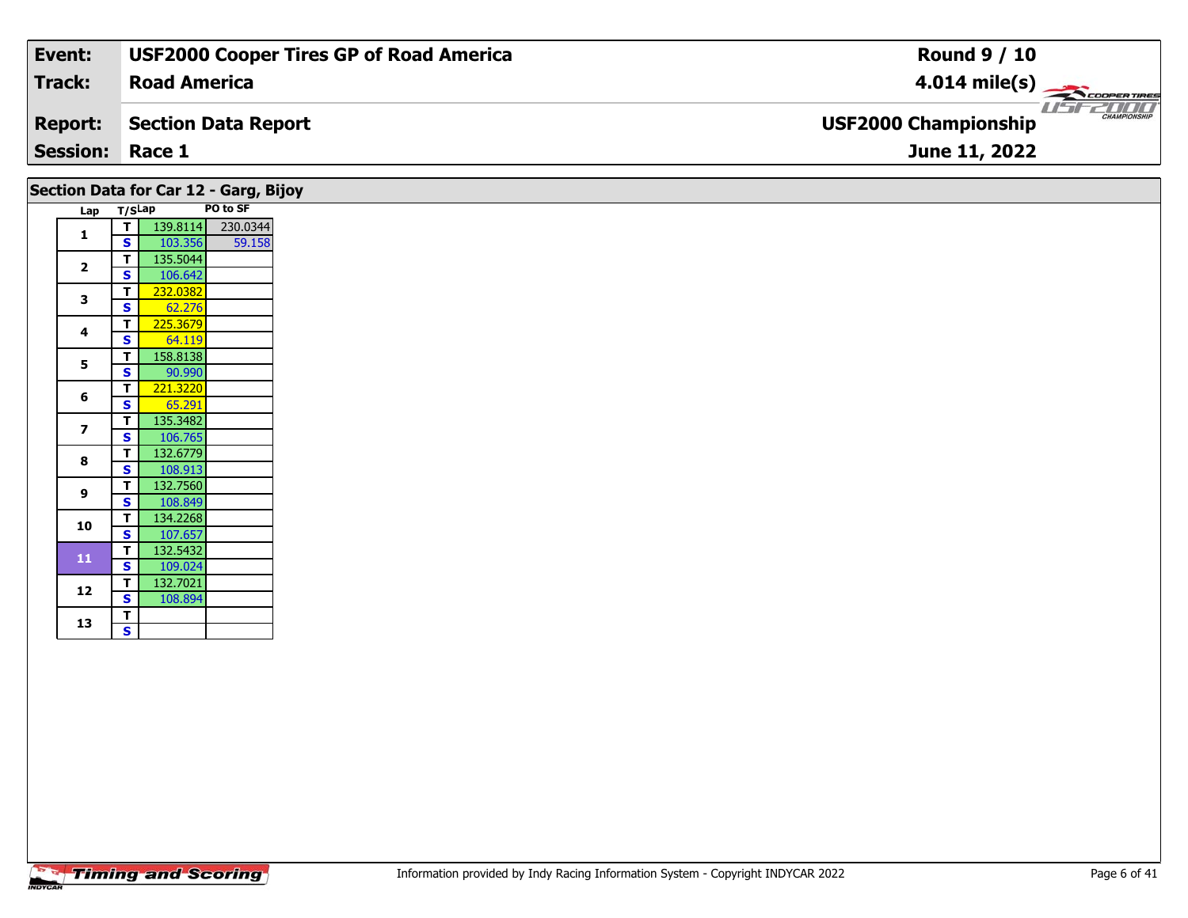| Event: | USF2000 Cooper Tires GP of Road America | Round 9 / 10 |
|---|---|---|
| Track: | Road America | 4.014 mile(s) |
| Report: | Section Data Report | USF2000 Championship |
| Session: | Race 1 | June 11, 2022 |

## Section Data for Car 12 - Garg, Bijoy

| Lap | T/S | Lap | PO to SF |
|---|---|---|---|
| 1 | T | 139.8114 | 230.0344 |
|  | S | 103.356 | 59.158 |
| 2 | T | 135.5044 |  |
|  | S | 106.642 |  |
| 3 | T | 232.0382 |  |
|  | S | 62.276 |  |
| 4 | T | 225.3679 |  |
|  | S | 64.119 |  |
| 5 | T | 158.8138 |  |
|  | S | 90.990 |  |
| 6 | T | 221.3220 |  |
|  | S | 65.291 |  |
| 7 | T | 135.3482 |  |
|  | S | 106.765 |  |
| 8 | T | 132.6779 |  |
|  | S | 108.913 |  |
| 9 | T | 132.7560 |  |
|  | S | 108.849 |  |
| 10 | T | 134.2268 |  |
|  | S | 107.657 |  |
| 11 | T | 132.5432 |  |
|  | S | 109.024 |  |
| 12 | T | 132.7021 |  |
|  | S | 108.894 |  |
| 13 | T |  |  |
|  | S |  |  |

Information provided by Indy Racing Information System - Copyright INDYCAR 2022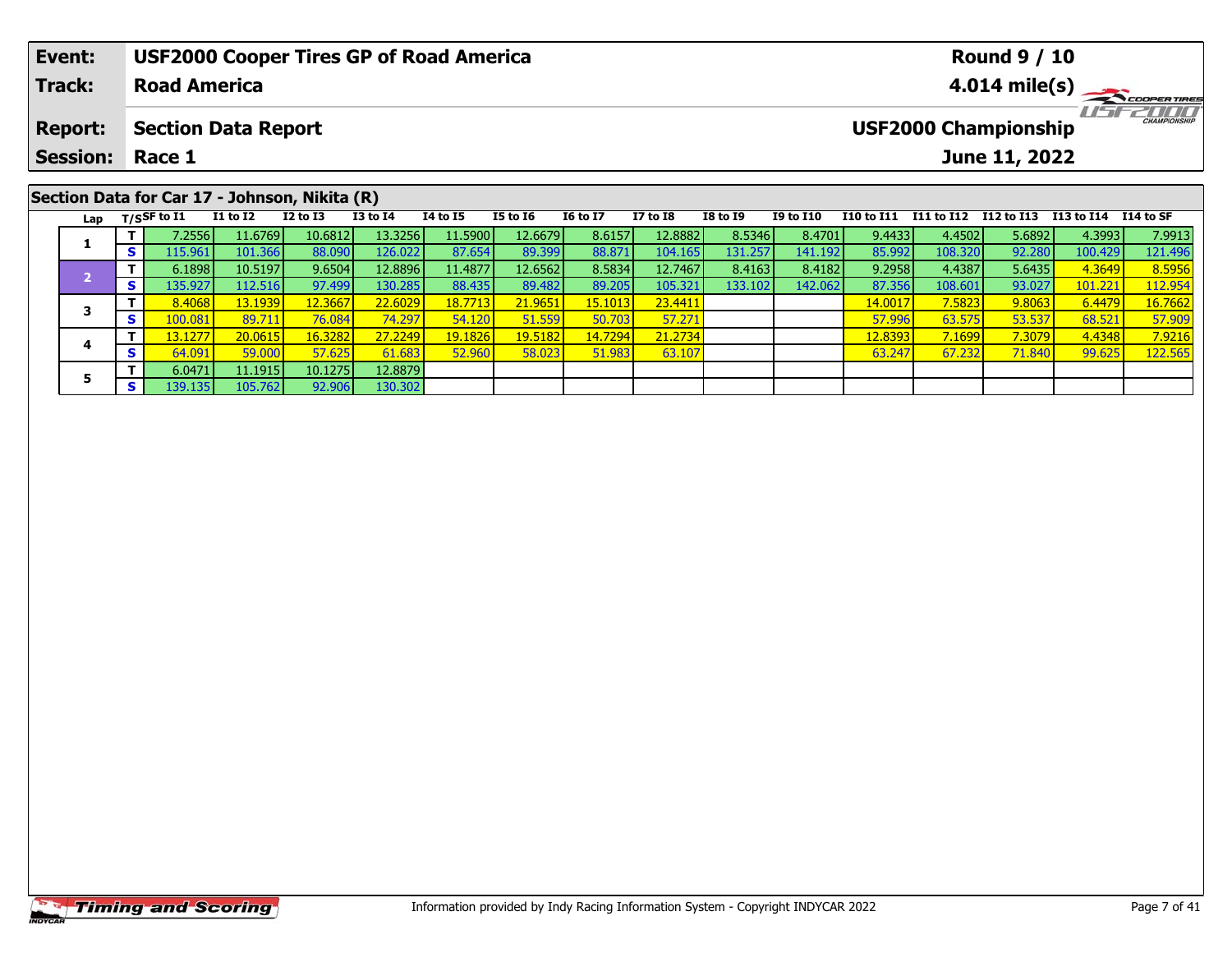| Event: | USF2000 Cooper Tires GP of Road America | Round 9 / 10 |
|---|---|---|
| Track: | Road America | 4.014 mile(s) |
| Report: | Section Data Report | USF2000 Championship |
| Session: | Race 1 | June 11, 2022 |

## Section Data for Car 17 - Johnson, Nikita (R)

| Lap | T/S | SF to I1 | I1 to I2 | I2 to I3 | I3 to I4 | I4 to I5 | I5 to I6 | I6 to I7 | I7 to I8 | I8 to I9 | I9 to I10 | I10 to I11 | I11 to I12 | I12 to I13 | I13 to I14 | I14 to SF |
|---|---|---|---|---|---|---|---|---|---|---|---|---|---|---|---|---|
| 1 | T | 7.2556 | 11.6769 | 10.6812 | 13.3256 | 11.5900 | 12.6679 | 8.6157 | 12.8882 | 8.5346 | 8.4701 | 9.4433 | 4.4502 | 5.6892 | 4.3993 | 7.9913 |
| | S | 115.961 | 101.366 | 88.090 | 126.022 | 87.654 | 89.399 | 88.871 | 104.165 | 131.257 | 141.192 | 85.992 | 108.320 | 92.280 | 100.429 | 121.496 |
| 2 | T | 6.1898 | 10.5197 | 9.6504 | 12.8896 | 11.4877 | 12.6562 | 8.5834 | 12.7467 | 8.4163 | 8.4182 | 9.2958 | 4.4387 | 5.6435 | 4.3649 | 8.5956 |
| | S | 135.927 | 112.516 | 97.499 | 130.285 | 88.435 | 89.482 | 89.205 | 105.321 | 133.102 | 142.062 | 87.356 | 108.601 | 93.027 | 101.221 | 112.954 |
| 3 | T | 8.4068 | 13.1939 | 12.3667 | 22.6029 | 18.7713 | 21.9651 | 15.1013 | 23.4411 | | | 14.0017 | 7.5823 | 9.8063 | 6.4479 | 16.7662 |
| | S | 100.081 | 89.711 | 76.084 | 74.297 | 54.120 | 51.559 | 50.703 | 57.271 | | | 57.996 | 63.575 | 53.537 | 68.521 | 57.909 |
| 4 | T | 13.1277 | 20.0615 | 16.3282 | 27.2249 | 19.1826 | 19.5182 | 14.7294 | 21.2734 | | | 12.8393 | 7.1699 | 7.3079 | 4.4348 | 7.9216 |
| | S | 64.091 | 59.000 | 57.625 | 61.683 | 52.960 | 58.023 | 51.983 | 63.107 | | | 63.247 | 67.232 | 71.840 | 99.625 | 122.565 |
| 5 | T | 6.0471 | 11.1915 | 10.1275 | 12.8879 | | | | | | | | | | | |
| | S | 139.135 | 105.762 | 92.906 | 130.302 | | | | | | | | | | | |

Information provided by Indy Racing Information System - Copyright INDYCAR 2022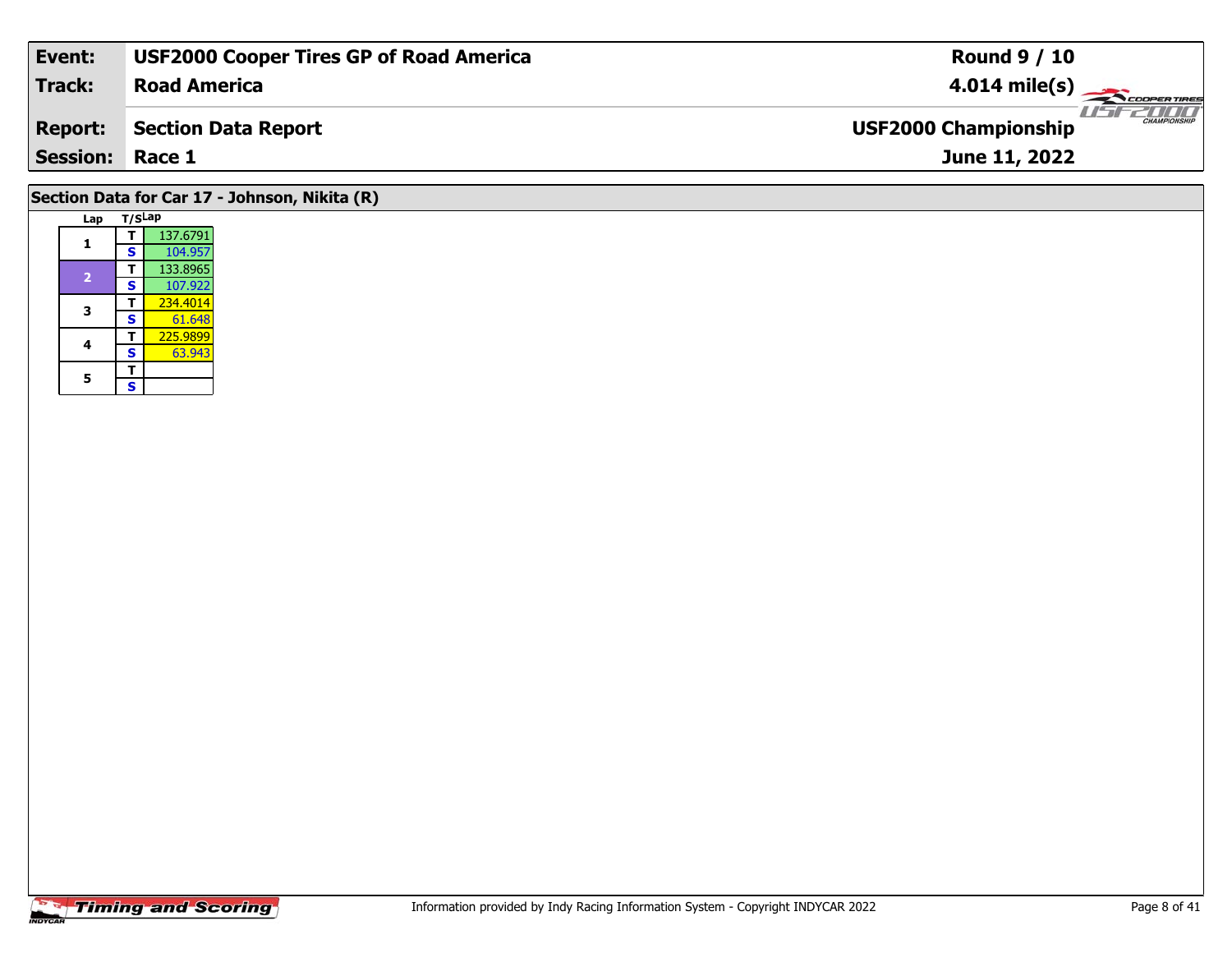| Event: | USF2000 Cooper Tires GP of Road America | Round 9 / 10 |
| --- | --- | --- |
| Track: | Road America | 4.014 mile(s) |
| Report: | Section Data Report | USF2000 Championship |
| Session: | Race 1 | June 11, 2022 |

## Section Data for Car 17 - Johnson, Nikita (R)

| Lap | T/S | Lap |
| --- | --- | --- |
| 1 | T | 137.6791 |
| | S | 104.957 |
| 2 | T | 133.8965 |
| | S | 107.922 |
| 3 | T | 234.4014 |
| | S | 61.648 |
| 4 | T | 225.9899 |
| | S | 63.943 |
| 5 | T | |
| | S | |

Information provided by Indy Racing Information System - Copyright INDYCAR 2022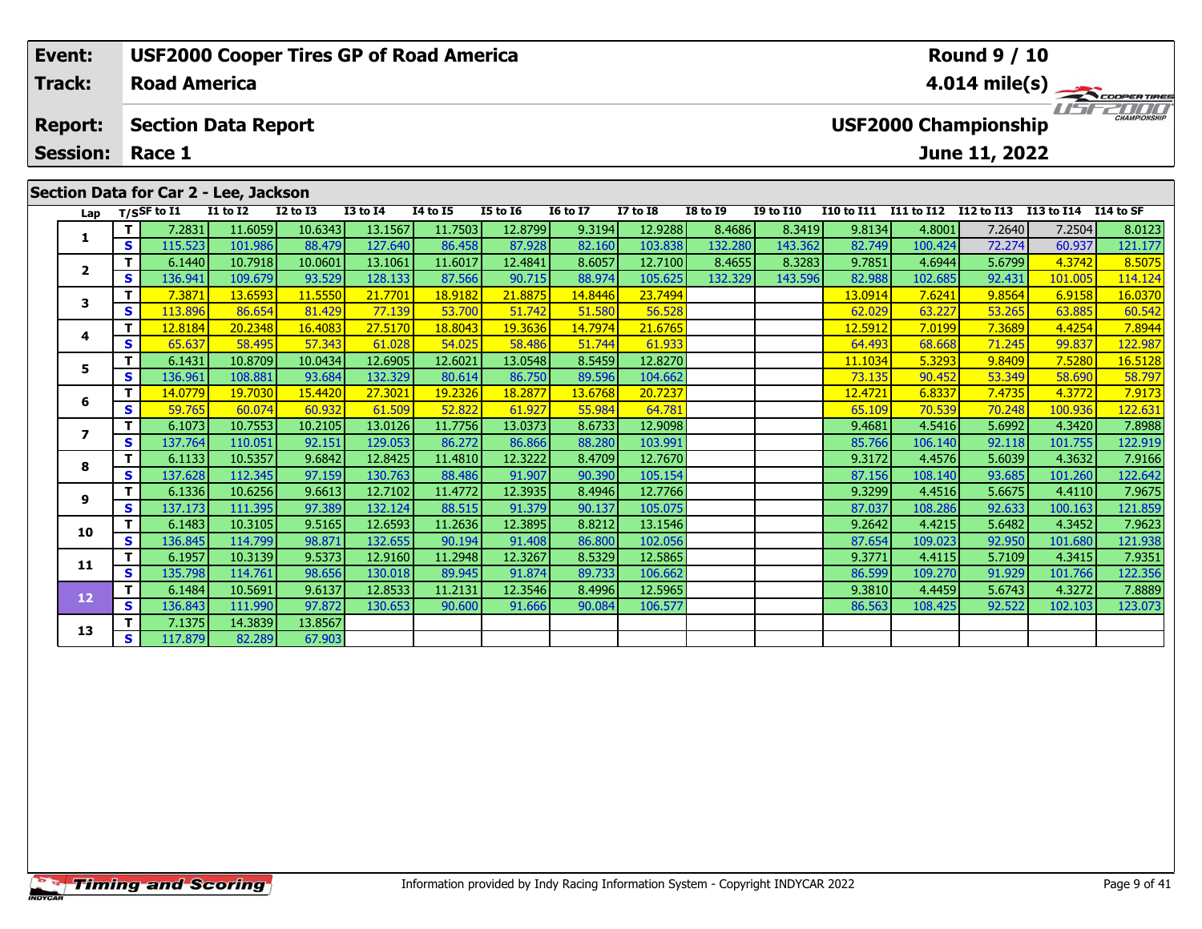| Event: | USF2000 Cooper Tires GP of Road America | Round 9 / 10 |
|---|---|---|
| Track: | Road America | 4.014 mile(s) |
| Report: | Section Data Report | USF2000 Championship |
| Session: | Race 1 | June 11, 2022 |

## Section Data for Car 2 - Lee, Jackson

| Lap | T/S | SF to I1 | I1 to I2 | I2 to I3 | I3 to I4 | I4 to I5 | I5 to I6 | I6 to I7 | I7 to I8 | I8 to I9 | I9 to I10 | I10 to I11 | I11 to I12 | I12 to I13 | I13 to I14 | I14 to SF |
|---|---|---|---|---|---|---|---|---|---|---|---|---|---|---|---|---|
| 1 | T | 7.2831 | 11.6059 | 10.6343 | 13.1567 | 11.7503 | 12.8799 | 9.3194 | 12.9288 | 8.4686 | 8.3419 | 9.8134 | 4.8001 | 7.2640 | 7.2504 | 8.0123 |
| | S | 115.523 | 101.986 | 88.479 | 127.640 | 86.458 | 87.928 | 82.160 | 103.838 | 132.280 | 143.362 | 82.749 | 100.424 | 72.274 | 60.937 | 121.177 |
| 2 | T | 6.1440 | 10.7918 | 10.0601 | 13.1061 | 11.6017 | 12.4841 | 8.6057 | 12.7100 | 8.4655 | 8.3283 | 9.7851 | 4.6944 | 5.6799 | 4.3742 | 8.5075 |
| | S | 136.941 | 109.679 | 93.529 | 128.133 | 87.566 | 90.715 | 88.974 | 105.625 | 132.329 | 143.596 | 82.988 | 102.685 | 92.431 | 101.005 | 114.124 |
| 3 | T | 7.3871 | 13.6593 | 11.5550 | 21.7701 | 18.9182 | 21.8875 | 14.8446 | 23.7494 | | | 13.0914 | 7.6241 | 9.8564 | 6.9158 | 16.0370 |
| | S | 113.896 | 86.654 | 81.429 | 77.139 | 53.700 | 51.742 | 51.580 | 56.528 | | | 62.029 | 63.227 | 53.265 | 63.885 | 60.542 |
| 4 | T | 12.8184 | 20.2348 | 16.4083 | 27.5170 | 18.8043 | 19.3636 | 14.7974 | 21.6765 | | | 12.5912 | 7.0199 | 7.3689 | 4.4254 | 7.8944 |
| | S | 65.637 | 58.495 | 57.343 | 61.028 | 54.025 | 58.486 | 51.744 | 61.933 | | | 64.493 | 68.668 | 71.245 | 99.837 | 122.987 |
| 5 | T | 6.1431 | 10.8709 | 10.0434 | 12.6905 | 12.6021 | 13.0548 | 8.5459 | 12.8270 | | | 11.1034 | 5.3293 | 9.8409 | 7.5280 | 16.5128 |
| | S | 136.961 | 108.881 | 93.684 | 132.329 | 80.614 | 86.750 | 89.596 | 104.662 | | | 73.135 | 90.452 | 53.349 | 58.690 | 58.797 |
| 6 | T | 14.0779 | 19.7030 | 15.4420 | 27.3021 | 19.2326 | 18.2877 | 13.6768 | 20.7237 | | | 12.4721 | 6.8337 | 7.4735 | 4.3772 | 7.9173 |
| | S | 59.765 | 60.074 | 60.932 | 61.509 | 52.822 | 61.927 | 55.984 | 64.781 | | | 65.109 | 70.539 | 70.248 | 100.936 | 122.631 |
| 7 | T | 6.1073 | 10.7553 | 10.2105 | 13.0126 | 11.7756 | 13.0373 | 8.6733 | 12.9098 | | | 9.4681 | 4.5416 | 5.6992 | 4.3420 | 7.8988 |
| | S | 137.764 | 110.051 | 92.151 | 129.053 | 86.272 | 86.866 | 88.280 | 103.991 | | | 85.766 | 106.140 | 92.118 | 101.755 | 122.919 |
| 8 | T | 6.1133 | 10.5357 | 9.6842 | 12.8425 | 11.4810 | 12.3222 | 8.4709 | 12.7670 | | | 9.3172 | 4.4576 | 5.6039 | 4.3632 | 7.9166 |
| | S | 137.628 | 112.345 | 97.159 | 130.763 | 88.486 | 91.907 | 90.390 | 105.154 | | | 87.156 | 108.140 | 93.685 | 101.260 | 122.642 |
| 9 | T | 6.1336 | 10.6256 | 9.6613 | 12.7102 | 11.4772 | 12.3935 | 8.4946 | 12.7766 | | | 9.3299 | 4.4516 | 5.6675 | 4.4110 | 7.9675 |
| | S | 137.173 | 111.395 | 97.389 | 132.124 | 88.515 | 91.379 | 90.137 | 105.075 | | | 87.037 | 108.286 | 92.633 | 100.163 | 121.859 |
| 10 | T | 6.1483 | 10.3105 | 9.5165 | 12.6593 | 11.2636 | 12.3895 | 8.8212 | 13.1546 | | | 9.2642 | 4.4215 | 5.6482 | 4.3452 | 7.9623 |
| | S | 136.845 | 114.799 | 98.871 | 132.655 | 90.194 | 91.408 | 86.800 | 102.056 | | | 87.654 | 109.023 | 92.950 | 101.680 | 121.938 |
| 11 | T | 6.1957 | 10.3139 | 9.5373 | 12.9160 | 11.2948 | 12.3267 | 8.5329 | 12.5865 | | | 9.3771 | 4.4115 | 5.7109 | 4.3415 | 7.9351 |
| | S | 135.798 | 114.761 | 98.656 | 130.018 | 89.945 | 91.874 | 89.733 | 106.662 | | | 86.599 | 109.270 | 91.929 | 101.766 | 122.356 |
| 12 | T | 6.1484 | 10.5691 | 9.6137 | 12.8533 | 11.2131 | 12.3546 | 8.4996 | 12.5965 | | | 9.3810 | 4.4459 | 5.6743 | 4.3272 | 7.8889 |
| | S | 136.843 | 111.990 | 97.872 | 130.653 | 90.600 | 91.666 | 90.084 | 106.577 | | | 86.563 | 108.425 | 92.522 | 102.103 | 123.073 |
| 13 | T | 7.1375 | 14.3839 | 13.8567 | | | | | | | | | | | | |
| | S | 117.879 | 82.289 | 67.903 | | | | | | | | | | | | |

Information provided by Indy Racing Information System - Copyright INDYCAR 2022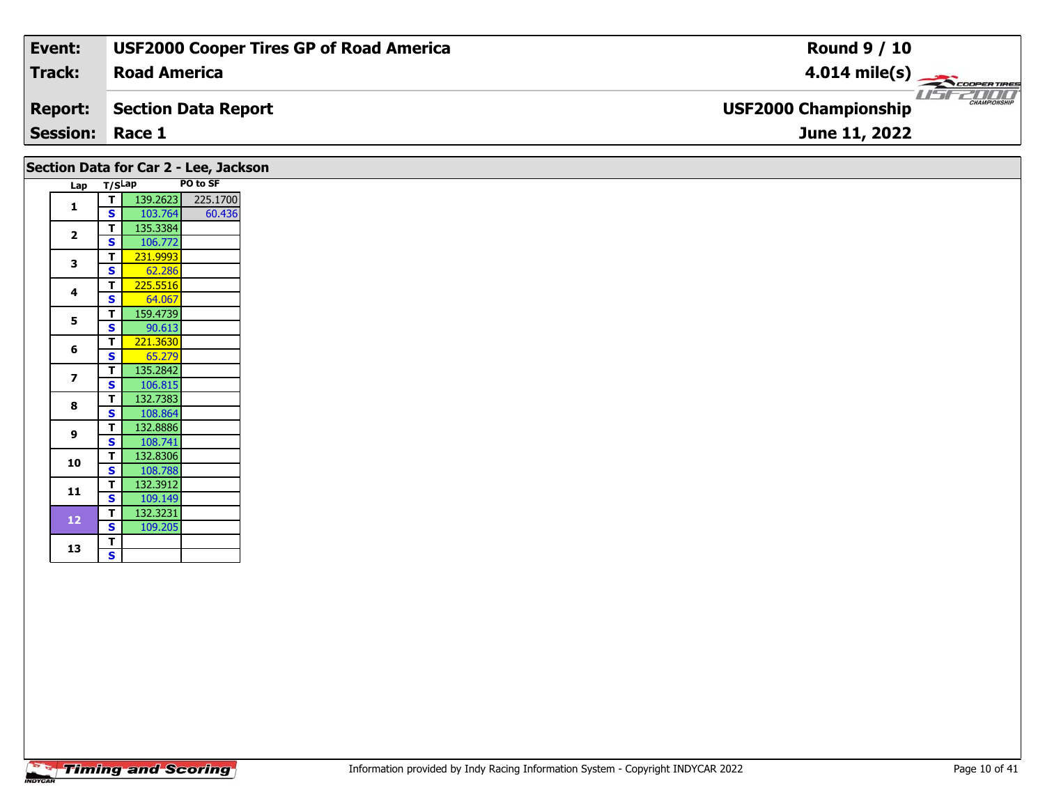| **Event:** | **USF2000 Cooper Tires GP of Road America** | **Round 9 / 10** |
|---|---|---|
| **Track:** | **Road America** | **4.014 mile(s)** |
| **Report:** | **Section Data Report** | **USF2000 Championship** |
| **Session:** | **Race 1** | **June 11, 2022** |

## Section Data for Car 2 - Lee, Jackson

| Lap | T/S | Lap | PO to SF |
|---|---|---|---|
| 1 | T | 139.2623 | 225.1700 |
| | S | 103.764 | 60.436 |
| 2 | T | 135.3384 | |
| | S | 106.772 | |
| 3 | T | 231.9993 | |
| | S | 62.286 | |
| 4 | T | 225.5516 | |
| | S | 64.067 | |
| 5 | T | 159.4739 | |
| | S | 90.613 | |
| 6 | T | 221.3630 | |
| | S | 65.279 | |
| 7 | T | 135.2842 | |
| | S | 106.815 | |
| 8 | T | 132.7383 | |
| | S | 108.864 | |
| 9 | T | 132.8886 | |
| | S | 108.741 | |
| 10 | T | 132.8306 | |
| | S | 108.788 | |
| 11 | T | 132.3912 | |
| | S | 109.149 | |
| 12 | T | 132.3231 | |
| | S | 109.205 | |
| 13 | T | | |
| | S | | |

Information provided by Indy Racing Information System - Copyright INDYCAR 2022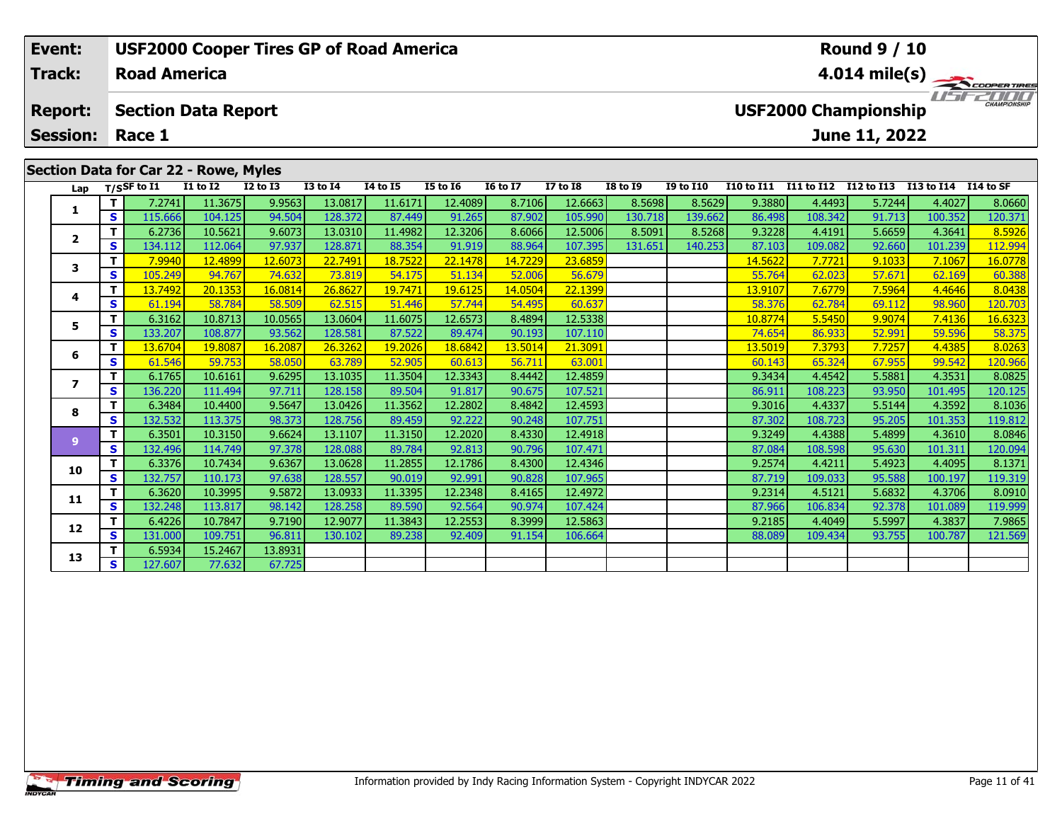| Event: | USF2000 Cooper Tires GP of Road America | Round 9 / 10 |
|---|---|---|
| Track: | Road America | 4.014 mile(s) |
| Report: | Section Data Report | USF2000 Championship |
| Session: | Race 1 | June 11, 2022 |

## Section Data for Car 22 - Rowe, Myles

| Lap | T/S | SF to I1 | I1 to I2 | I2 to I3 | I3 to I4 | I4 to I5 | I5 to I6 | I6 to I7 | I7 to I8 | I8 to I9 | I9 to I10 | I10 to I11 | I11 to I12 | I12 to I13 | I13 to I14 | I14 to SF |
|---|---|---|---|---|---|---|---|---|---|---|---|---|---|---|---|---|
| 1 | T | 7.2741 | 11.3675 | 9.9563 | 13.0817 | 11.6171 | 12.4089 | 8.7106 | 12.6663 | 8.5698 | 8.5629 | 9.3880 | 4.4493 | 5.7244 | 4.4027 | 8.0660 |
| | S | 115.666 | 104.125 | 94.504 | 128.372 | 87.449 | 91.265 | 87.902 | 105.990 | 130.718 | 139.662 | 86.498 | 108.342 | 91.713 | 100.352 | 120.371 |
| 2 | T | 6.2736 | 10.5621 | 9.6073 | 13.0310 | 11.4982 | 12.3206 | 8.6066 | 12.5006 | 8.5091 | 8.5268 | 9.3228 | 4.4191 | 5.6659 | 4.3641 | 8.5926 |
| | S | 134.112 | 112.064 | 97.937 | 128.871 | 88.354 | 91.919 | 88.964 | 107.395 | 131.651 | 140.253 | 87.103 | 109.082 | 92.660 | 101.239 | 112.994 |
| 3 | T | 7.9940 | 12.4899 | 12.6073 | 22.7491 | 18.7522 | 22.1478 | 14.7229 | 23.6859 | | | 14.5622 | 7.7721 | 9.1033 | 7.1067 | 16.0778 |
| | S | 105.249 | 94.767 | 74.632 | 73.819 | 54.175 | 51.134 | 52.006 | 56.679 | | | 55.764 | 62.023 | 57.671 | 62.169 | 60.388 |
| 4 | T | 13.7492 | 20.1353 | 16.0814 | 26.8627 | 19.7471 | 19.6125 | 14.0504 | 22.1399 | | | 13.9107 | 7.6779 | 7.5964 | 4.4646 | 8.0438 |
| | S | 61.194 | 58.784 | 58.509 | 62.515 | 51.446 | 57.744 | 54.495 | 60.637 | | | 58.376 | 62.784 | 69.112 | 98.960 | 120.703 |
| 5 | T | 6.3162 | 10.8713 | 10.0565 | 13.0604 | 11.6075 | 12.6573 | 8.4894 | 12.5338 | | | 10.8774 | 5.5450 | 9.9074 | 7.4136 | 16.6323 |
| | S | 133.207 | 108.877 | 93.562 | 128.581 | 87.522 | 89.474 | 90.193 | 107.110 | | | 74.654 | 86.933 | 52.991 | 59.596 | 58.375 |
| 6 | T | 13.6704 | 19.8087 | 16.2087 | 26.3262 | 19.2026 | 18.6842 | 13.5014 | 21.3091 | | | 13.5019 | 7.3793 | 7.7257 | 4.4385 | 8.0263 |
| | S | 61.546 | 59.753 | 58.050 | 63.789 | 52.905 | 60.613 | 56.711 | 63.001 | | | 60.143 | 65.324 | 67.955 | 99.542 | 120.966 |
| 7 | T | 6.1765 | 10.6161 | 9.6295 | 13.1035 | 11.3504 | 12.3343 | 8.4442 | 12.4859 | | | 9.3434 | 4.4542 | 5.5881 | 4.3531 | 8.0825 |
| | S | 136.220 | 111.494 | 97.711 | 128.158 | 89.504 | 91.817 | 90.675 | 107.521 | | | 86.911 | 108.223 | 93.950 | 101.495 | 120.125 |
| 8 | T | 6.3484 | 10.4400 | 9.5647 | 13.0426 | 11.3562 | 12.2802 | 8.4842 | 12.4593 | | | 9.3016 | 4.4337 | 5.5144 | 4.3592 | 8.1036 |
| | S | 132.532 | 113.375 | 98.373 | 128.756 | 89.459 | 92.222 | 90.248 | 107.751 | | | 87.302 | 108.723 | 95.205 | 101.353 | 119.812 |
| 9 | T | 6.3501 | 10.3150 | 9.6624 | 13.1107 | 11.3150 | 12.2020 | 8.4330 | 12.4918 | | | 9.3249 | 4.4388 | 5.4899 | 4.3610 | 8.0846 |
| | S | 132.496 | 114.749 | 97.378 | 128.088 | 89.784 | 92.813 | 90.796 | 107.471 | | | 87.084 | 108.598 | 95.630 | 101.311 | 120.094 |
| 10 | T | 6.3376 | 10.7434 | 9.6367 | 13.0628 | 11.2855 | 12.1786 | 8.4300 | 12.4346 | | | 9.2574 | 4.4211 | 5.4923 | 4.4095 | 8.1371 |
| | S | 132.757 | 110.173 | 97.638 | 128.557 | 90.019 | 92.991 | 90.828 | 107.965 | | | 87.719 | 109.033 | 95.588 | 100.197 | 119.319 |
| 11 | T | 6.3620 | 10.3995 | 9.5872 | 13.0933 | 11.3395 | 12.2348 | 8.4165 | 12.4972 | | | 9.2314 | 4.5121 | 5.6832 | 4.3706 | 8.0910 |
| | S | 132.248 | 113.817 | 98.142 | 128.258 | 89.590 | 92.564 | 90.974 | 107.424 | | | 87.966 | 106.834 | 92.378 | 101.089 | 119.999 |
| 12 | T | 6.4226 | 10.7847 | 9.7190 | 12.9077 | 11.3843 | 12.2553 | 8.3999 | 12.5863 | | | 9.2185 | 4.4049 | 5.5997 | 4.3837 | 7.9865 |
| | S | 131.000 | 109.751 | 96.811 | 130.102 | 89.238 | 92.409 | 91.154 | 106.664 | | | 88.089 | 109.434 | 93.755 | 100.787 | 121.569 |
| 13 | T | 6.5934 | 15.2467 | 13.8931 | | | | | | | | | | | | |
| | S | 127.607 | 77.632 | 67.725 | | | | | | | | | | | | |

Information provided by Indy Racing Information System - Copyright INDYCAR 2022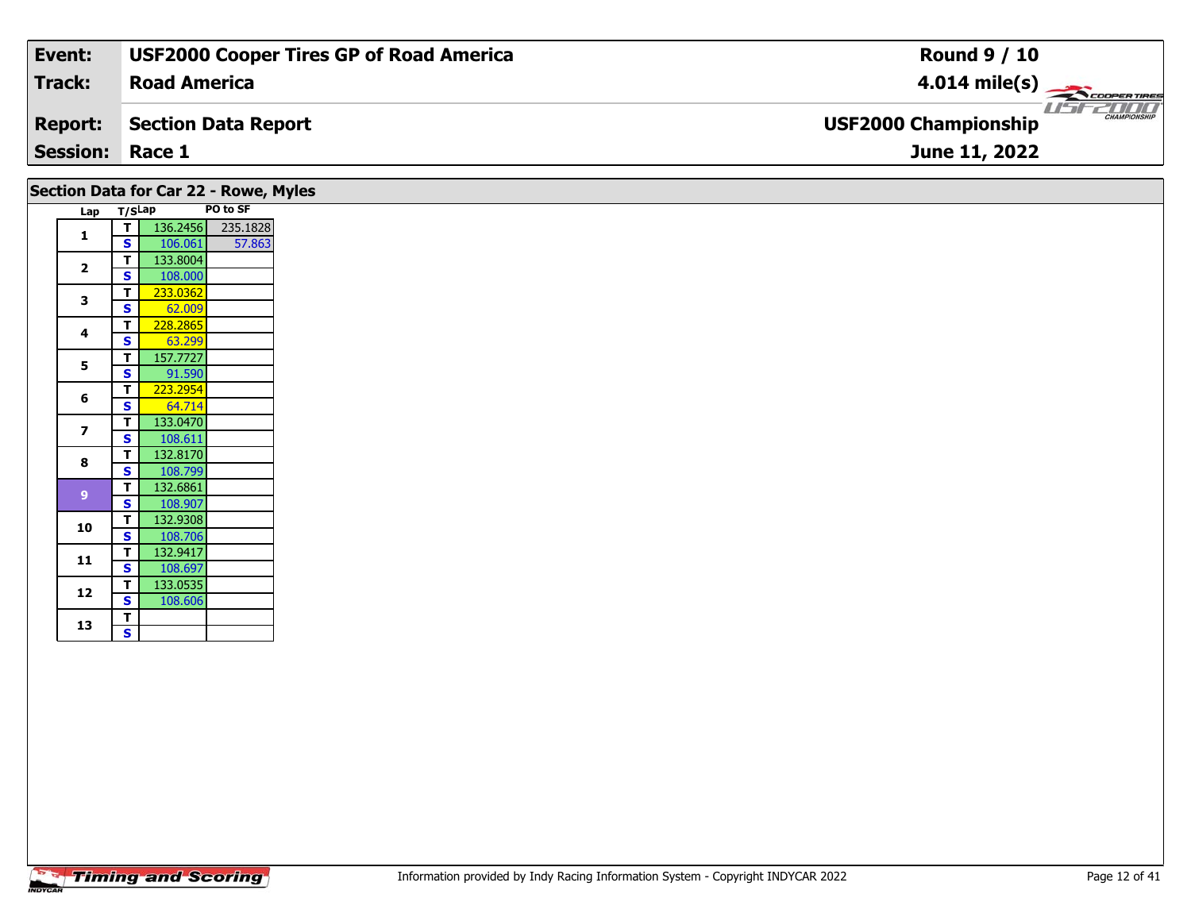| **Event:** | **USF2000 Cooper Tires GP of Road America** | **Round 9 / 10** |
|---|---|---|
| **Track:** | **Road America** | **4.014 mile(s)** |
| **Report:** | **Section Data Report** | **USF2000 Championship** |
| **Session:** | **Race 1** | **June 11, 2022** |

## Section Data for Car 22 - Rowe, Myles

| Lap | T/S | Lap | PO to SF |
|---|---|---|---|
| 1 | T | 136.2456 | 235.1828 |
| | S | 106.061 | 57.863 |
| 2 | T | 133.8004 | |
| | S | 108.000 | |
| 3 | T | 233.0362 | |
| | S | 62.009 | |
| 4 | T | 228.2865 | |
| | S | 63.299 | |
| 5 | T | 157.7727 | |
| | S | 91.590 | |
| 6 | T | 223.2954 | |
| | S | 64.714 | |
| 7 | T | 133.0470 | |
| | S | 108.611 | |
| 8 | T | 132.8170 | |
| | S | 108.799 | |
| 9 | T | 132.6861 | |
| | S | 108.907 | |
| 10 | T | 132.9308 | |
| | S | 108.706 | |
| 11 | T | 132.9417 | |
| | S | 108.697 | |
| 12 | T | 133.0535 | |
| | S | 108.606 | |
| 13 | T | | |
| | S | | |

Information provided by Indy Racing Information System - Copyright INDYCAR 2022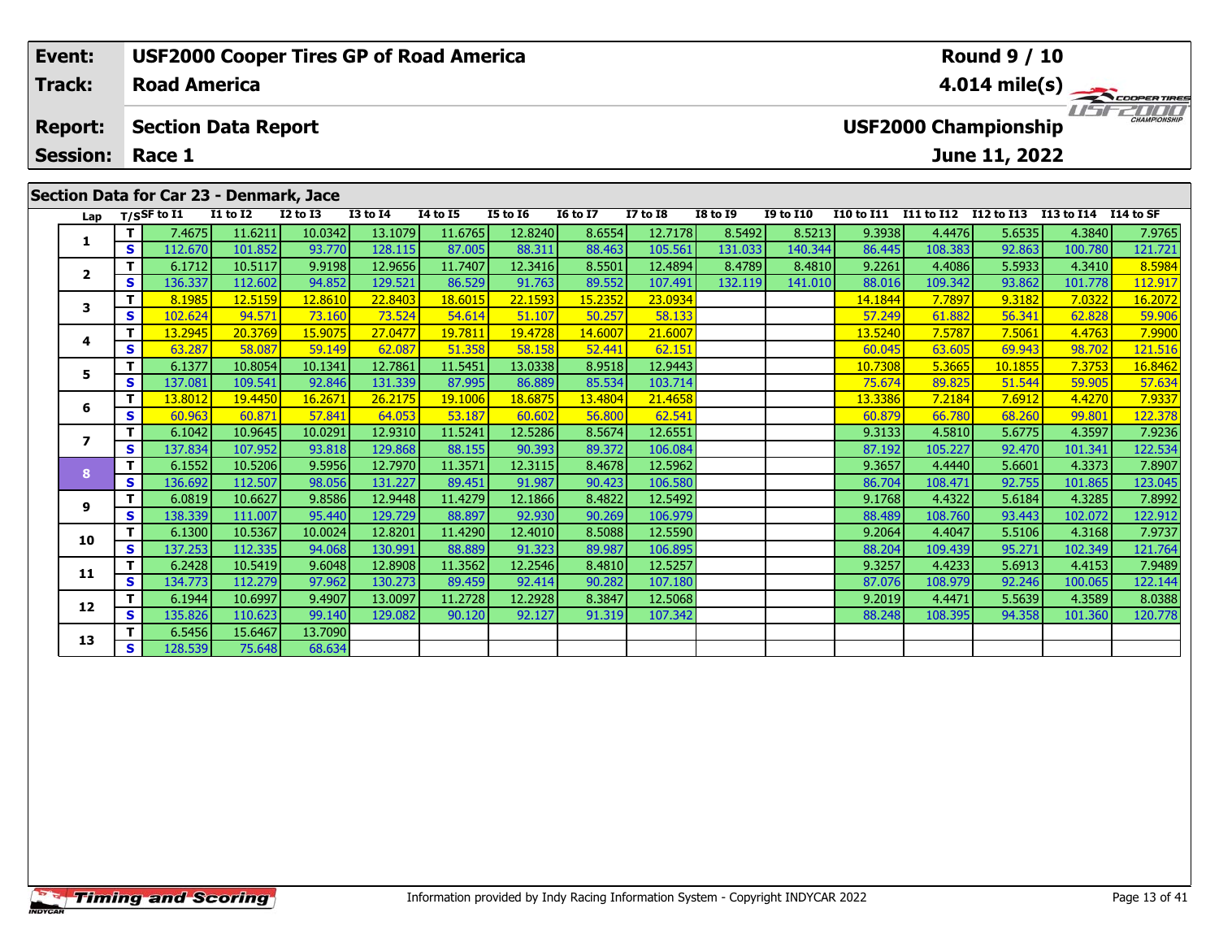| Event: | USF2000 Cooper Tires GP of Road America | Round 9 / 10 |
|---|---|---|
| Track: | Road America | 4.014 mile(s) |
| Report: | Section Data Report | USF2000 Championship |
| Session: | Race 1 | June 11, 2022 |

## Section Data for Car 23 - Denmark, Jace

| Lap | T/S | SF to I1 | I1 to I2 | I2 to I3 | I3 to I4 | I4 to I5 | I5 to I6 | I6 to I7 | I7 to I8 | I8 to I9 | I9 to I10 | I10 to I11 | I11 to I12 | I12 to I13 | I13 to I14 | I14 to SF |
|---|---|---|---|---|---|---|---|---|---|---|---|---|---|---|---|---|
| 1 | T | 7.4675 | 11.6211 | 10.0342 | 13.1079 | 11.6765 | 12.8240 | 8.6554 | 12.7178 | 8.5492 | 8.5213 | 9.3938 | 4.4476 | 5.6535 | 4.3840 | 7.9765 |
| | S | 112.670 | 101.852 | 93.770 | 128.115 | 87.005 | 88.311 | 88.463 | 105.561 | 131.033 | 140.344 | 86.445 | 108.383 | 92.863 | 100.780 | 121.721 |
| 2 | T | 6.1712 | 10.5117 | 9.9198 | 12.9656 | 11.7407 | 12.3416 | 8.5501 | 12.4894 | 8.4789 | 8.4810 | 9.2261 | 4.4086 | 5.5933 | 4.3410 | 8.5984 |
| | S | 136.337 | 112.602 | 94.852 | 129.521 | 86.529 | 91.763 | 89.552 | 107.491 | 132.119 | 141.010 | 88.016 | 109.342 | 93.862 | 101.778 | 112.917 |
| 3 | T | 8.1985 | 12.5159 | 12.8610 | 22.8403 | 18.6015 | 22.1593 | 15.2352 | 23.0934 | | | 14.1844 | 7.7897 | 9.3182 | 7.0322 | 16.2072 |
| | S | 102.624 | 94.571 | 73.160 | 73.524 | 54.614 | 51.107 | 50.257 | 58.133 | | | 57.249 | 61.882 | 56.341 | 62.828 | 59.906 |
| 4 | T | 13.2945 | 20.3769 | 15.9075 | 27.0477 | 19.7811 | 19.4728 | 14.6007 | 21.6007 | | | 13.5240 | 7.5787 | 7.5061 | 4.4763 | 7.9900 |
| | S | 63.287 | 58.087 | 59.149 | 62.087 | 51.358 | 58.158 | 52.441 | 62.151 | | | 60.045 | 63.605 | 69.943 | 98.702 | 121.516 |
| 5 | T | 6.1377 | 10.8054 | 10.1341 | 12.7861 | 11.5451 | 13.0338 | 8.9518 | 12.9443 | | | 10.7308 | 5.3665 | 10.1855 | 7.3753 | 16.8462 |
| | S | 137.081 | 109.541 | 92.846 | 131.339 | 87.995 | 86.889 | 85.534 | 103.714 | | | 75.674 | 89.825 | 51.544 | 59.905 | 57.634 |
| 6 | T | 13.8012 | 19.4450 | 16.2671 | 26.2175 | 19.1006 | 18.6875 | 13.4804 | 21.4658 | | | 13.3386 | 7.2184 | 7.6912 | 4.4270 | 7.9337 |
| | S | 60.963 | 60.871 | 57.841 | 64.053 | 53.187 | 60.602 | 56.800 | 62.541 | | | 60.879 | 66.780 | 68.260 | 99.801 | 122.378 |
| 7 | T | 6.1042 | 10.9645 | 10.0291 | 12.9310 | 11.5241 | 12.5286 | 8.5674 | 12.6551 | | | 9.3133 | 4.5810 | 5.6775 | 4.3597 | 7.9236 |
| | S | 137.834 | 107.952 | 93.818 | 129.868 | 88.155 | 90.393 | 89.372 | 106.084 | | | 87.192 | 105.227 | 92.470 | 101.341 | 122.534 |
| 8 | T | 6.1552 | 10.5206 | 9.5956 | 12.7970 | 11.3571 | 12.3115 | 8.4678 | 12.5962 | | | 9.3657 | 4.4440 | 5.6601 | 4.3373 | 7.8907 |
| | S | 136.692 | 112.507 | 98.056 | 131.227 | 89.451 | 91.987 | 90.423 | 106.580 | | | 86.704 | 108.471 | 92.755 | 101.865 | 123.045 |
| 9 | T | 6.0819 | 10.6627 | 9.8586 | 12.9448 | 11.4279 | 12.1866 | 8.4822 | 12.5492 | | | 9.1768 | 4.4322 | 5.6184 | 4.3285 | 7.8992 |
| | S | 138.339 | 111.007 | 95.440 | 129.729 | 88.897 | 92.930 | 90.269 | 106.979 | | | 88.489 | 108.760 | 93.443 | 102.072 | 122.912 |
| 10 | T | 6.1300 | 10.5367 | 10.0024 | 12.8201 | 11.4290 | 12.4010 | 8.5088 | 12.5590 | | | 9.2064 | 4.4047 | 5.5106 | 4.3168 | 7.9737 |
| | S | 137.253 | 112.335 | 94.068 | 130.991 | 88.889 | 91.323 | 89.987 | 106.895 | | | 88.204 | 109.439 | 95.271 | 102.349 | 121.764 |
| 11 | T | 6.2428 | 10.5419 | 9.6048 | 12.8908 | 11.3562 | 12.2546 | 8.4810 | 12.5257 | | | 9.3257 | 4.4233 | 5.6913 | 4.4153 | 7.9489 |
| | S | 134.773 | 112.279 | 97.962 | 130.273 | 89.459 | 92.414 | 90.282 | 107.180 | | | 87.076 | 108.979 | 92.246 | 100.065 | 122.144 |
| 12 | T | 6.1944 | 10.6997 | 9.4907 | 13.0097 | 11.2728 | 12.2928 | 8.3847 | 12.5068 | | | 9.2019 | 4.4471 | 5.5639 | 4.3589 | 8.0388 |
| | S | 135.826 | 110.623 | 99.140 | 129.082 | 90.120 | 92.127 | 91.319 | 107.342 | | | 88.248 | 108.395 | 94.358 | 101.360 | 120.778 |
| 13 | T | 6.5456 | 15.6467 | 13.7090 | | | | | | | | | | | | |
| | S | 128.539 | 75.648 | 68.634 | | | | | | | | | | | | |

Information provided by Indy Racing Information System - Copyright INDYCAR 2022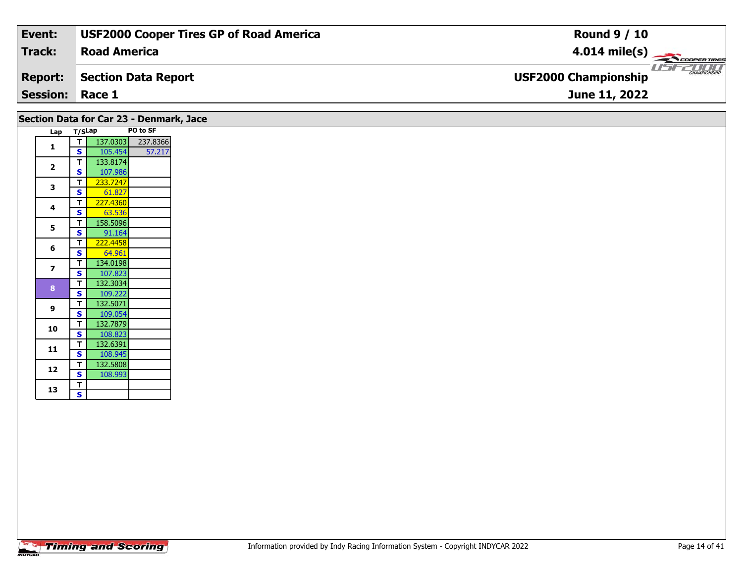| Event: | USF2000 Cooper Tires GP of Road America | Round 9 / 10 |
|---|---|---|
| Track: | Road America | 4.014 mile(s) |
| Report: | Section Data Report | USF2000 Championship |
| Session: | Race 1 | June 11, 2022 |

## Section Data for Car 23 - Denmark, Jace

| Lap | T/S | Lap | PO to SF |
|---|---|---|---|
| 1 | T | 137.0303 | 237.8366 |
| | S | 105.454 | 57.217 |
| 2 | T | 133.8174 | |
| | S | 107.986 | |
| 3 | T | 233.7247 | |
| | S | 61.827 | |
| 4 | T | 227.4360 | |
| | S | 63.536 | |
| 5 | T | 158.5096 | |
| | S | 91.164 | |
| 6 | T | 222.4458 | |
| | S | 64.961 | |
| 7 | T | 134.0198 | |
| | S | 107.823 | |
| 8 | T | 132.3034 | |
| | S | 109.222 | |
| 9 | T | 132.5071 | |
| | S | 109.054 | |
| 10 | T | 132.7879 | |
| | S | 108.823 | |
| 11 | T | 132.6391 | |
| | S | 108.945 | |
| 12 | T | 132.5808 | |
| | S | 108.993 | |
| 13 | T | | |
| | S | | |

Information provided by Indy Racing Information System - Copyright INDYCAR 2022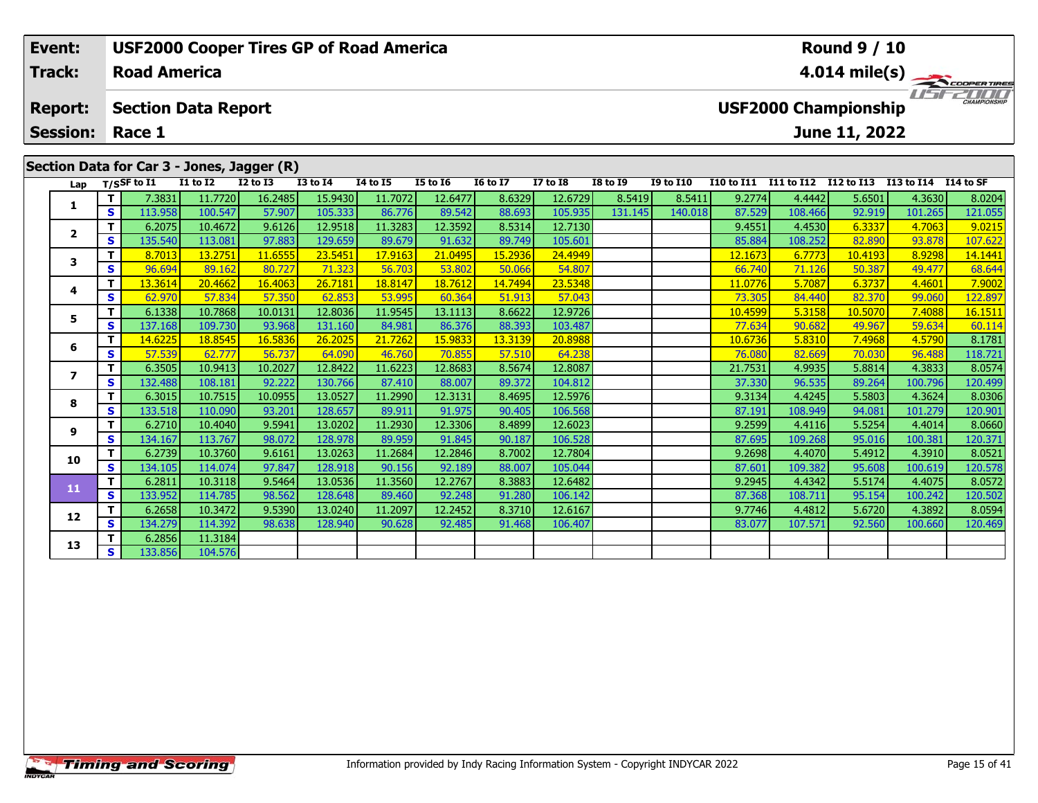| Event: | USF2000 Cooper Tires GP of Road America | Round 9 / 10 |
|---|---|---|
| Track: | Road America | 4.014 mile(s) |
| Report: | Section Data Report | USF2000 Championship |
| Session: | Race 1 | June 11, 2022 |

## Section Data for Car 3 - Jones, Jagger (R)

| Lap | T/S | SF to I1 | I1 to I2 | I2 to I3 | I3 to I4 | I4 to I5 | I5 to I6 | I6 to I7 | I7 to I8 | I8 to I9 | I9 to I10 | I10 to I11 | I11 to I12 | I12 to I13 | I13 to I14 | I14 to SF |
|---|---|---|---|---|---|---|---|---|---|---|---|---|---|---|---|---|
| 1 | T | 7.3831 | 11.7720 | 16.2485 | 15.9430 | 11.7072 | 12.6477 | 8.6329 | 12.6729 | 8.5419 | 8.5411 | 9.2774 | 4.4442 | 5.6501 | 4.3630 | 8.0204 |
| | S | 113.958 | 100.547 | 57.907 | 105.333 | 86.776 | 89.542 | 88.693 | 105.935 | 131.145 | 140.018 | 87.529 | 108.466 | 92.919 | 101.265 | 121.055 |
| 2 | T | 6.2075 | 10.4672 | 9.6126 | 12.9518 | 11.3283 | 12.3592 | 8.5314 | 12.7130 | | | 9.4551 | 4.4530 | 6.3337 | 4.7063 | 9.0215 |
| | S | 135.540 | 113.081 | 97.883 | 129.659 | 89.679 | 91.632 | 89.749 | 105.601 | | | 85.884 | 108.252 | 82.890 | 93.878 | 107.622 |
| 3 | T | 8.7013 | 13.2751 | 11.6555 | 23.5451 | 17.9163 | 21.0495 | 15.2936 | 24.4949 | | | 12.1673 | 6.7773 | 10.4193 | 8.9298 | 14.1441 |
| | S | 96.694 | 89.162 | 80.727 | 71.323 | 56.703 | 53.802 | 50.066 | 54.807 | | | 66.740 | 71.126 | 50.387 | 49.477 | 68.644 |
| 4 | T | 13.3614 | 20.4662 | 16.4063 | 26.7181 | 18.8147 | 18.7612 | 14.7494 | 23.5348 | | | 11.0776 | 5.7087 | 6.3737 | 4.4601 | 7.9002 |
| | S | 62.970 | 57.834 | 57.350 | 62.853 | 53.995 | 60.364 | 51.913 | 57.043 | | | 73.305 | 84.440 | 82.370 | 99.060 | 122.897 |
| 5 | T | 6.1338 | 10.7868 | 10.0131 | 12.8036 | 11.9545 | 13.1113 | 8.6622 | 12.9726 | | | 10.4599 | 5.3158 | 10.5070 | 7.4088 | 16.1511 |
| | S | 137.168 | 109.730 | 93.968 | 131.160 | 84.981 | 86.376 | 88.393 | 103.487 | | | 77.634 | 90.682 | 49.967 | 59.634 | 60.114 |
| 6 | T | 14.6225 | 18.8545 | 16.5836 | 26.2025 | 21.7262 | 15.9833 | 13.3139 | 20.8988 | | | 10.6736 | 5.8310 | 7.4968 | 4.5790 | 8.1781 |
| | S | 57.539 | 62.777 | 56.737 | 64.090 | 46.760 | 70.855 | 57.510 | 64.238 | | | 76.080 | 82.669 | 70.030 | 96.488 | 118.721 |
| 7 | T | 6.3505 | 10.9413 | 10.2027 | 12.8422 | 11.6223 | 12.8683 | 8.5674 | 12.8087 | | | 21.7531 | 4.9935 | 5.8814 | 4.3833 | 8.0574 |
| | S | 132.488 | 108.181 | 92.222 | 130.766 | 87.410 | 88.007 | 89.372 | 104.812 | | | 37.330 | 96.535 | 89.264 | 100.796 | 120.499 |
| 8 | T | 6.3015 | 10.7515 | 10.0955 | 13.0527 | 11.2990 | 12.3131 | 8.4695 | 12.5976 | | | 9.3134 | 4.4245 | 5.5803 | 4.3624 | 8.0306 |
| | S | 133.518 | 110.090 | 93.201 | 128.657 | 89.911 | 91.975 | 90.405 | 106.568 | | | 87.191 | 108.949 | 94.081 | 101.279 | 120.901 |
| 9 | T | 6.2710 | 10.4040 | 9.5941 | 13.0202 | 11.2930 | 12.3306 | 8.4899 | 12.6023 | | | 9.2599 | 4.4116 | 5.5254 | 4.4014 | 8.0660 |
| | S | 134.167 | 113.767 | 98.072 | 128.978 | 89.959 | 91.845 | 90.187 | 106.528 | | | 87.695 | 109.268 | 95.016 | 100.381 | 120.371 |
| 10 | T | 6.2739 | 10.3760 | 9.6161 | 13.0263 | 11.2684 | 12.2846 | 8.7002 | 12.7804 | | | 9.2698 | 4.4070 | 5.4912 | 4.3910 | 8.0521 |
| | S | 134.105 | 114.074 | 97.847 | 128.918 | 90.156 | 92.189 | 88.007 | 105.044 | | | 87.601 | 109.382 | 95.608 | 100.619 | 120.578 |
| 11 | T | 6.2811 | 10.3118 | 9.5464 | 13.0536 | 11.3560 | 12.2767 | 8.3883 | 12.6482 | | | 9.2945 | 4.4342 | 5.5174 | 4.4075 | 8.0572 |
| | S | 133.952 | 114.785 | 98.562 | 128.648 | 89.460 | 92.248 | 91.280 | 106.142 | | | 87.368 | 108.711 | 95.154 | 100.242 | 120.502 |
| 12 | T | 6.2658 | 10.3472 | 9.5390 | 13.0240 | 11.2097 | 12.2452 | 8.3710 | 12.6167 | | | 9.7746 | 4.4812 | 5.6720 | 4.3892 | 8.0594 |
| | S | 134.279 | 114.392 | 98.638 | 128.940 | 90.628 | 92.485 | 91.468 | 106.407 | | | 83.077 | 107.571 | 92.560 | 100.660 | 120.469 |
| 13 | T | 6.2856 | 11.3184 | | | | | | | | | | | | | |
| | S | 133.856 | 104.576 | | | | | | | | | | | | | |

Information provided by Indy Racing Information System - Copyright INDYCAR 2022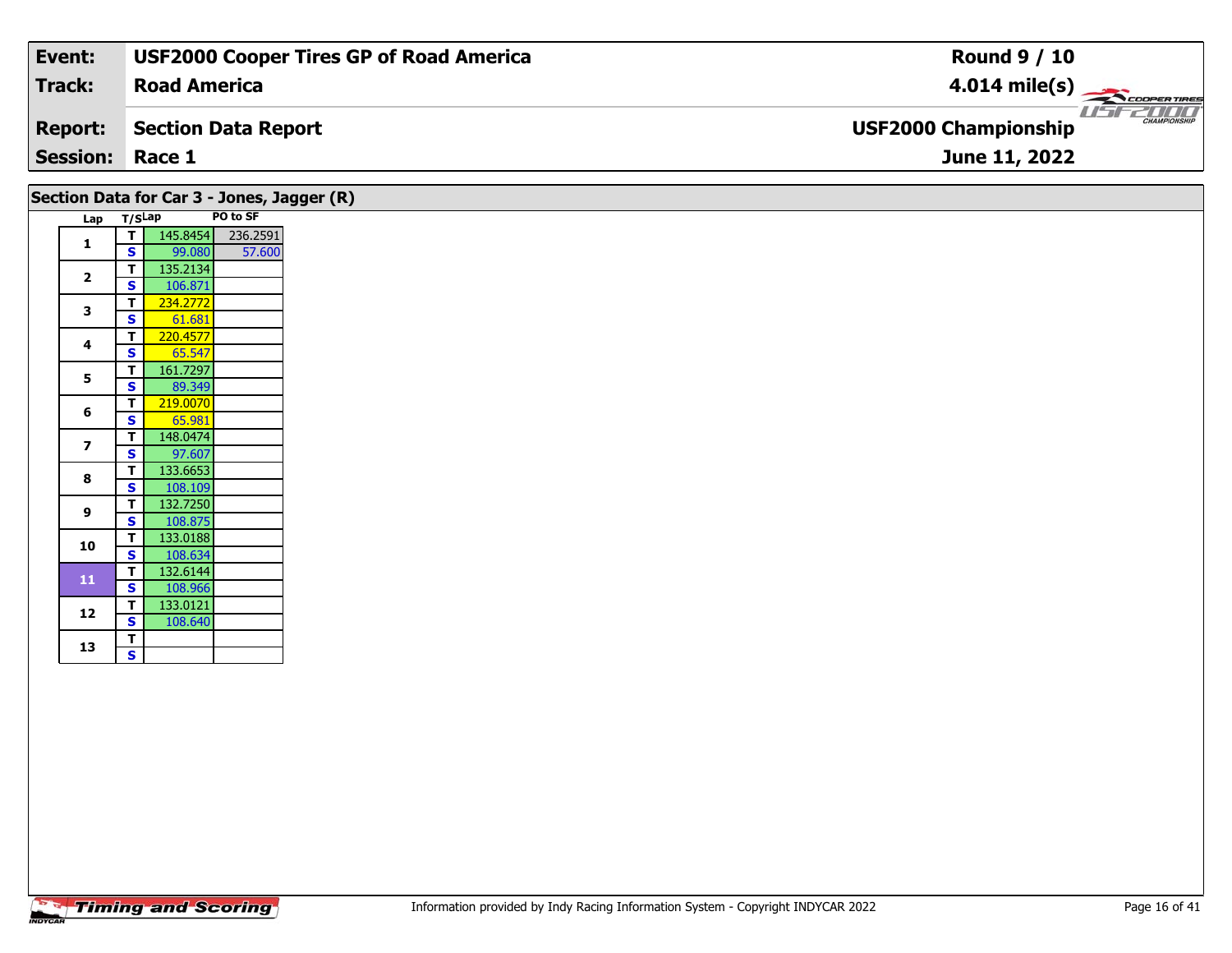| Event: | USF2000 Cooper Tires GP of Road America | Round 9 / 10 |
|---|---|---|
| Track: | Road America | 4.014 mile(s) |
| Report: | Section Data Report | USF2000 Championship |
| Session: | Race 1 | June 11, 2022 |

## Section Data for Car 3 - Jones, Jagger (R)

| Lap | T/S | Lap | PO to SF |
|---|---|---|---|
| 1 | T | 145.8454 | 236.2591 |
| | S | 99.080 | 57.600 |
| 2 | T | 135.2134 | |
| | S | 106.871 | |
| 3 | T | 234.2772 | |
| | S | 61.681 | |
| 4 | T | 220.4577 | |
| | S | 65.547 | |
| 5 | T | 161.7297 | |
| | S | 89.349 | |
| 6 | T | 219.0070 | |
| | S | 65.981 | |
| 7 | T | 148.0474 | |
| | S | 97.607 | |
| 8 | T | 133.6653 | |
| | S | 108.109 | |
| 9 | T | 132.7250 | |
| | S | 108.875 | |
| 10 | T | 133.0188 | |
| | S | 108.634 | |
| 11 | T | 132.6144 | |
| | S | 108.966 | |
| 12 | T | 133.0121 | |
| | S | 108.640 | |
| 13 | T | | |
| | S | | |

Information provided by Indy Racing Information System - Copyright INDYCAR 2022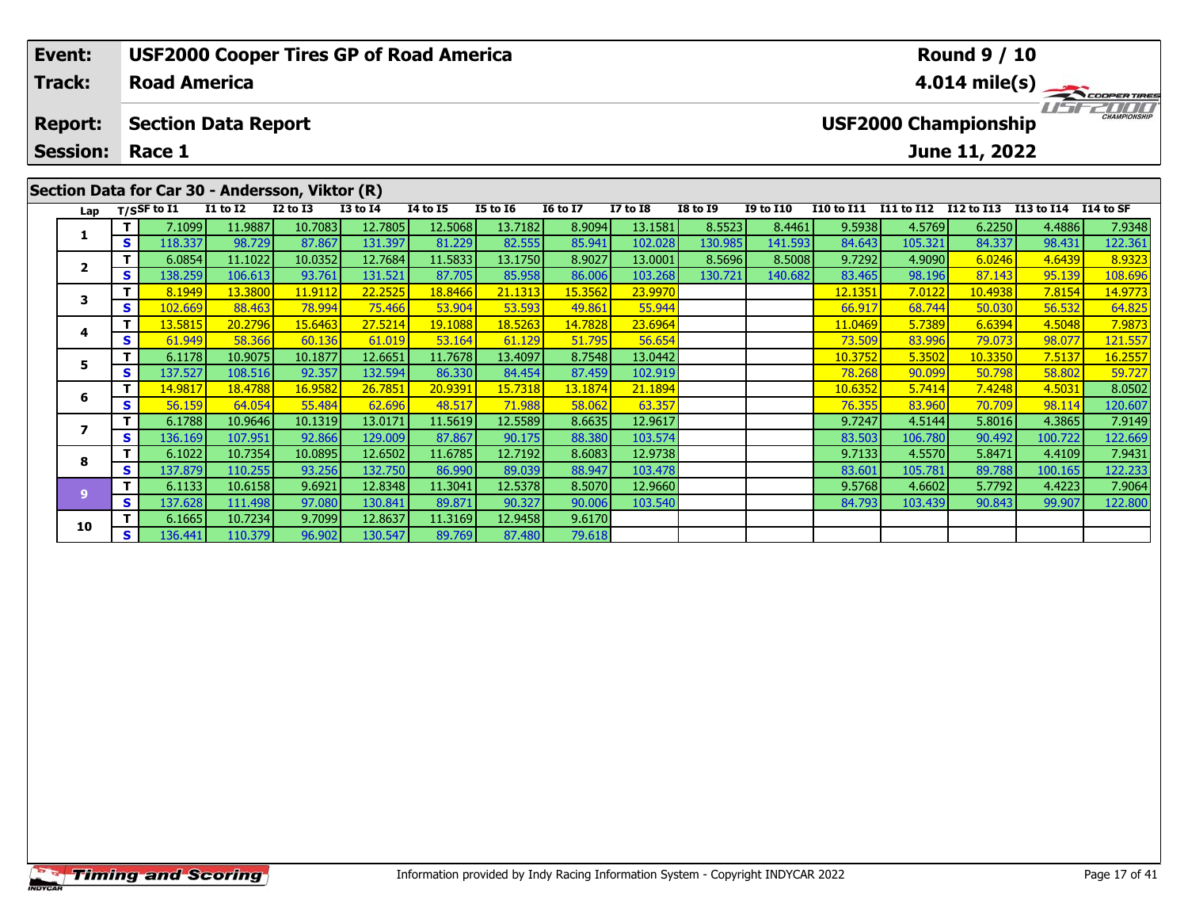| Event: | USF2000 Cooper Tires GP of Road America | Round 9 / 10 |
|---|---|---|
| Track: | Road America | 4.014 mile(s) |
| Report: | Section Data Report | USF2000 Championship |
| Session: | Race 1 | June 11, 2022 |

## Section Data for Car 30 - Andersson, Viktor (R)

| Lap | T/S | SF to I1 | I1 to I2 | I2 to I3 | I3 to I4 | I4 to I5 | I5 to I6 | I6 to I7 | I7 to I8 | I8 to I9 | I9 to I10 | I10 to I11 | I11 to I12 | I12 to I13 | I13 to I14 | I14 to SF |
|---|---|---|---|---|---|---|---|---|---|---|---|---|---|---|---|---|
| 1 | T | 7.1099 | 11.9887 | 10.7083 | 12.7805 | 12.5068 | 13.7182 | 8.9094 | 13.1581 | 8.5523 | 8.4461 | 9.5938 | 4.5769 | 6.2250 | 4.4886 | 7.9348 |
| | S | 118.337 | 98.729 | 87.867 | 131.397 | 81.229 | 82.555 | 85.941 | 102.028 | 130.985 | 141.593 | 84.643 | 105.321 | 84.337 | 98.431 | 122.361 |
| 2 | T | 6.0854 | 11.1022 | 10.0352 | 12.7684 | 11.5833 | 13.1750 | 8.9027 | 13.0001 | 8.5696 | 8.5008 | 9.7292 | 4.9090 | 6.0246 | 4.6439 | 8.9323 |
| | S | 138.259 | 106.613 | 93.761 | 131.521 | 87.705 | 85.958 | 86.006 | 103.268 | 130.721 | 140.682 | 83.465 | 98.196 | 87.143 | 95.139 | 108.696 |
| 3 | T | 8.1949 | 13.3800 | 11.9112 | 22.2525 | 18.8466 | 21.1313 | 15.3562 | 23.9970 | | | 12.1351 | 7.0122 | 10.4938 | 7.8154 | 14.9773 |
| | S | 102.669 | 88.463 | 78.994 | 75.466 | 53.904 | 53.593 | 49.861 | 55.944 | | | 66.917 | 68.744 | 50.030 | 56.532 | 64.825 |
| 4 | T | 13.5815 | 20.2796 | 15.6463 | 27.5214 | 19.1088 | 18.5263 | 14.7828 | 23.6964 | | | 11.0469 | 5.7389 | 6.6394 | 4.5048 | 7.9873 |
| | S | 61.949 | 58.366 | 60.136 | 61.019 | 53.164 | 61.129 | 51.795 | 56.654 | | | 73.509 | 83.996 | 79.073 | 98.077 | 121.557 |
| 5 | T | 6.1178 | 10.9075 | 10.1877 | 12.6651 | 11.7678 | 13.4097 | 8.7548 | 13.0442 | | | 10.3752 | 5.3502 | 10.3350 | 7.5137 | 16.2557 |
| | S | 137.527 | 108.516 | 92.357 | 132.594 | 86.330 | 84.454 | 87.459 | 102.919 | | | 78.268 | 90.099 | 50.798 | 58.802 | 59.727 |
| 6 | T | 14.9817 | 18.4788 | 16.9582 | 26.7851 | 20.9391 | 15.7318 | 13.1874 | 21.1894 | | | 10.6352 | 5.7414 | 7.4248 | 4.5031 | 8.0502 |
| | S | 56.159 | 64.054 | 55.484 | 62.696 | 48.517 | 71.988 | 58.062 | 63.357 | | | 76.355 | 83.960 | 70.709 | 98.114 | 120.607 |
| 7 | T | 6.1788 | 10.9646 | 10.1319 | 13.0171 | 11.5619 | 12.5589 | 8.6635 | 12.9617 | | | 9.7247 | 4.5144 | 5.8016 | 4.3865 | 7.9149 |
| | S | 136.169 | 107.951 | 92.866 | 129.009 | 87.867 | 90.175 | 88.380 | 103.574 | | | 83.503 | 106.780 | 90.492 | 100.722 | 122.669 |
| 8 | T | 6.1022 | 10.7354 | 10.0895 | 12.6502 | 11.6785 | 12.7192 | 8.6083 | 12.9738 | | | 9.7133 | 4.5570 | 5.8471 | 4.4109 | 7.9431 |
| | S | 137.879 | 110.255 | 93.256 | 132.750 | 86.990 | 89.039 | 88.947 | 103.478 | | | 83.601 | 105.781 | 89.788 | 100.165 | 122.233 |
| 9 | T | 6.1133 | 10.6158 | 9.6921 | 12.8348 | 11.3041 | 12.5378 | 8.5070 | 12.9660 | | | 9.5768 | 4.6602 | 5.7792 | 4.4223 | 7.9064 |
| | S | 137.628 | 111.498 | 97.080 | 130.841 | 89.871 | 90.327 | 90.006 | 103.540 | | | 84.793 | 103.439 | 90.843 | 99.907 | 122.800 |
| 10 | T | 6.1665 | 10.7234 | 9.7099 | 12.8637 | 11.3169 | 12.9458 | 9.6170 | | | | | | | | |
| | S | 136.441 | 110.379 | 96.902 | 130.547 | 89.769 | 87.480 | 79.618 | | | | | | | | |

Information provided by Indy Racing Information System - Copyright INDYCAR 2022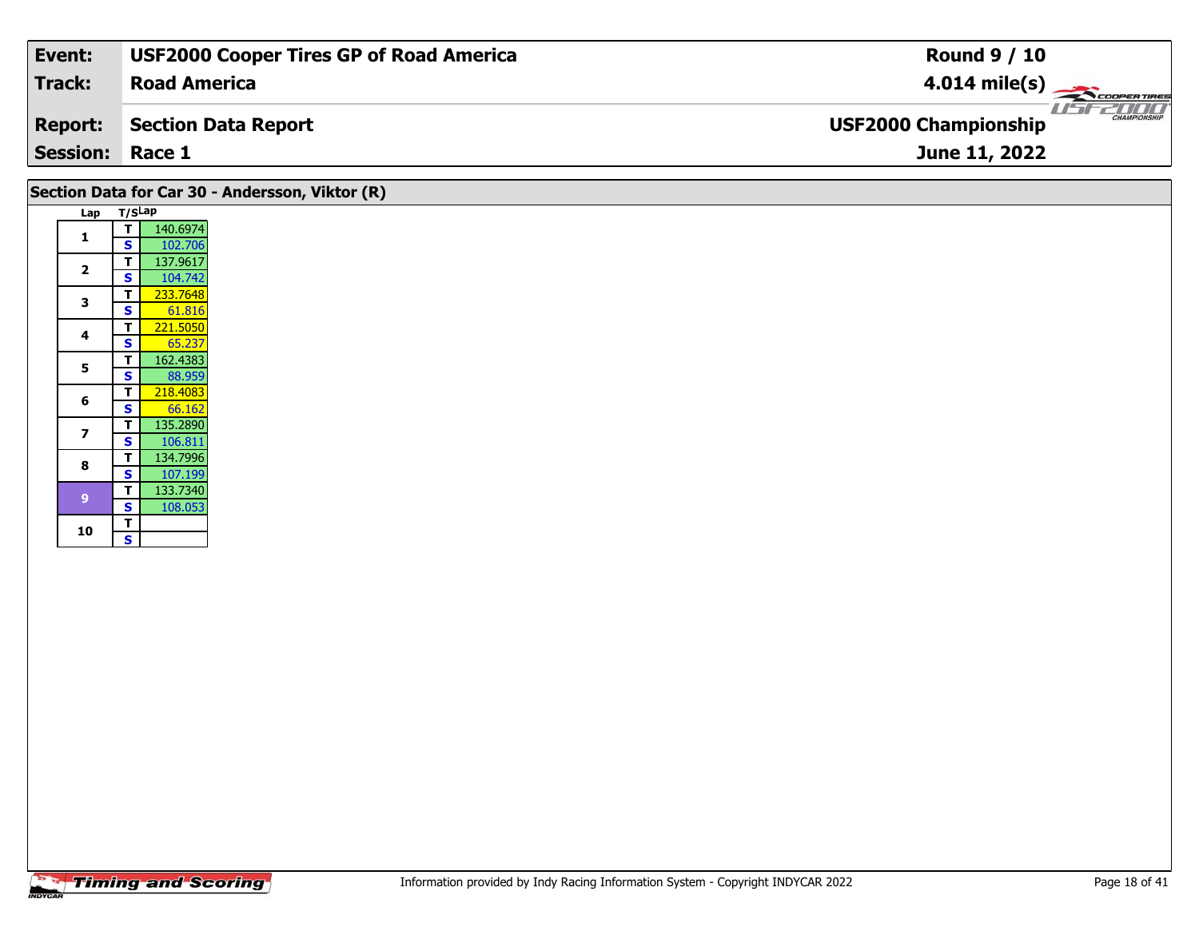| Event: | USF2000 Cooper Tires GP of Road America | Round 9 / 10 |
|---|---|---|
| Track: | Road America | 4.014 mile(s) |
| Report: | Section Data Report | USF2000 Championship |
| Session: | Race 1 | June 11, 2022 |

## Section Data for Car 30 - Andersson, Viktor (R)

| Lap | T/S | Lap |
|---|---|---|
| 1 | T | 140.6974 |
| | S | 102.706 |
| 2 | T | 137.9617 |
| | S | 104.742 |
| 3 | T | 233.7648 |
| | S | 61.816 |
| 4 | T | 221.5050 |
| | S | 65.237 |
| 5 | T | 162.4383 |
| | S | 88.959 |
| 6 | T | 218.4083 |
| | S | 66.162 |
| 7 | T | 135.2890 |
| | S | 106.811 |
| 8 | T | 134.7996 |
| | S | 107.199 |
| 9 | T | 133.7340 |
| | S | 108.053 |
| 10 | T | |
| | S | |

Information provided by Indy Racing Information System - Copyright INDYCAR 2022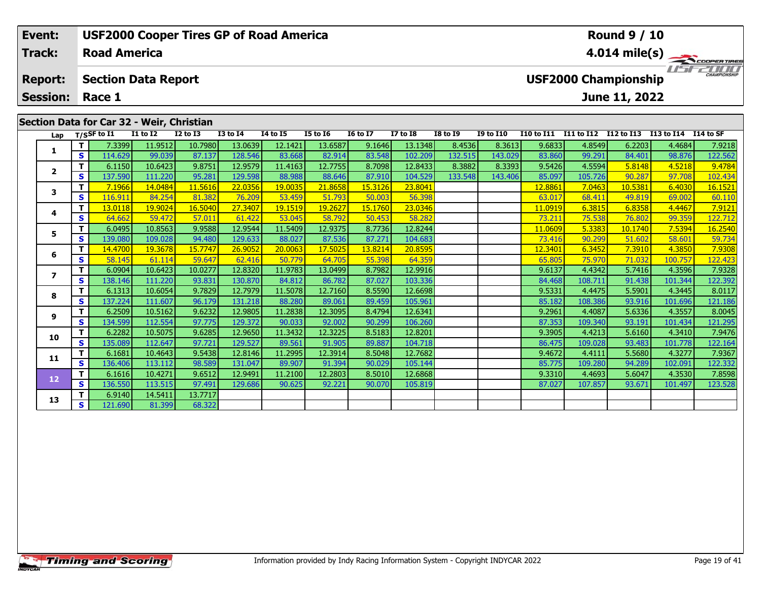| Event: | USF2000 Cooper Tires GP of Road America | Round 9 / 10 |
|---|---|---|
| Track: | Road America | 4.014 mile(s) |
| Report: | Section Data Report | USF2000 Championship |
| Session: | Race 1 | June 11, 2022 |

## Section Data for Car 32 - Weir, Christian

| Lap | T/S | SF to I1 | I1 to I2 | I2 to I3 | I3 to I4 | I4 to I5 | I5 to I6 | I6 to I7 | I7 to I8 | I8 to I9 | I9 to I10 | I10 to I11 | I11 to I12 | I12 to I13 | I13 to I14 | I14 to SF |
|---|---|---|---|---|---|---|---|---|---|---|---|---|---|---|---|---|
| 1 | T | 7.3399 | 11.9512 | 10.7980 | 13.0639 | 12.1421 | 13.6587 | 9.1646 | 13.1348 | 8.4536 | 8.3613 | 9.6833 | 4.8549 | 6.2203 | 4.4684 | 7.9218 |
| | S | 114.629 | 99.039 | 87.137 | 128.546 | 83.668 | 82.914 | 83.548 | 102.209 | 132.515 | 143.029 | 83.860 | 99.291 | 84.401 | 98.876 | 122.562 |
| 2 | T | 6.1150 | 10.6423 | 9.8751 | 12.9579 | 11.4163 | 12.7755 | 8.7098 | 12.8433 | 8.3882 | 8.3393 | 9.5426 | 4.5594 | 5.8148 | 4.5218 | 9.4784 |
| | S | 137.590 | 111.220 | 95.281 | 129.598 | 88.988 | 88.646 | 87.910 | 104.529 | 133.548 | 143.406 | 85.097 | 105.726 | 90.287 | 97.708 | 102.434 |
| 3 | T | 7.1966 | 14.0484 | 11.5616 | 22.0356 | 19.0035 | 21.8658 | 15.3126 | 23.8041 | | | 12.8861 | 7.0463 | 10.5381 | 6.4030 | 16.1521 |
| | S | 116.911 | 84.254 | 81.382 | 76.209 | 53.459 | 51.793 | 50.003 | 56.398 | | | 63.017 | 68.411 | 49.819 | 69.002 | 60.110 |
| 4 | T | 13.0118 | 19.9024 | 16.5040 | 27.3407 | 19.1519 | 19.2627 | 15.1760 | 23.0346 | | | 11.0919 | 6.3815 | 6.8358 | 4.4467 | 7.9121 |
| | S | 64.662 | 59.472 | 57.011 | 61.422 | 53.045 | 58.792 | 50.453 | 58.282 | | | 73.211 | 75.538 | 76.802 | 99.359 | 122.712 |
| 5 | T | 6.0495 | 10.8563 | 9.9588 | 12.9544 | 11.5409 | 12.9375 | 8.7736 | 12.8244 | | | 11.0609 | 5.3383 | 10.1740 | 7.5394 | 16.2540 |
| | S | 139.080 | 109.028 | 94.480 | 129.633 | 88.027 | 87.536 | 87.271 | 104.683 | | | 73.416 | 90.299 | 51.602 | 58.601 | 59.734 |
| 6 | T | 14.4700 | 19.3678 | 15.7747 | 26.9052 | 20.0063 | 17.5025 | 13.8214 | 20.8595 | | | 12.3401 | 6.3452 | 7.3910 | 4.3850 | 7.9308 |
| | S | 58.145 | 61.114 | 59.647 | 62.416 | 50.779 | 64.705 | 55.398 | 64.359 | | | 65.805 | 75.970 | 71.032 | 100.757 | 122.423 |
| 7 | T | 6.0904 | 10.6423 | 10.0277 | 12.8320 | 11.9783 | 13.0499 | 8.7982 | 12.9916 | | | 9.6137 | 4.4342 | 5.7416 | 4.3596 | 7.9328 |
| | S | 138.146 | 111.220 | 93.831 | 130.870 | 84.812 | 86.782 | 87.027 | 103.336 | | | 84.468 | 108.711 | 91.438 | 101.344 | 122.392 |
| 8 | T | 6.1313 | 10.6054 | 9.7829 | 12.7979 | 11.5078 | 12.7160 | 8.5590 | 12.6698 | | | 9.5331 | 4.4475 | 5.5901 | 4.3445 | 8.0117 |
| | S | 137.224 | 111.607 | 96.179 | 131.218 | 88.280 | 89.061 | 89.459 | 105.961 | | | 85.182 | 108.386 | 93.916 | 101.696 | 121.186 |
| 9 | T | 6.2509 | 10.5162 | 9.6232 | 12.9805 | 11.2838 | 12.3095 | 8.4794 | 12.6341 | | | 9.2961 | 4.4087 | 5.6336 | 4.3557 | 8.0045 |
| | S | 134.599 | 112.554 | 97.775 | 129.372 | 90.033 | 92.002 | 90.299 | 106.260 | | | 87.353 | 109.340 | 93.191 | 101.434 | 121.295 |
| 10 | T | 6.2282 | 10.5075 | 9.6285 | 12.9650 | 11.3432 | 12.3225 | 8.5183 | 12.8201 | | | 9.3905 | 4.4213 | 5.6160 | 4.3410 | 7.9476 |
| | S | 135.089 | 112.647 | 97.721 | 129.527 | 89.561 | 91.905 | 89.887 | 104.718 | | | 86.475 | 109.028 | 93.483 | 101.778 | 122.164 |
| 11 | T | 6.1681 | 10.4643 | 9.5438 | 12.8146 | 11.2995 | 12.3914 | 8.5048 | 12.7682 | | | 9.4672 | 4.4111 | 5.5680 | 4.3277 | 7.9367 |
| | S | 136.406 | 113.112 | 98.589 | 131.047 | 89.907 | 91.394 | 90.029 | 105.144 | | | 85.775 | 109.280 | 94.289 | 102.091 | 122.332 |
| 12 | T | 6.1616 | 10.4271 | 9.6512 | 12.9491 | 11.2100 | 12.2803 | 8.5010 | 12.6868 | | | 9.3310 | 4.4693 | 5.6047 | 4.3530 | 7.8598 |
| | S | 136.550 | 113.515 | 97.491 | 129.686 | 90.625 | 92.221 | 90.070 | 105.819 | | | 87.027 | 107.857 | 93.671 | 101.497 | 123.528 |
| 13 | T | 6.9140 | 14.5411 | 13.7717 | | | | | | | | | | | | |
| | S | 121.690 | 81.399 | 68.322 | | | | | | | | | | | | |

Information provided by Indy Racing Information System - Copyright INDYCAR 2022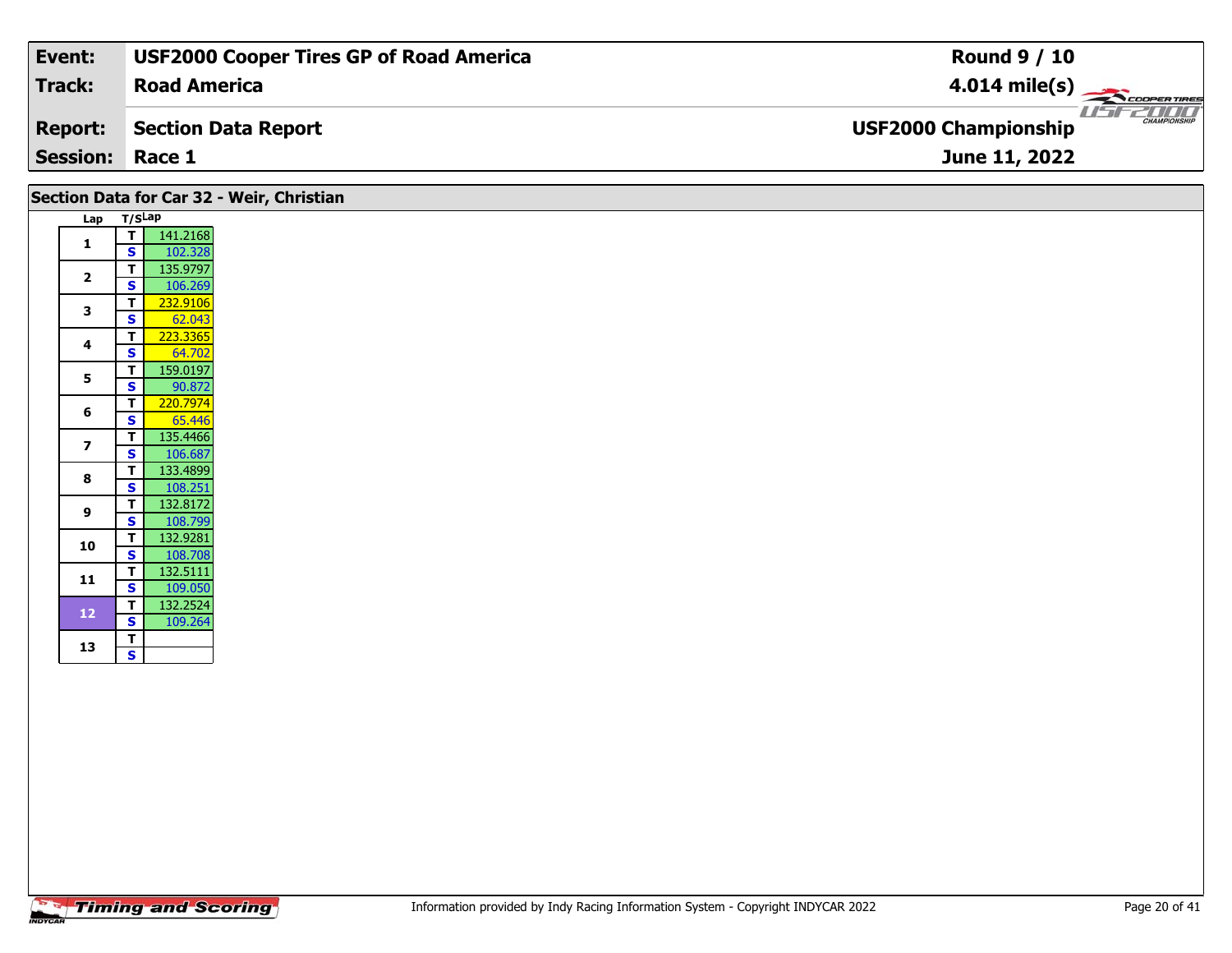| Event: | USF2000 Cooper Tires GP of Road America | Round 9 / 10 |
|---|---|---|
| Track: | Road America | 4.014 mile(s) |
| Report: | Section Data Report | USF2000 Championship |
| Session: | Race 1 | June 11, 2022 |

## Section Data for Car 32 - Weir, Christian

| Lap | T/S | Lap |
|---|---|---|
| 1 | T | 141.2168 |
| | S | 102.328 |
| 2 | T | 135.9797 |
| | S | 106.269 |
| 3 | T | 232.9106 |
| | S | 62.043 |
| 4 | T | 223.3365 |
| | S | 64.702 |
| 5 | T | 159.0197 |
| | S | 90.872 |
| 6 | T | 220.7974 |
| | S | 65.446 |
| 7 | T | 135.4466 |
| | S | 106.687 |
| 8 | T | 133.4899 |
| | S | 108.251 |
| 9 | T | 132.8172 |
| | S | 108.799 |
| 10 | T | 132.9281 |
| | S | 108.708 |
| 11 | T | 132.5111 |
| | S | 109.050 |
| 12 | T | 132.2524 |
| | S | 109.264 |
| 13 | T | |
| | S | |

Information provided by Indy Racing Information System - Copyright INDYCAR 2022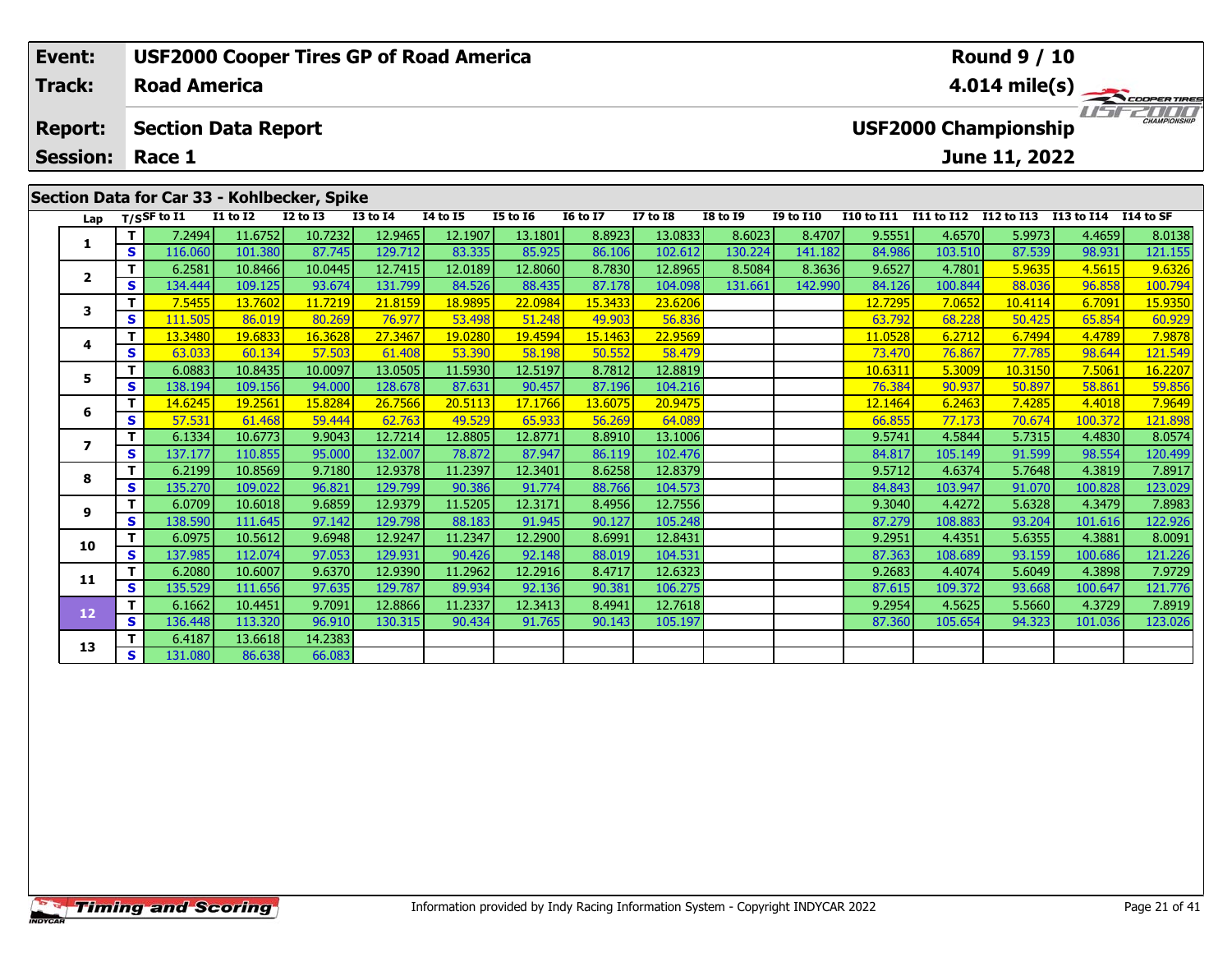| Event: | USF2000 Cooper Tires GP of Road America | Round 9 / 10 |
|---|---|---|
| Track: | Road America | 4.014 mile(s) |
| Report: | Section Data Report | USF2000 Championship |
| Session: | Race 1 | June 11, 2022 |

## Section Data for Car 33 - Kohlbecker, Spike

| Lap | T/S | SF to I1 | I1 to I2 | I2 to I3 | I3 to I4 | I4 to I5 | I5 to I6 | I6 to I7 | I7 to I8 | I8 to I9 | I9 to I10 | I10 to I11 | I11 to I12 | I12 to I13 | I13 to I14 | I14 to SF |
|---|---|---|---|---|---|---|---|---|---|---|---|---|---|---|---|---|
| 1 | T | 7.2494 | 11.6752 | 10.7232 | 12.9465 | 12.1907 | 13.1801 | 8.8923 | 13.0833 | 8.6023 | 8.4707 | 9.5551 | 4.6570 | 5.9973 | 4.4659 | 8.0138 |
|  | S | 116.060 | 101.380 | 87.745 | 129.712 | 83.335 | 85.925 | 86.106 | 102.612 | 130.224 | 141.182 | 84.986 | 103.510 | 87.539 | 98.931 | 121.155 |
| 2 | T | 6.2581 | 10.8466 | 10.0445 | 12.7415 | 12.0189 | 12.8060 | 8.7830 | 12.8965 | 8.5084 | 8.3636 | 9.6527 | 4.7801 | 5.9635 | 4.5615 | 9.6326 |
|  | S | 134.444 | 109.125 | 93.674 | 131.799 | 84.526 | 88.435 | 87.178 | 104.098 | 131.661 | 142.990 | 84.126 | 100.844 | 88.036 | 96.858 | 100.794 |
| 3 | T | 7.5455 | 13.7602 | 11.7219 | 21.8159 | 18.9895 | 22.0984 | 15.3433 | 23.6206 |  |  | 12.7295 | 7.0652 | 10.4114 | 6.7091 | 15.9350 |
|  | S | 111.505 | 86.019 | 80.269 | 76.977 | 53.498 | 51.248 | 49.903 | 56.836 |  |  | 63.792 | 68.228 | 50.425 | 65.854 | 60.929 |
| 4 | T | 13.3480 | 19.6833 | 16.3628 | 27.3467 | 19.0280 | 19.4594 | 15.1463 | 22.9569 |  |  | 11.0528 | 6.2712 | 6.7494 | 4.4789 | 7.9878 |
|  | S | 63.033 | 60.134 | 57.503 | 61.408 | 53.390 | 58.198 | 50.552 | 58.479 |  |  | 73.470 | 76.867 | 77.785 | 98.644 | 121.549 |
| 5 | T | 6.0883 | 10.8435 | 10.0097 | 13.0505 | 11.5930 | 12.5197 | 8.7812 | 12.8819 |  |  | 10.6311 | 5.3009 | 10.3150 | 7.5061 | 16.2207 |
|  | S | 138.194 | 109.156 | 94.000 | 128.678 | 87.631 | 90.457 | 87.196 | 104.216 |  |  | 76.384 | 90.937 | 50.897 | 58.861 | 59.856 |
| 6 | T | 14.6245 | 19.2561 | 15.8284 | 26.7566 | 20.5113 | 17.1766 | 13.6075 | 20.9475 |  |  | 12.1464 | 6.2463 | 7.4285 | 4.4018 | 7.9649 |
|  | S | 57.531 | 61.468 | 59.444 | 62.763 | 49.529 | 65.933 | 56.269 | 64.089 |  |  | 66.855 | 77.173 | 70.674 | 100.372 | 121.898 |
| 7 | T | 6.1334 | 10.6773 | 9.9043 | 12.7214 | 12.8805 | 12.8771 | 8.8910 | 13.1006 |  |  | 9.5741 | 4.5844 | 5.7315 | 4.4830 | 8.0574 |
|  | S | 137.177 | 110.855 | 95.000 | 132.007 | 78.872 | 87.947 | 86.119 | 102.476 |  |  | 84.817 | 105.149 | 91.599 | 98.554 | 120.499 |
| 8 | T | 6.2199 | 10.8569 | 9.7180 | 12.9378 | 11.2397 | 12.3401 | 8.6258 | 12.8379 |  |  | 9.5712 | 4.6374 | 5.7648 | 4.3819 | 7.8917 |
|  | S | 135.270 | 109.022 | 96.821 | 129.799 | 90.386 | 91.774 | 88.766 | 104.573 |  |  | 84.843 | 103.947 | 91.070 | 100.828 | 123.029 |
| 9 | T | 6.0709 | 10.6018 | 9.6859 | 12.9379 | 11.5205 | 12.3171 | 8.4956 | 12.7556 |  |  | 9.3040 | 4.4272 | 5.6328 | 4.3479 | 7.8983 |
|  | S | 138.590 | 111.645 | 97.142 | 129.798 | 88.183 | 91.945 | 90.127 | 105.248 |  |  | 87.279 | 108.883 | 93.204 | 101.616 | 122.926 |
| 10 | T | 6.0975 | 10.5612 | 9.6948 | 12.9247 | 11.2347 | 12.2900 | 8.6991 | 12.8431 |  |  | 9.2951 | 4.4351 | 5.6355 | 4.3881 | 8.0091 |
|  | S | 137.985 | 112.074 | 97.053 | 129.931 | 90.426 | 92.148 | 88.019 | 104.531 |  |  | 87.363 | 108.689 | 93.159 | 100.686 | 121.226 |
| 11 | T | 6.2080 | 10.6007 | 9.6370 | 12.9390 | 11.2962 | 12.2916 | 8.4717 | 12.6323 |  |  | 9.2683 | 4.4074 | 5.6049 | 4.3898 | 7.9729 |
|  | S | 135.529 | 111.656 | 97.635 | 129.787 | 89.934 | 92.136 | 90.381 | 106.275 |  |  | 87.615 | 109.372 | 93.668 | 100.647 | 121.776 |
| 12 | T | 6.1662 | 10.4451 | 9.7091 | 12.8866 | 11.2337 | 12.3413 | 8.4941 | 12.7618 |  |  | 9.2954 | 4.5625 | 5.5660 | 4.3729 | 7.8919 |
|  | S | 136.448 | 113.320 | 96.910 | 130.315 | 90.434 | 91.765 | 90.143 | 105.197 |  |  | 87.360 | 105.654 | 94.323 | 101.036 | 123.026 |
| 13 | T | 6.4187 | 13.6618 | 14.2383 |  |  |  |  |  |  |  |  |  |  |  |  |
|  | S | 131.080 | 86.638 | 66.083 |  |  |  |  |  |  |  |  |  |  |  |  |

Information provided by Indy Racing Information System - Copyright INDYCAR 2022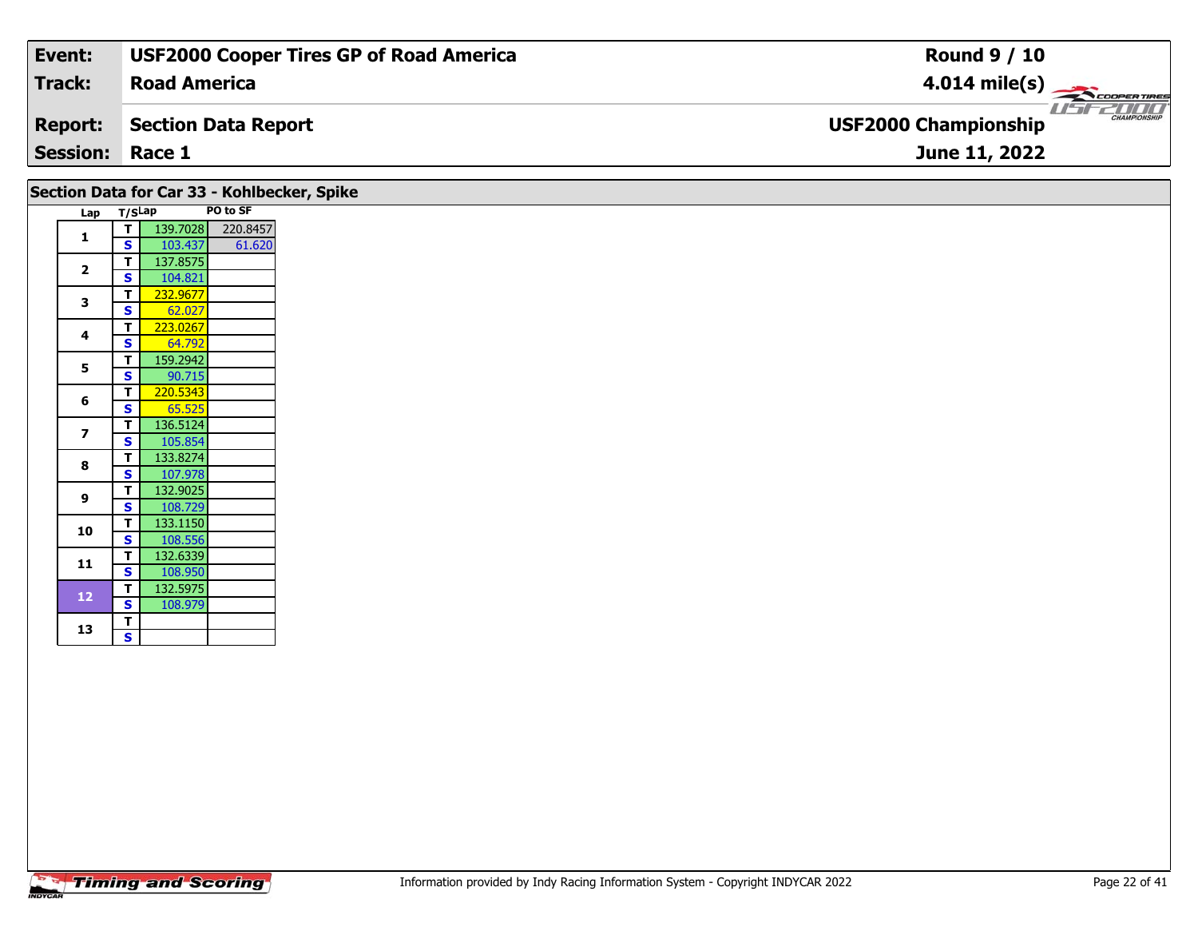| Event: | USF2000 Cooper Tires GP of Road America | Round 9 / 10 |
|---|---|---|
| Track: | Road America | 4.014 mile(s) |
| Report: | Section Data Report | USF2000 Championship |
| Session: | Race 1 | June 11, 2022 |

## Section Data for Car 33 - Kohlbecker, Spike

| Lap | T/S | Lap | PO to SF |
|---|---|---|---|
| 1 | T | 139.7028 | 220.8457 |
| | S | 103.437 | 61.620 |
| 2 | T | 137.8575 | |
| | S | 104.821 | |
| 3 | T | 232.9677 | |
| | S | 62.027 | |
| 4 | T | 223.0267 | |
| | S | 64.792 | |
| 5 | T | 159.2942 | |
| | S | 90.715 | |
| 6 | T | 220.5343 | |
| | S | 65.525 | |
| 7 | T | 136.5124 | |
| | S | 105.854 | |
| 8 | T | 133.8274 | |
| | S | 107.978 | |
| 9 | T | 132.9025 | |
| | S | 108.729 | |
| 10 | T | 133.1150 | |
| | S | 108.556 | |
| 11 | T | 132.6339 | |
| | S | 108.950 | |
| 12 | T | 132.5975 | |
| | S | 108.979 | |
| 13 | T | | |
| | S | | |

Information provided by Indy Racing Information System - Copyright INDYCAR 2022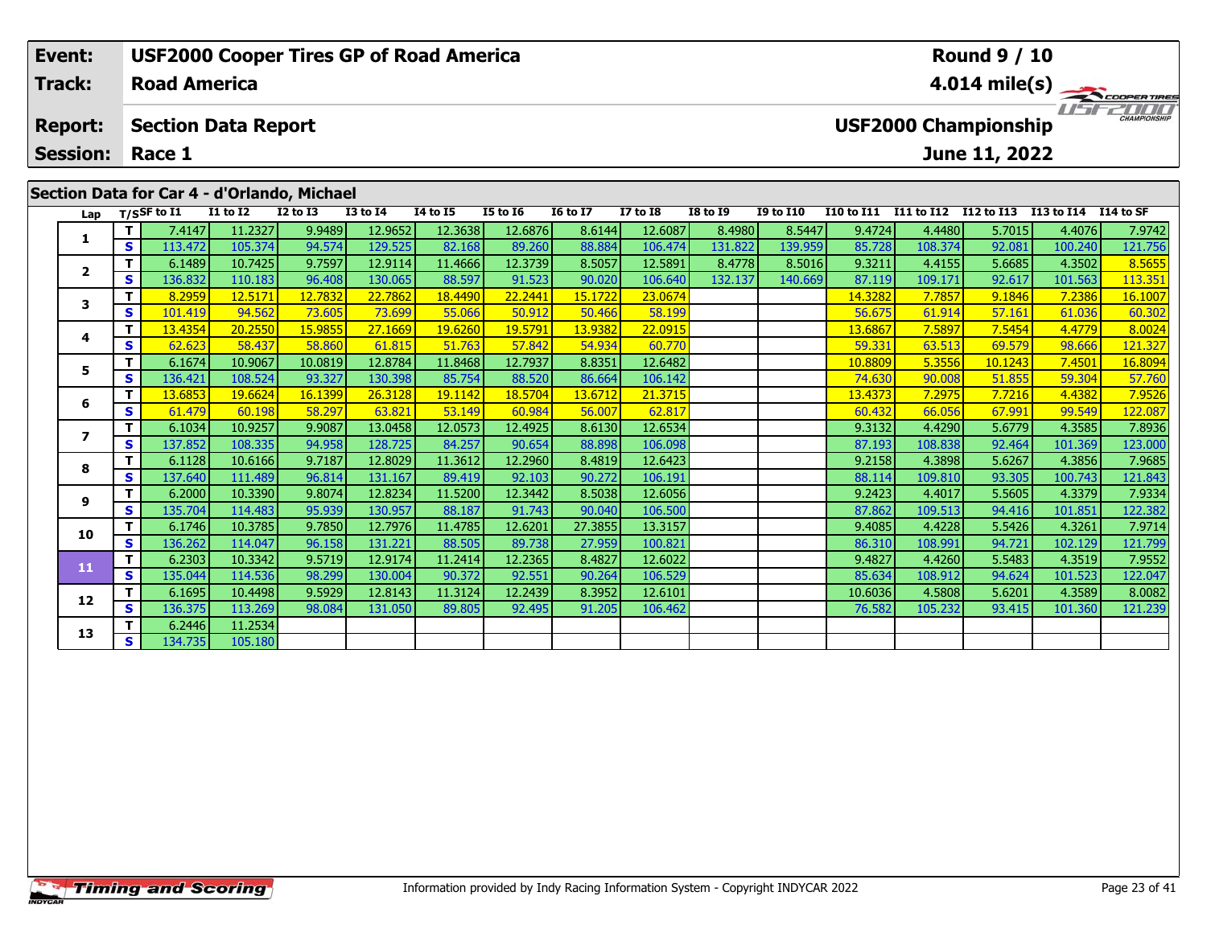| Event: | USF2000 Cooper Tires GP of Road America | Round 9 / 10 |
|---|---|---|
| Track: | Road America | 4.014 mile(s) |
| Report: | Section Data Report | USF2000 Championship |
| Session: | Race 1 | June 11, 2022 |

## Section Data for Car 4 - d'Orlando, Michael

| Lap | T/S | SF to I1 | I1 to I2 | I2 to I3 | I3 to I4 | I4 to I5 | I5 to I6 | I6 to I7 | I7 to I8 | I8 to I9 | I9 to I10 | I10 to I11 | I11 to I12 | I12 to I13 | I13 to I14 | I14 to SF |
|---|---|---|---|---|---|---|---|---|---|---|---|---|---|---|---|---|
| 1 | T | 7.4147 | 11.2327 | 9.9489 | 12.9652 | 12.3638 | 12.6876 | 8.6144 | 12.6087 | 8.4980 | 8.5447 | 9.4724 | 4.4480 | 5.7015 | 4.4076 | 7.9742 |
| | S | 113.472 | 105.374 | 94.574 | 129.525 | 82.168 | 89.260 | 88.884 | 106.474 | 131.822 | 139.959 | 85.728 | 108.374 | 92.081 | 100.240 | 121.756 |
| 2 | T | 6.1489 | 10.7425 | 9.7597 | 12.9114 | 11.4666 | 12.3739 | 8.5057 | 12.5891 | 8.4778 | 8.5016 | 9.3211 | 4.4155 | 5.6685 | 4.3502 | 8.5655 |
| | S | 136.832 | 110.183 | 96.408 | 130.065 | 88.597 | 91.523 | 90.020 | 106.640 | 132.137 | 140.669 | 87.119 | 109.171 | 92.617 | 101.563 | 113.351 |
| 3 | T | 8.2959 | 12.5171 | 12.7832 | 22.7862 | 18.4490 | 22.2441 | 15.1722 | 23.0674 | | | 14.3282 | 7.7857 | 9.1846 | 7.2386 | 16.1007 |
| | S | 101.419 | 94.562 | 73.605 | 73.699 | 55.066 | 50.912 | 50.466 | 58.199 | | | 56.675 | 61.914 | 57.161 | 61.036 | 60.302 |
| 4 | T | 13.4354 | 20.2550 | 15.9855 | 27.1669 | 19.6260 | 19.5791 | 13.9382 | 22.0915 | | | 13.6867 | 7.5897 | 7.5454 | 4.4779 | 8.0024 |
| | S | 62.623 | 58.437 | 58.860 | 61.815 | 51.763 | 57.842 | 54.934 | 60.770 | | | 59.331 | 63.513 | 69.579 | 98.666 | 121.327 |
| 5 | T | 6.1674 | 10.9067 | 10.0819 | 12.8784 | 11.8468 | 12.7937 | 8.8351 | 12.6482 | | | 10.8809 | 5.3556 | 10.1243 | 7.4501 | 16.8094 |
| | S | 136.421 | 108.524 | 93.327 | 130.398 | 85.754 | 88.520 | 86.664 | 106.142 | | | 74.630 | 90.008 | 51.855 | 59.304 | 57.760 |
| 6 | T | 13.6853 | 19.6624 | 16.1399 | 26.3128 | 19.1142 | 18.5704 | 13.6712 | 21.3715 | | | 13.4373 | 7.2975 | 7.7216 | 4.4382 | 7.9526 |
| | S | 61.479 | 60.198 | 58.297 | 63.821 | 53.149 | 60.984 | 56.007 | 62.817 | | | 60.432 | 66.056 | 67.991 | 99.549 | 122.087 |
| 7 | T | 6.1034 | 10.9257 | 9.9087 | 13.0458 | 12.0573 | 12.4925 | 8.6130 | 12.6534 | | | 9.3132 | 4.4290 | 5.6779 | 4.3585 | 7.8936 |
| | S | 137.852 | 108.335 | 94.958 | 128.725 | 84.257 | 90.654 | 88.898 | 106.098 | | | 87.193 | 108.838 | 92.464 | 101.369 | 123.000 |
| 8 | T | 6.1128 | 10.6166 | 9.7187 | 12.8029 | 11.3612 | 12.2960 | 8.4819 | 12.6423 | | | 9.2158 | 4.3898 | 5.6267 | 4.3856 | 7.9685 |
| | S | 137.640 | 111.489 | 96.814 | 131.167 | 89.419 | 92.103 | 90.272 | 106.191 | | | 88.114 | 109.810 | 93.305 | 100.743 | 121.843 |
| 9 | T | 6.2000 | 10.3390 | 9.8074 | 12.8234 | 11.5200 | 12.3442 | 8.5038 | 12.6056 | | | 9.2423 | 4.4017 | 5.5605 | 4.3379 | 7.9334 |
| | S | 135.704 | 114.483 | 95.939 | 130.957 | 88.187 | 91.743 | 90.040 | 106.500 | | | 87.862 | 109.513 | 94.416 | 101.851 | 122.382 |
| 10 | T | 6.1746 | 10.3785 | 9.7850 | 12.7976 | 11.4785 | 12.6201 | 27.3855 | 13.3157 | | | 9.4085 | 4.4228 | 5.5426 | 4.3261 | 7.9714 |
| | S | 136.262 | 114.047 | 96.158 | 131.221 | 88.505 | 89.738 | 27.959 | 100.821 | | | 86.310 | 108.991 | 94.721 | 102.129 | 121.799 |
| 11 | T | 6.2303 | 10.3342 | 9.5719 | 12.9174 | 11.2414 | 12.2365 | 8.4827 | 12.6022 | | | 9.4827 | 4.4260 | 5.5483 | 4.3519 | 7.9552 |
| | S | 135.044 | 114.536 | 98.299 | 130.004 | 90.372 | 92.551 | 90.264 | 106.529 | | | 85.634 | 108.912 | 94.624 | 101.523 | 122.047 |
| 12 | T | 6.1695 | 10.4498 | 9.5929 | 12.8143 | 11.3124 | 12.2439 | 8.3952 | 12.6101 | | | 10.6036 | 4.5808 | 5.6201 | 4.3589 | 8.0082 |
| | S | 136.375 | 113.269 | 98.084 | 131.050 | 89.805 | 92.495 | 91.205 | 106.462 | | | 76.582 | 105.232 | 93.415 | 101.360 | 121.239 |
| 13 | T | 6.2446 | 11.2534 | | | | | | | | | | | | | |
| | S | 134.735 | 105.180 | | | | | | | | | | | | | |

Information provided by Indy Racing Information System - Copyright INDYCAR 2022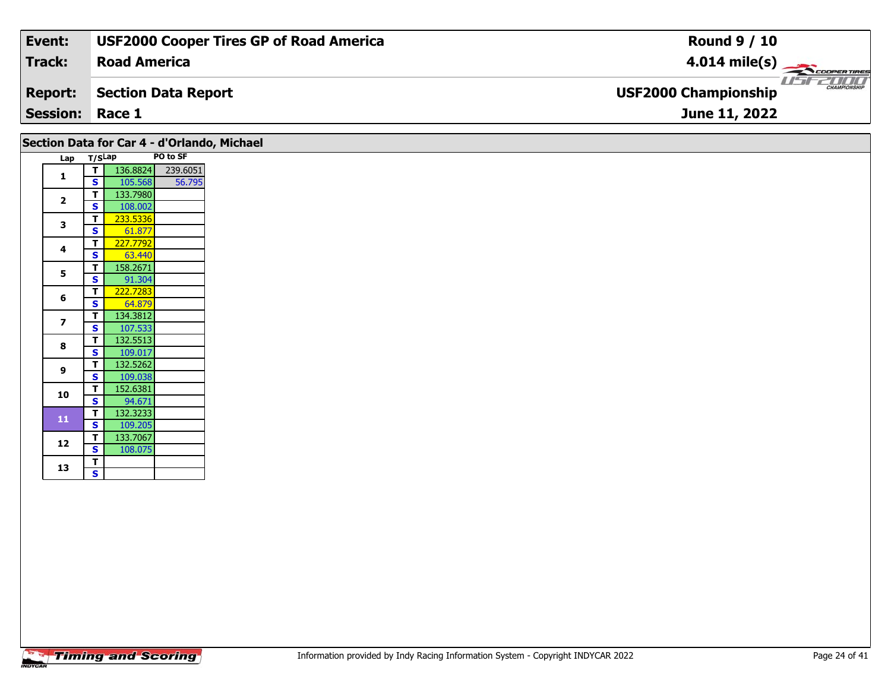| Event: | USF2000 Cooper Tires GP of Road America | Round 9 / 10 |
|---|---|---|
| Track: | Road America | 4.014 mile(s) |
| Report: | Section Data Report | USF2000 Championship |
| Session: | Race 1 | June 11, 2022 |

## Section Data for Car 4 - d'Orlando, Michael

| Lap | T/S | Lap | PO to SF |
|---|---|---|---|
| 1 | T | 136.8824 | 239.6051 |
| | S | 105.568 | 56.795 |
| 2 | T | 133.7980 | |
| | S | 108.002 | |
| 3 | T | 233.5336 | |
| | S | 61.877 | |
| 4 | T | 227.7792 | |
| | S | 63.440 | |
| 5 | T | 158.2671 | |
| | S | 91.304 | |
| 6 | T | 222.7283 | |
| | S | 64.879 | |
| 7 | T | 134.3812 | |
| | S | 107.533 | |
| 8 | T | 132.5513 | |
| | S | 109.017 | |
| 9 | T | 132.5262 | |
| | S | 109.038 | |
| 10 | T | 152.6381 | |
| | S | 94.671 | |
| 11 | T | 132.3233 | |
| | S | 109.205 | |
| 12 | T | 133.7067 | |
| | S | 108.075 | |
| 13 | T | | |
| | S | | |

Information provided by Indy Racing Information System - Copyright INDYCAR 2022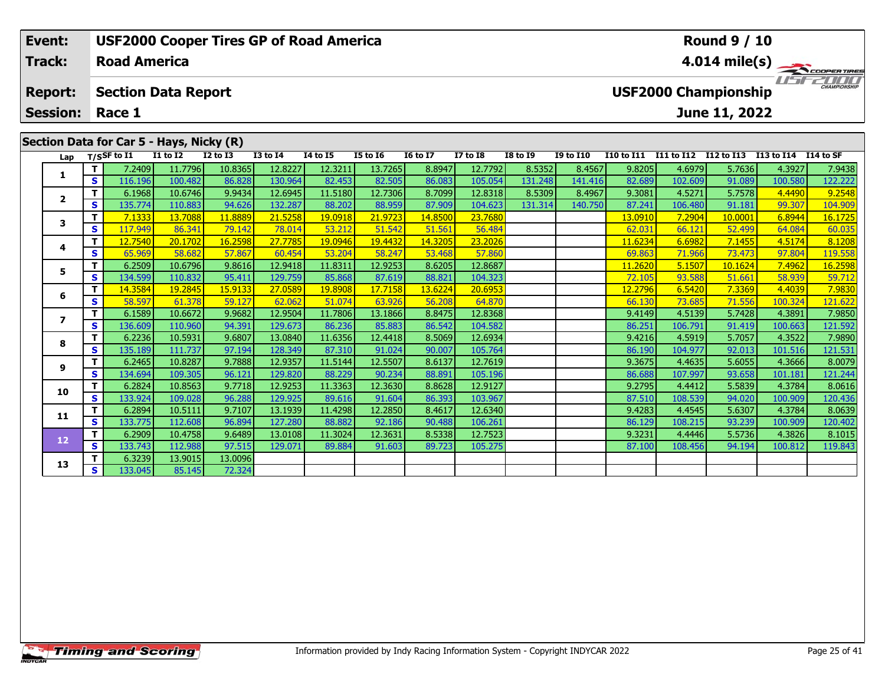| Event: | USF2000 Cooper Tires GP of Road America | Round 9 / 10 |
|---|---|---|
| Track: | Road America | 4.014 mile(s) |
| Report: | Section Data Report | USF2000 Championship |
| Session: | Race 1 | June 11, 2022 |

## Section Data for Car 5 - Hays, Nicky (R)

| Lap | T/S | SF to I1 | I1 to I2 | I2 to I3 | I3 to I4 | I4 to I5 | I5 to I6 | I6 to I7 | I7 to I8 | I8 to I9 | I9 to I10 | I10 to I11 | I11 to I12 | I12 to I13 | I13 to I14 | I14 to SF |
|---|---|---|---|---|---|---|---|---|---|---|---|---|---|---|---|---|
| 1 | T | 7.2409 | 11.7796 | 10.8365 | 12.8227 | 12.3211 | 13.7265 | 8.8947 | 12.7792 | 8.5352 | 8.4567 | 9.8205 | 4.6979 | 5.7636 | 4.3927 | 7.9438 |
| | S | 116.196 | 100.482 | 86.828 | 130.964 | 82.453 | 82.505 | 86.083 | 105.054 | 131.248 | 141.416 | 82.689 | 102.609 | 91.089 | 100.580 | 122.222 |
| 2 | T | 6.1968 | 10.6746 | 9.9434 | 12.6945 | 11.5180 | 12.7306 | 8.7099 | 12.8318 | 8.5309 | 8.4967 | 9.3081 | 4.5271 | 5.7578 | 4.4490 | 9.2548 |
| | S | 135.774 | 110.883 | 94.626 | 132.287 | 88.202 | 88.959 | 87.909 | 104.623 | 131.314 | 140.750 | 87.241 | 106.480 | 91.181 | 99.307 | 104.909 |
| 3 | T | 7.1333 | 13.7088 | 11.8889 | 21.5258 | 19.0918 | 21.9723 | 14.8500 | 23.7680 | | | 13.0910 | 7.2904 | 10.0001 | 6.8944 | 16.1725 |
| | S | 117.949 | 86.341 | 79.142 | 78.014 | 53.212 | 51.542 | 51.561 | 56.484 | | | 62.031 | 66.121 | 52.499 | 64.084 | 60.035 |
| 4 | T | 12.7540 | 20.1702 | 16.2598 | 27.7785 | 19.0946 | 19.4432 | 14.3205 | 23.2026 | | | 11.6234 | 6.6982 | 7.1455 | 4.5174 | 8.1208 |
| | S | 65.969 | 58.682 | 57.867 | 60.454 | 53.204 | 58.247 | 53.468 | 57.860 | | | 69.863 | 71.966 | 73.473 | 97.804 | 119.558 |
| 5 | T | 6.2509 | 10.6796 | 9.8616 | 12.9418 | 11.8311 | 12.9253 | 8.6205 | 12.8687 | | | 11.2620 | 5.1507 | 10.1624 | 7.4962 | 16.2598 |
| | S | 134.599 | 110.832 | 95.411 | 129.759 | 85.868 | 87.619 | 88.821 | 104.323 | | | 72.105 | 93.588 | 51.661 | 58.939 | 59.712 |
| 6 | T | 14.3584 | 19.2845 | 15.9133 | 27.0589 | 19.8908 | 17.7158 | 13.6224 | 20.6953 | | | 12.2796 | 6.5420 | 7.3369 | 4.4039 | 7.9830 |
| | S | 58.597 | 61.378 | 59.127 | 62.062 | 51.074 | 63.926 | 56.208 | 64.870 | | | 66.130 | 73.685 | 71.556 | 100.324 | 121.622 |
| 7 | T | 6.1589 | 10.6672 | 9.9682 | 12.9504 | 11.7806 | 13.1866 | 8.8475 | 12.8368 | | | 9.4149 | 4.5139 | 5.7428 | 4.3891 | 7.9850 |
| | S | 136.609 | 110.960 | 94.391 | 129.673 | 86.236 | 85.883 | 86.542 | 104.582 | | | 86.251 | 106.791 | 91.419 | 100.663 | 121.592 |
| 8 | T | 6.2236 | 10.5931 | 9.6807 | 13.0840 | 11.6356 | 12.4418 | 8.5069 | 12.6934 | | | 9.4216 | 4.5919 | 5.7057 | 4.3522 | 7.9890 |
| | S | 135.189 | 111.737 | 97.194 | 128.349 | 87.310 | 91.024 | 90.007 | 105.764 | | | 86.190 | 104.977 | 92.013 | 101.516 | 121.531 |
| 9 | T | 6.2465 | 10.8287 | 9.7888 | 12.9357 | 11.5144 | 12.5507 | 8.6137 | 12.7619 | | | 9.3675 | 4.4635 | 5.6055 | 4.3666 | 8.0079 |
| | S | 134.694 | 109.305 | 96.121 | 129.820 | 88.229 | 90.234 | 88.891 | 105.196 | | | 86.688 | 107.997 | 93.658 | 101.181 | 121.244 |
| 10 | T | 6.2824 | 10.8563 | 9.7718 | 12.9253 | 11.3363 | 12.3630 | 8.8628 | 12.9127 | | | 9.2795 | 4.4412 | 5.5839 | 4.3784 | 8.0616 |
| | S | 133.924 | 109.028 | 96.288 | 129.925 | 89.616 | 91.604 | 86.393 | 103.967 | | | 87.510 | 108.539 | 94.020 | 100.909 | 120.436 |
| 11 | T | 6.2894 | 10.5111 | 9.7107 | 13.1939 | 11.4298 | 12.2850 | 8.4617 | 12.6340 | | | 9.4283 | 4.4545 | 5.6307 | 4.3784 | 8.0639 |
| | S | 133.775 | 112.608 | 96.894 | 127.280 | 88.882 | 92.186 | 90.488 | 106.261 | | | 86.129 | 108.215 | 93.239 | 100.909 | 120.402 |
| 12 | T | 6.2909 | 10.4758 | 9.6489 | 13.0108 | 11.3024 | 12.3631 | 8.5338 | 12.7523 | | | 9.3231 | 4.4446 | 5.5736 | 4.3826 | 8.1015 |
| | S | 133.743 | 112.988 | 97.515 | 129.071 | 89.884 | 91.603 | 89.723 | 105.275 | | | 87.100 | 108.456 | 94.194 | 100.812 | 119.843 |
| 13 | T | 6.3239 | 13.9015 | 13.0096 | | | | | | | | | | | | |
| | S | 133.045 | 85.145 | 72.324 | | | | | | | | | | | | |

Information provided by Indy Racing Information System - Copyright INDYCAR 2022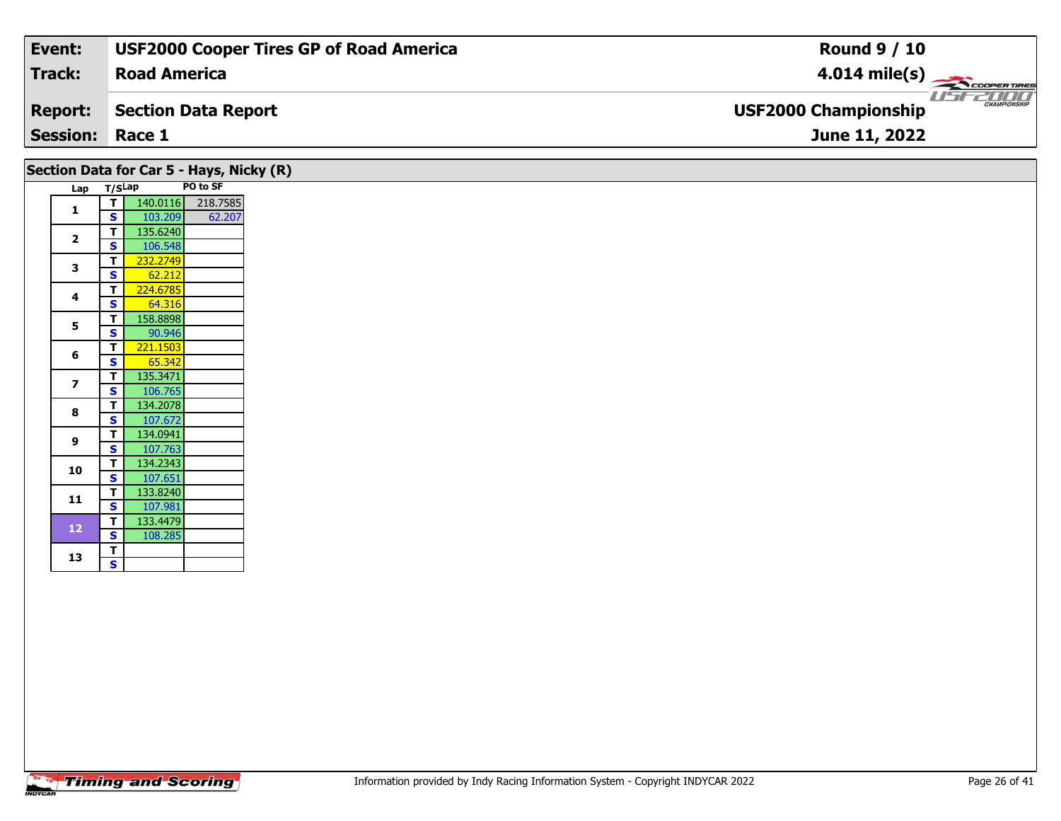| Event: | USF2000 Cooper Tires GP of Road America | Round 9 / 10 |
|---|---|---|
| Track: | Road America | 4.014 mile(s) |
| Report: | Section Data Report | USF2000 Championship |
| Session: | Race 1 | June 11, 2022 |

## Section Data for Car 5 - Hays, Nicky (R)

| Lap | T/S | Lap | PO to SF |
|---|---|---|---|
| 1 | T | 140.0116 | 218.7585 |
| | S | 103.209 | 62.207 |
| 2 | T | 135.6240 | |
| | S | 106.548 | |
| 3 | T | 232.2749 | |
| | S | 62.212 | |
| 4 | T | 224.6785 | |
| | S | 64.316 | |
| 5 | T | 158.8898 | |
| | S | 90.946 | |
| 6 | T | 221.1503 | |
| | S | 65.342 | |
| 7 | T | 135.3471 | |
| | S | 106.765 | |
| 8 | T | 134.2078 | |
| | S | 107.672 | |
| 9 | T | 134.0941 | |
| | S | 107.763 | |
| 10 | T | 134.2343 | |
| | S | 107.651 | |
| 11 | T | 133.8240 | |
| | S | 107.981 | |
| 12 | T | 133.4479 | |
| | S | 108.285 | |
| 13 | T | | |
| | S | | |

Information provided by Indy Racing Information System - Copyright INDYCAR 2022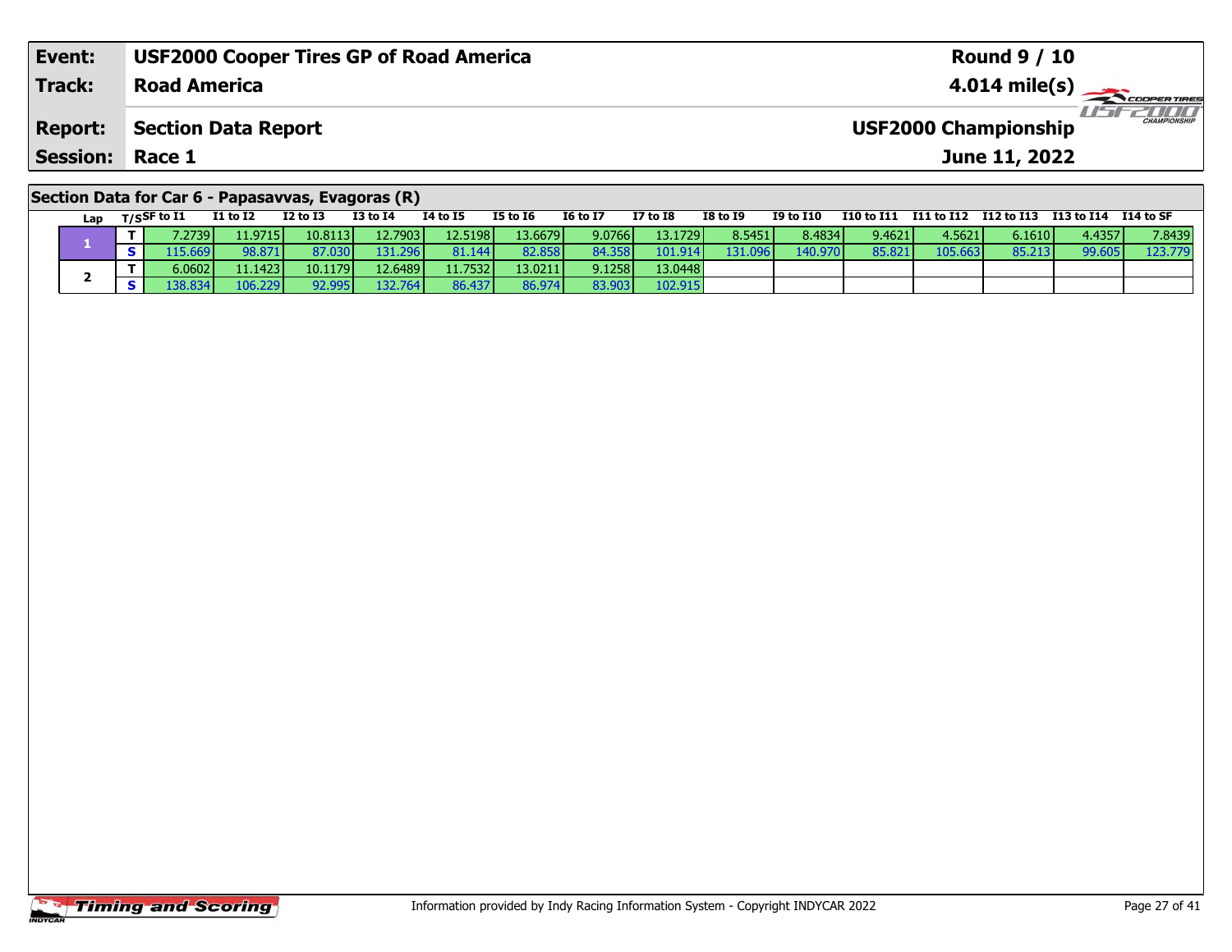| Event: | USF2000 Cooper Tires GP of Road America | Round 9 / 10 |
|---|---|---|
| Track: | Road America | 4.014 mile(s) |
| Report: | Section Data Report | USF2000 Championship |
| Session: | Race 1 | June 11, 2022 |

## Section Data for Car 6 - Papasavvas, Evagoras (R)

| Lap | T/S | SF to I1 | I1 to I2 | I2 to I3 | I3 to I4 | I4 to I5 | I5 to I6 | I6 to I7 | I7 to I8 | I8 to I9 | I9 to I10 | I10 to I11 | I11 to I12 | I12 to I13 | I13 to I14 | I14 to SF |
|---|---|---|---|---|---|---|---|---|---|---|---|---|---|---|---|---|
| 1 | T | 7.2739 | 11.9715 | 10.8113 | 12.7903 | 12.5198 | 13.6679 | 9.0766 | 13.1729 | 8.5451 | 8.4834 | 9.4621 | 4.5621 | 6.1610 | 4.4357 | 7.8439 |
| | S | 115.669 | 98.871 | 87.030 | 131.296 | 81.144 | 82.858 | 84.358 | 101.914 | 131.096 | 140.970 | 85.821 | 105.663 | 85.213 | 99.605 | 123.779 |
| 2 | T | 6.0602 | 11.1423 | 10.1179 | 12.6489 | 11.7532 | 13.0211 | 9.1258 | 13.0448 | | | | | | | |
| | S | 138.834 | 106.229 | 92.995 | 132.764 | 86.437 | 86.974 | 83.903 | 102.915 | | | | | | | |

Information provided by Indy Racing Information System - Copyright INDYCAR 2022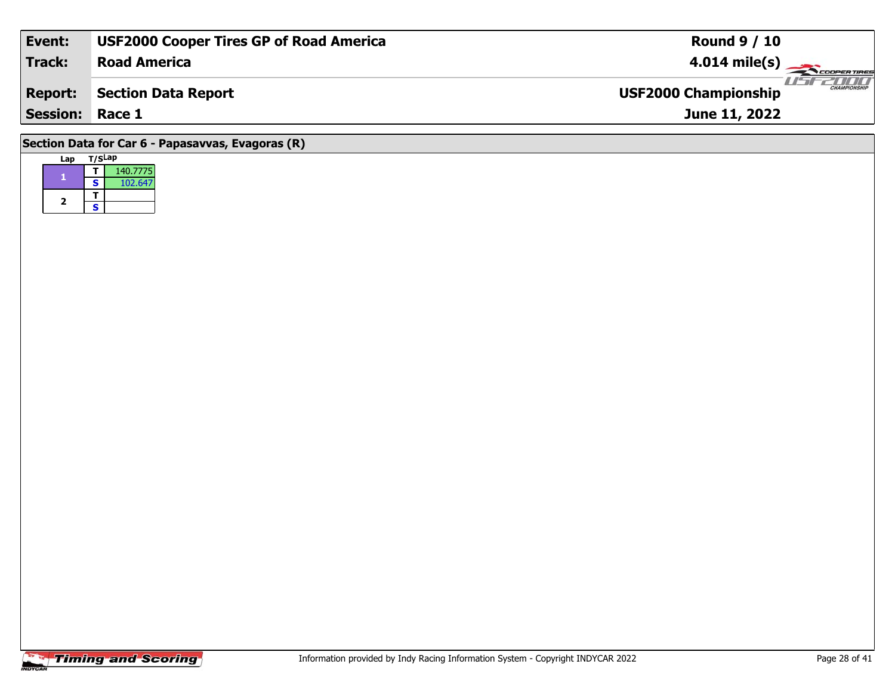| **Event:** | **USF2000 Cooper Tires GP of Road America** | **Round 9 / 10** |
| --- | --- | --- |
| **Track:** | **Road America** | **4.014 mile(s)** |
| **Report:** | **Section Data Report** | **USF2000 Championship** |
| **Session:** | **Race 1** | **June 11, 2022** |

## Section Data for Car 6 - Papasavvas, Evagoras (R)

| Lap | T/S | Lap |
| --- | --- | --- |
| 1 | T | 140.7775 |
| | S | 102.647 |
| 2 | T | |
| | S | |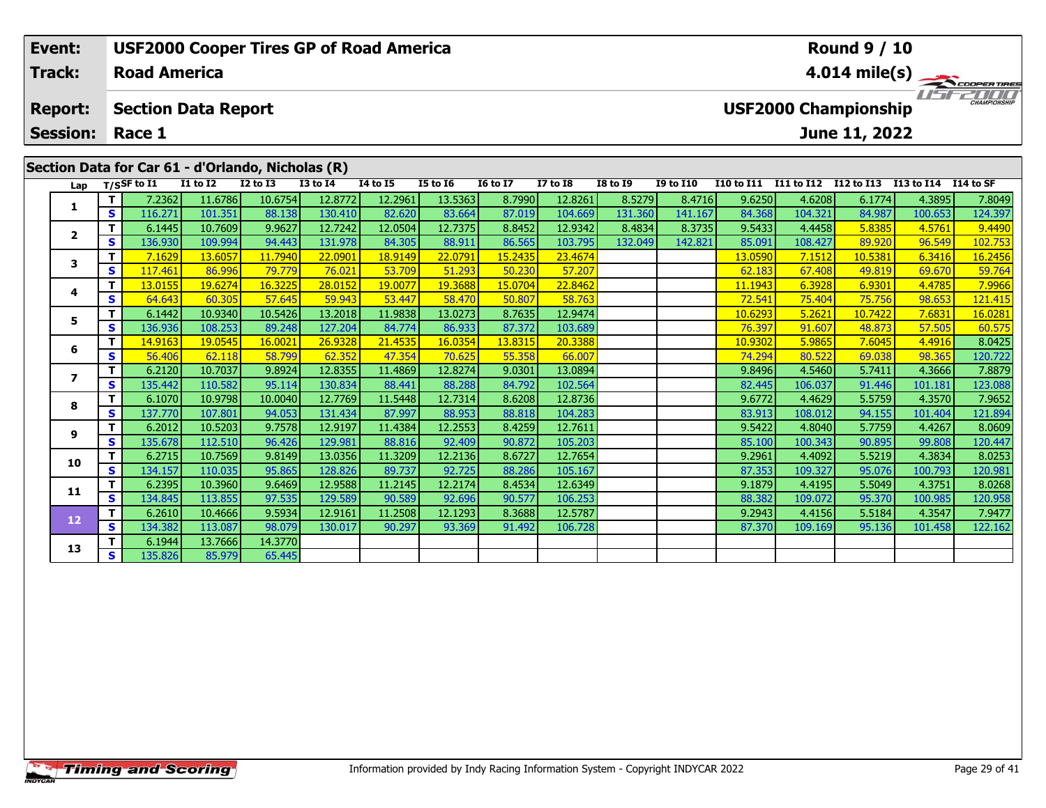| Event: | USF2000 Cooper Tires GP of Road America | Round 9 / 10 |
|---|---|---|
| Track: | Road America | 4.014 mile(s) |
| Report: | Section Data Report | USF2000 Championship |
| Session: | Race 1 | June 11, 2022 |

## Section Data for Car 61 - d'Orlando, Nicholas (R)

| Lap | T/S | SF to I1 | I1 to I2 | I2 to I3 | I3 to I4 | I4 to I5 | I5 to I6 | I6 to I7 | I7 to I8 | I8 to I9 | I9 to I10 | I10 to I11 | I11 to I12 | I12 to I13 | I13 to I14 | I14 to SF |
|---|---|---|---|---|---|---|---|---|---|---|---|---|---|---|---|---|
| 1 | T | 7.2362 | 11.6786 | 10.6754 | 12.8772 | 12.2961 | 13.5363 | 8.7990 | 12.8261 | 8.5279 | 8.4716 | 9.6250 | 4.6208 | 6.1774 | 4.3895 | 7.8049 |
| | S | 116.271 | 101.351 | 88.138 | 130.410 | 82.620 | 83.664 | 87.019 | 104.669 | 131.360 | 141.167 | 84.368 | 104.321 | 84.987 | 100.653 | 124.397 |
| 2 | T | 6.1445 | 10.7609 | 9.9627 | 12.7242 | 12.0504 | 12.7375 | 8.8452 | 12.9342 | 8.4834 | 8.3735 | 9.5433 | 4.4458 | 5.8385 | 4.5761 | 9.4490 |
| | S | 136.930 | 109.994 | 94.443 | 131.978 | 84.305 | 88.911 | 86.565 | 103.795 | 132.049 | 142.821 | 85.091 | 108.427 | 89.920 | 96.549 | 102.753 |
| 3 | T | 7.1629 | 13.6057 | 11.7940 | 22.0901 | 18.9149 | 22.0791 | 15.2435 | 23.4674 | | | 13.0590 | 7.1512 | 10.5381 | 6.3416 | 16.2456 |
| | S | 117.461 | 86.996 | 79.779 | 76.021 | 53.709 | 51.293 | 50.230 | 57.207 | | | 62.183 | 67.408 | 49.819 | 69.670 | 59.764 |
| 4 | T | 13.0155 | 19.6274 | 16.3225 | 28.0152 | 19.0077 | 19.3688 | 15.0704 | 22.8462 | | | 11.1943 | 6.3928 | 6.9301 | 4.4785 | 7.9966 |
| | S | 64.643 | 60.305 | 57.645 | 59.943 | 53.447 | 58.470 | 50.807 | 58.763 | | | 72.541 | 75.404 | 75.756 | 98.653 | 121.415 |
| 5 | T | 6.1442 | 10.9340 | 10.5426 | 13.2018 | 11.9838 | 13.0273 | 8.7635 | 12.9474 | | | 10.6293 | 5.2621 | 10.7422 | 7.6831 | 16.0281 |
| | S | 136.936 | 108.253 | 89.248 | 127.204 | 84.774 | 86.933 | 87.372 | 103.689 | | | 76.397 | 91.607 | 48.873 | 57.505 | 60.575 |
| 6 | T | 14.9163 | 19.0545 | 16.0021 | 26.9328 | 21.4535 | 16.0354 | 13.8315 | 20.3388 | | | 10.9302 | 5.9865 | 7.6045 | 4.4916 | 8.0425 |
| | S | 56.406 | 62.118 | 58.799 | 62.352 | 47.354 | 70.625 | 55.358 | 66.007 | | | 74.294 | 80.522 | 69.038 | 98.365 | 120.722 |
| 7 | T | 6.2120 | 10.7037 | 9.8924 | 12.8355 | 11.4869 | 12.8274 | 9.0301 | 13.0894 | | | 9.8496 | 4.5460 | 5.7411 | 4.3666 | 7.8879 |
| | S | 135.442 | 110.582 | 95.114 | 130.834 | 88.441 | 88.288 | 84.792 | 102.564 | | | 82.445 | 106.037 | 91.446 | 101.181 | 123.088 |
| 8 | T | 6.1070 | 10.9798 | 10.0040 | 12.7769 | 11.5448 | 12.7314 | 8.6208 | 12.8736 | | | 9.6772 | 4.4629 | 5.5759 | 4.3570 | 7.9652 |
| | S | 137.770 | 107.801 | 94.053 | 131.434 | 87.997 | 88.953 | 88.818 | 104.283 | | | 83.913 | 108.012 | 94.155 | 101.404 | 121.894 |
| 9 | T | 6.2012 | 10.5203 | 9.7578 | 12.9197 | 11.4384 | 12.2553 | 8.4259 | 12.7611 | | | 9.5422 | 4.8040 | 5.7759 | 4.4267 | 8.0609 |
| | S | 135.678 | 112.510 | 96.426 | 129.981 | 88.816 | 92.409 | 90.872 | 105.203 | | | 85.100 | 100.343 | 90.895 | 99.808 | 120.447 |
| 10 | T | 6.2715 | 10.7569 | 9.8149 | 13.0356 | 11.3209 | 12.2136 | 8.6727 | 12.7654 | | | 9.2961 | 4.4092 | 5.5219 | 4.3834 | 8.0253 |
| | S | 134.157 | 110.035 | 95.865 | 128.826 | 89.737 | 92.725 | 88.286 | 105.167 | | | 87.353 | 109.327 | 95.076 | 100.793 | 120.981 |
| 11 | T | 6.2395 | 10.3960 | 9.6469 | 12.9588 | 11.2145 | 12.2174 | 8.4534 | 12.6349 | | | 9.1879 | 4.4195 | 5.5049 | 4.3751 | 8.0268 |
| | S | 134.845 | 113.855 | 97.535 | 129.589 | 90.589 | 92.696 | 90.577 | 106.253 | | | 88.382 | 109.072 | 95.370 | 100.985 | 120.958 |
| 12 | T | 6.2610 | 10.4666 | 9.5934 | 12.9161 | 11.2508 | 12.1293 | 8.3688 | 12.5787 | | | 9.2943 | 4.4156 | 5.5184 | 4.3547 | 7.9477 |
| | S | 134.382 | 113.087 | 98.079 | 130.017 | 90.297 | 93.369 | 91.492 | 106.728 | | | 87.370 | 109.169 | 95.136 | 101.458 | 122.162 |
| 13 | T | 6.1944 | 13.7666 | 14.3770 | | | | | | | | | | | | |
| | S | 135.826 | 85.979 | 65.445 | | | | | | | | | | | | |

Information provided by Indy Racing Information System - Copyright INDYCAR 2022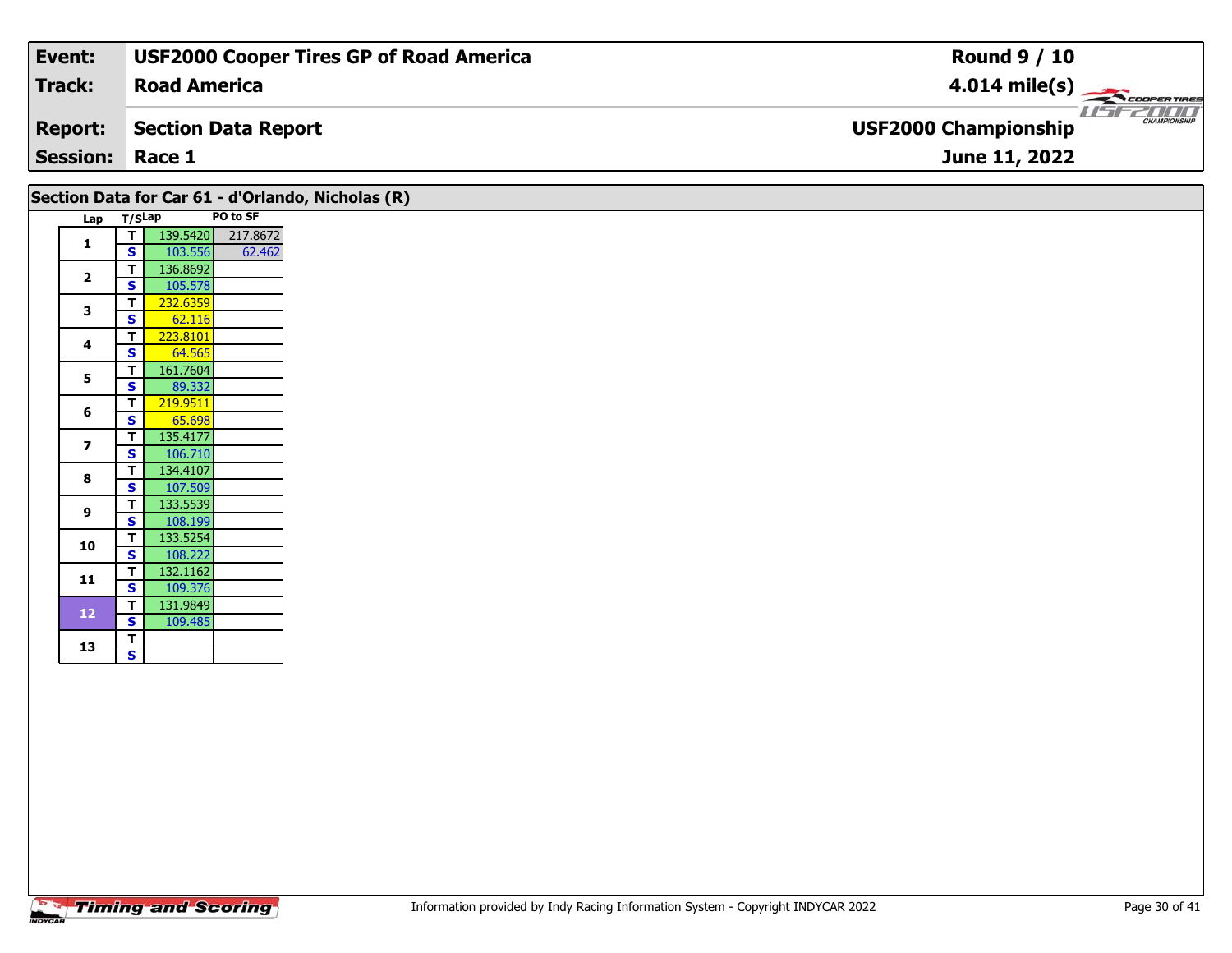| **Event:** | **USF2000 Cooper Tires GP of Road America** | **Round 9 / 10** |
|---|---|---|
| **Track:** | **Road America** | **4.014 mile(s)** |
| **Report:** | **Section Data Report** | **USF2000 Championship** |
| **Session:** | **Race 1** | **June 11, 2022** |

## Section Data for Car 61 - d'Orlando, Nicholas (R)

| Lap | T/S | Lap | PO to SF |
|---|---|---|---|
| 1 | T | 139.5420 | 217.8672 |
| | S | 103.556 | 62.462 |
| 2 | T | 136.8692 | |
| | S | 105.578 | |
| 3 | T | 232.6359 | |
| | S | 62.116 | |
| 4 | T | 223.8101 | |
| | S | 64.565 | |
| 5 | T | 161.7604 | |
| | S | 89.332 | |
| 6 | T | 219.9511 | |
| | S | 65.698 | |
| 7 | T | 135.4177 | |
| | S | 106.710 | |
| 8 | T | 134.4107 | |
| | S | 107.509 | |
| 9 | T | 133.5539 | |
| | S | 108.199 | |
| 10 | T | 133.5254 | |
| | S | 108.222 | |
| 11 | T | 132.1162 | |
| | S | 109.376 | |
| 12 | T | 131.9849 | |
| | S | 109.485 | |
| 13 | T | | |
| | S | | |

Information provided by Indy Racing Information System - Copyright INDYCAR 2022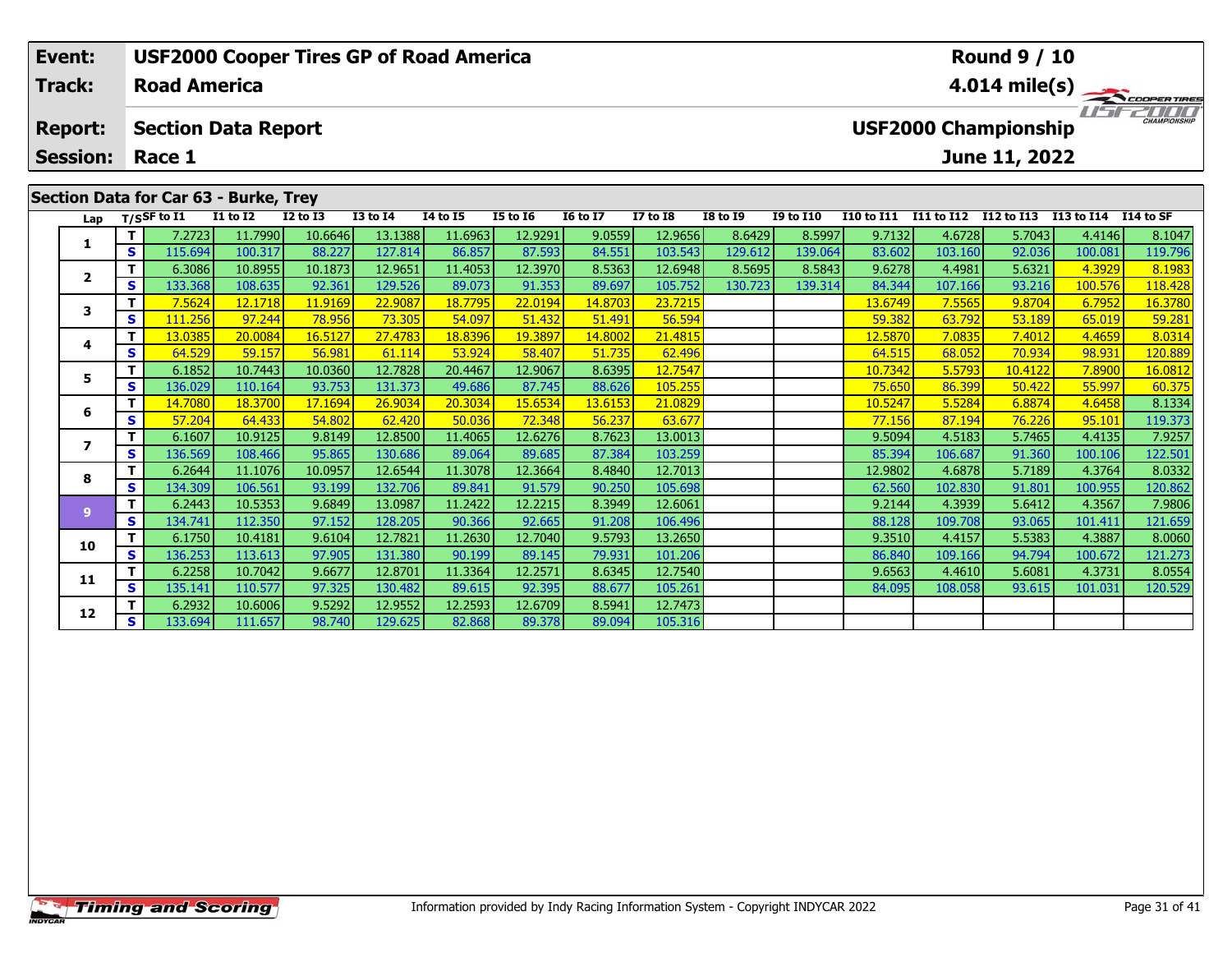| Event: | USF2000 Cooper Tires GP of Road America | Round 9 / 10 |
|---|---|---|
| Track: | Road America | 4.014 mile(s) |
| Report: | Section Data Report | USF2000 Championship |
| Session: | Race 1 | June 11, 2022 |

## Section Data for Car 63 - Burke, Trey

| Lap | T/S | SF to I1 | I1 to I2 | I2 to I3 | I3 to I4 | I4 to I5 | I5 to I6 | I6 to I7 | I7 to I8 | I8 to I9 | I9 to I10 | I10 to I11 | I11 to I12 | I12 to I13 | I13 to I14 | I14 to SF |
|---|---|---|---|---|---|---|---|---|---|---|---|---|---|---|---|---|
| 1 | T | 7.2723 | 11.7990 | 10.6646 | 13.1388 | 11.6963 | 12.9291 | 9.0559 | 12.9656 | 8.6429 | 8.5997 | 9.7132 | 4.6728 | 5.7043 | 4.4146 | 8.1047 |
| | S | 115.694 | 100.317 | 88.227 | 127.814 | 86.857 | 87.593 | 84.551 | 103.543 | 129.612 | 139.064 | 83.602 | 103.160 | 92.036 | 100.081 | 119.796 |
| 2 | T | 6.3086 | 10.8955 | 10.1873 | 12.9651 | 11.4053 | 12.3970 | 8.5363 | 12.6948 | 8.5695 | 8.5843 | 9.6278 | 4.4981 | 5.6321 | 4.3929 | 8.1983 |
| | S | 133.368 | 108.635 | 92.361 | 129.526 | 89.073 | 91.353 | 89.697 | 105.752 | 130.723 | 139.314 | 84.344 | 107.166 | 93.216 | 100.576 | 118.428 |
| 3 | T | 7.5624 | 12.1718 | 11.9169 | 22.9087 | 18.7795 | 22.0194 | 14.8703 | 23.7215 | | | 13.6749 | 7.5565 | 9.8704 | 6.7952 | 16.3780 |
| | S | 111.256 | 97.244 | 78.956 | 73.305 | 54.097 | 51.432 | 51.491 | 56.594 | | | 59.382 | 63.792 | 53.189 | 65.019 | 59.281 |
| 4 | T | 13.0385 | 20.0084 | 16.5127 | 27.4783 | 18.8396 | 19.3897 | 14.8002 | 21.4815 | | | 12.5870 | 7.0835 | 7.4012 | 4.4659 | 8.0314 |
| | S | 64.529 | 59.157 | 56.981 | 61.114 | 53.924 | 58.407 | 51.735 | 62.496 | | | 64.515 | 68.052 | 70.934 | 98.931 | 120.889 |
| 5 | T | 6.1852 | 10.7443 | 10.0360 | 12.7828 | 20.4467 | 12.9067 | 8.6395 | 12.7547 | | | 10.7342 | 5.5793 | 10.4122 | 7.8900 | 16.0812 |
| | S | 136.029 | 110.164 | 93.753 | 131.373 | 49.686 | 87.745 | 88.626 | 105.255 | | | 75.650 | 86.399 | 50.422 | 55.997 | 60.375 |
| 6 | T | 14.7080 | 18.3700 | 17.1694 | 26.9034 | 20.3034 | 15.6534 | 13.6153 | 21.0829 | | | 10.5247 | 5.5284 | 6.8874 | 4.6458 | 8.1334 |
| | S | 57.204 | 64.433 | 54.802 | 62.420 | 50.036 | 72.348 | 56.237 | 63.677 | | | 77.156 | 87.194 | 76.226 | 95.101 | 119.373 |
| 7 | T | 6.1607 | 10.9125 | 9.8149 | 12.8500 | 11.4065 | 12.6276 | 8.7623 | 13.0013 | | | 9.5094 | 4.5183 | 5.7465 | 4.4135 | 7.9257 |
| | S | 136.569 | 108.466 | 95.865 | 130.686 | 89.064 | 89.685 | 87.384 | 103.259 | | | 85.394 | 106.687 | 91.360 | 100.106 | 122.501 |
| 8 | T | 6.2644 | 11.1076 | 10.0957 | 12.6544 | 11.3078 | 12.3664 | 8.4840 | 12.7013 | | | 12.9802 | 4.6878 | 5.7189 | 4.3764 | 8.0332 |
| | S | 134.309 | 106.561 | 93.199 | 132.706 | 89.841 | 91.579 | 90.250 | 105.698 | | | 62.560 | 102.830 | 91.801 | 100.955 | 120.862 |
| 9 | T | 6.2443 | 10.5353 | 9.6849 | 13.0987 | 11.2422 | 12.2215 | 8.3949 | 12.6061 | | | 9.2144 | 4.3939 | 5.6412 | 4.3567 | 7.9806 |
| | S | 134.741 | 112.350 | 97.152 | 128.205 | 90.366 | 92.665 | 91.208 | 106.496 | | | 88.128 | 109.708 | 93.065 | 101.411 | 121.659 |
| 10 | T | 6.1750 | 10.4181 | 9.6104 | 12.7821 | 11.2630 | 12.7040 | 9.5793 | 13.2650 | | | 9.3510 | 4.4157 | 5.5383 | 4.3887 | 8.0060 |
| | S | 136.253 | 113.613 | 97.905 | 131.380 | 90.199 | 89.145 | 79.931 | 101.206 | | | 86.840 | 109.166 | 94.794 | 100.672 | 121.273 |
| 11 | T | 6.2258 | 10.7042 | 9.6677 | 12.8701 | 11.3364 | 12.2571 | 8.6345 | 12.7540 | | | 9.6563 | 4.4610 | 5.6081 | 4.3731 | 8.0554 |
| | S | 135.141 | 110.577 | 97.325 | 130.482 | 89.615 | 92.395 | 88.677 | 105.261 | | | 84.095 | 108.058 | 93.615 | 101.031 | 120.529 |
| 12 | T | 6.2932 | 10.6006 | 9.5292 | 12.9552 | 12.2593 | 12.6709 | 8.5941 | 12.7473 | | | | | | | |
| | S | 133.694 | 111.657 | 98.740 | 129.625 | 82.868 | 89.378 | 89.094 | 105.316 | | | | | | | |

Information provided by Indy Racing Information System - Copyright INDYCAR 2022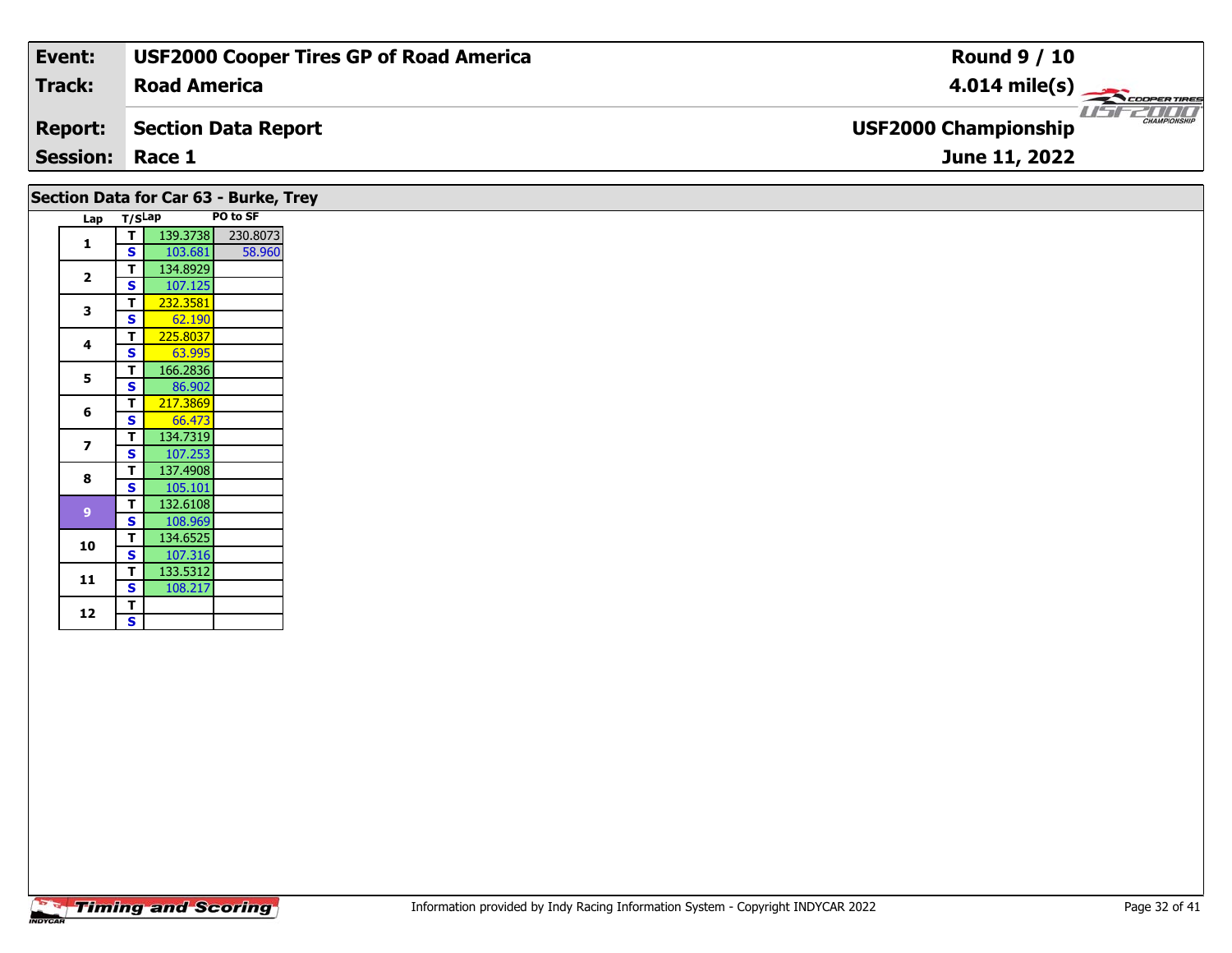| Event: | USF2000 Cooper Tires GP of Road America | Round 9 / 10 |
|---|---|---|
| Track: | Road America | 4.014 mile(s) |
| Report: | Section Data Report | USF2000 Championship |
| Session: | Race 1 | June 11, 2022 |

## Section Data for Car 63 - Burke, Trey

| Lap | T/S | Lap | PO to SF |
|---|---|---|---|
| 1 | T | 139.3738 | 230.8073 |
|  | S | 103.681 | 58.960 |
| 2 | T | 134.8929 | |
|  | S | 107.125 | |
| 3 | T | 232.3581 | |
|  | S | 62.190 | |
| 4 | T | 225.8037 | |
|  | S | 63.995 | |
| 5 | T | 166.2836 | |
|  | S | 86.902 | |
| 6 | T | 217.3869 | |
|  | S | 66.473 | |
| 7 | T | 134.7319 | |
|  | S | 107.253 | |
| 8 | T | 137.4908 | |
|  | S | 105.101 | |
| 9 | T | 132.6108 | |
|  | S | 108.969 | |
| 10 | T | 134.6525 | |
|  | S | 107.316 | |
| 11 | T | 133.5312 | |
|  | S | 108.217 | |
| 12 | T | | |
|  | S | | |

Information provided by Indy Racing Information System - Copyright INDYCAR 2022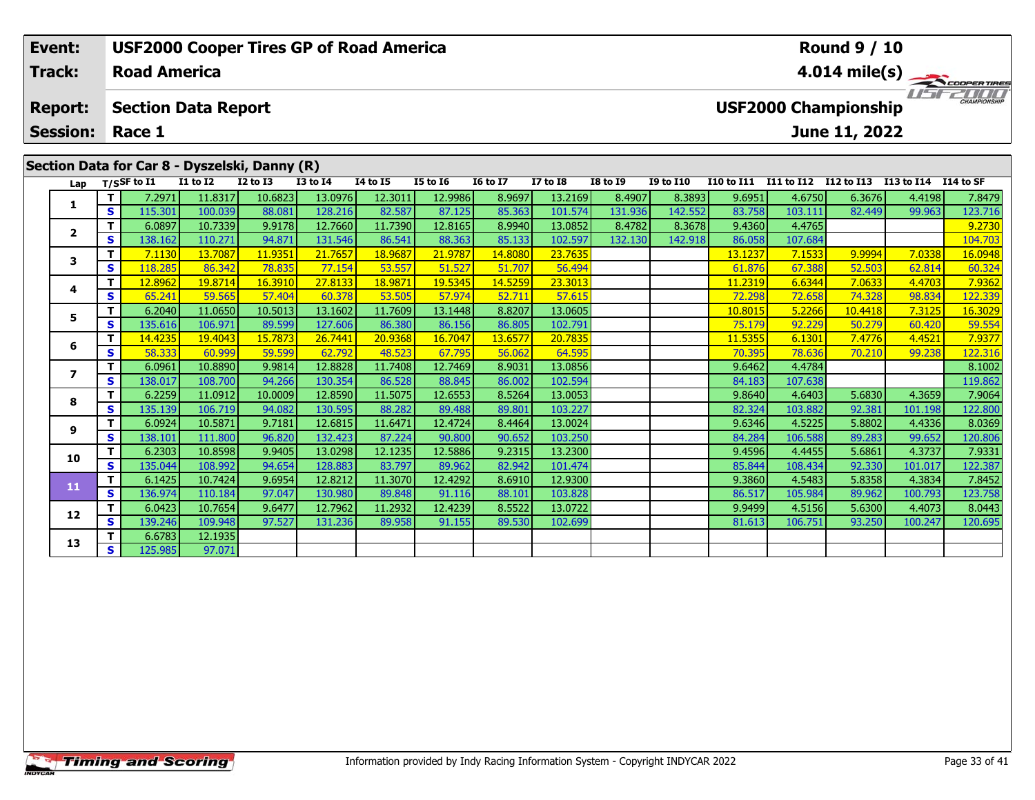| Event: | USF2000 Cooper Tires GP of Road America | Round 9 / 10 |
|---|---|---|
| Track: | Road America | 4.014 mile(s) |
| Report: | Section Data Report | USF2000 Championship |
| Session: | Race 1 | June 11, 2022 |

## Section Data for Car 8 - Dyszelski, Danny (R)

| Lap | T/S | SF to I1 | I1 to I2 | I2 to I3 | I3 to I4 | I4 to I5 | I5 to I6 | I6 to I7 | I7 to I8 | I8 to I9 | I9 to I10 | I10 to I11 | I11 to I12 | I12 to I13 | I13 to I14 | I14 to SF |
|---|---|---|---|---|---|---|---|---|---|---|---|---|---|---|---|---|
| 1 | T | 7.2971 | 11.8317 | 10.6823 | 13.0976 | 12.3011 | 12.9986 | 8.9697 | 13.2169 | 8.4907 | 8.3893 | 9.6951 | 4.6750 | 6.3676 | 4.4198 | 7.8479 |
| | S | 115.301 | 100.039 | 88.081 | 128.216 | 82.587 | 87.125 | 85.363 | 101.574 | 131.936 | 142.552 | 83.758 | 103.111 | 82.449 | 99.963 | 123.716 |
| 2 | T | 6.0897 | 10.7339 | 9.9178 | 12.7660 | 11.7390 | 12.8165 | 8.9940 | 13.0852 | 8.4782 | 8.3678 | 9.4360 | 4.4765 | | | 9.2730 |
| | S | 138.162 | 110.271 | 94.871 | 131.546 | 86.541 | 88.363 | 85.133 | 102.597 | 132.130 | 142.918 | 86.058 | 107.684 | | | 104.703 |
| 3 | T | 7.1130 | 13.7087 | 11.9351 | 21.7657 | 18.9687 | 21.9787 | 14.8080 | 23.7635 | | | 13.1237 | 7.1533 | 9.9994 | 7.0338 | 16.0948 |
| | S | 118.285 | 86.342 | 78.835 | 77.154 | 53.557 | 51.527 | 51.707 | 56.494 | | | 61.876 | 67.388 | 52.503 | 62.814 | 60.324 |
| 4 | T | 12.8962 | 19.8714 | 16.3910 | 27.8133 | 18.9871 | 19.5345 | 14.5259 | 23.3013 | | | 11.2319 | 6.6344 | 7.0633 | 4.4703 | 7.9362 |
| | S | 65.241 | 59.565 | 57.404 | 60.378 | 53.505 | 57.974 | 52.711 | 57.615 | | | 72.298 | 72.658 | 74.328 | 98.834 | 122.339 |
| 5 | T | 6.2040 | 11.0650 | 10.5013 | 13.1602 | 11.7609 | 13.1448 | 8.8207 | 13.0605 | | | 10.8015 | 5.2266 | 10.4418 | 7.3125 | 16.3029 |
| | S | 135.616 | 106.971 | 89.599 | 127.606 | 86.380 | 86.156 | 86.805 | 102.791 | | | 75.179 | 92.229 | 50.279 | 60.420 | 59.554 |
| 6 | T | 14.4235 | 19.4043 | 15.7873 | 26.7441 | 20.9368 | 16.7047 | 13.6577 | 20.7835 | | | 11.5355 | 6.1301 | 7.4776 | 4.4521 | 7.9377 |
| | S | 58.333 | 60.999 | 59.599 | 62.792 | 48.523 | 67.795 | 56.062 | 64.595 | | | 70.395 | 78.636 | 70.210 | 99.238 | 122.316 |
| 7 | T | 6.0961 | 10.8890 | 9.9814 | 12.8828 | 11.7408 | 12.7469 | 8.9031 | 13.0856 | | | 9.6462 | 4.4784 | | | 8.1002 |
| | S | 138.017 | 108.700 | 94.266 | 130.354 | 86.528 | 88.845 | 86.002 | 102.594 | | | 84.183 | 107.638 | | | 119.862 |
| 8 | T | 6.2259 | 11.0912 | 10.0009 | 12.8590 | 11.5075 | 12.6553 | 8.5264 | 13.0053 | | | 9.8640 | 4.6403 | 5.6830 | 4.3659 | 7.9064 |
| | S | 135.139 | 106.719 | 94.082 | 130.595 | 88.282 | 89.488 | 89.801 | 103.227 | | | 82.324 | 103.882 | 92.381 | 101.198 | 122.800 |
| 9 | T | 6.0924 | 10.5871 | 9.7181 | 12.6815 | 11.6471 | 12.4724 | 8.4464 | 13.0024 | | | 9.6346 | 4.5225 | 5.8802 | 4.4336 | 8.0369 |
| | S | 138.101 | 111.800 | 96.820 | 132.423 | 87.224 | 90.800 | 90.652 | 103.250 | | | 84.284 | 106.588 | 89.283 | 99.652 | 120.806 |
| 10 | T | 6.2303 | 10.8598 | 9.9405 | 13.0298 | 12.1235 | 12.5886 | 9.2315 | 13.2300 | | | 9.4596 | 4.4455 | 5.6861 | 4.3737 | 7.9331 |
| | S | 135.044 | 108.992 | 94.654 | 128.883 | 83.797 | 89.962 | 82.942 | 101.474 | | | 85.844 | 108.434 | 92.330 | 101.017 | 122.387 |
| 11 | T | 6.1425 | 10.7424 | 9.6954 | 12.8212 | 11.3070 | 12.4292 | 8.6910 | 12.9300 | | | 9.3860 | 4.5483 | 5.8358 | 4.3834 | 7.8452 |
| | S | 136.974 | 110.184 | 97.047 | 130.980 | 89.848 | 91.116 | 88.101 | 103.828 | | | 86.517 | 105.984 | 89.962 | 100.793 | 123.758 |
| 12 | T | 6.0423 | 10.7654 | 9.6477 | 12.7962 | 11.2932 | 12.4239 | 8.5522 | 13.0722 | | | 9.9499 | 4.5156 | 5.6300 | 4.4073 | 8.0443 |
| | S | 139.246 | 109.948 | 97.527 | 131.236 | 89.958 | 91.155 | 89.530 | 102.699 | | | 81.613 | 106.751 | 93.250 | 100.247 | 120.695 |
| 13 | T | 6.6783 | 12.1935 | | | | | | | | | | | | | |
| | S | 125.985 | 97.071 | | | | | | | | | | | | | |

Information provided by Indy Racing Information System - Copyright INDYCAR 2022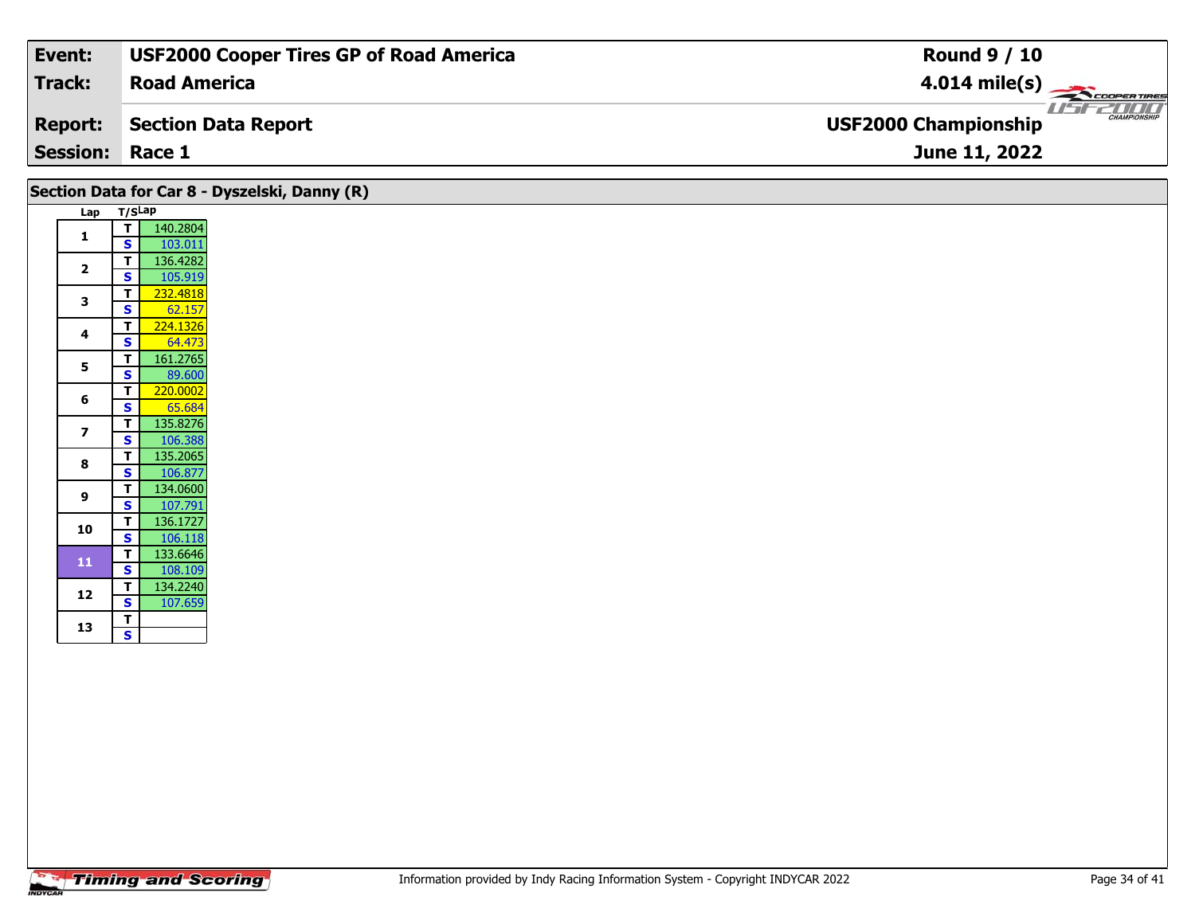| **Event:** | **USF2000 Cooper Tires GP of Road America** | **Round 9 / 10** |
|---|---|---|
| **Track:** | **Road America** | **4.014 mile(s)** |
| **Report:** | **Section Data Report** | **USF2000 Championship** |
| **Session:** | **Race 1** | **June 11, 2022** |

## Section Data for Car 8 - Dyszelski, Danny (R)

| Lap | T/S | Lap |
|---|---|---|
| 1 | T | 140.2804 |
| | S | 103.011 |
| 2 | T | 136.4282 |
| | S | 105.919 |
| 3 | T | 232.4818 |
| | S | 62.157 |
| 4 | T | 224.1326 |
| | S | 64.473 |
| 5 | T | 161.2765 |
| | S | 89.600 |
| 6 | T | 220.0002 |
| | S | 65.684 |
| 7 | T | 135.8276 |
| | S | 106.388 |
| 8 | T | 135.2065 |
| | S | 106.877 |
| 9 | T | 134.0600 |
| | S | 107.791 |
| 10 | T | 136.1727 |
| | S | 106.118 |
| 11 | T | 133.6646 |
| | S | 108.109 |
| 12 | T | 134.2240 |
| | S | 107.659 |
| 13 | T | |
| | S | |

Information provided by Indy Racing Information System - Copyright INDYCAR 2022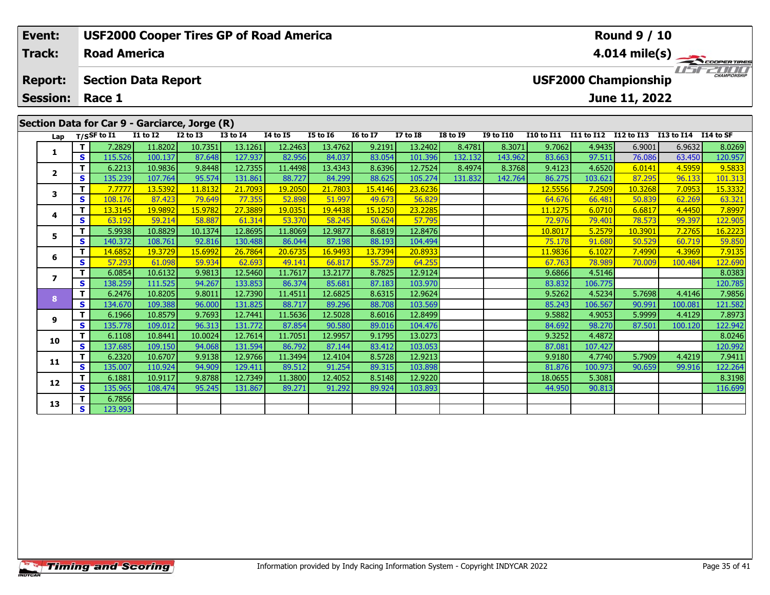| Event: | USF2000 Cooper Tires GP of Road America | Round 9 / 10 |
|---|---|---|
| Track: | Road America | 4.014 mile(s) |
| Report: | Section Data Report | USF2000 Championship |
| Session: | Race 1 | June 11, 2022 |

## Section Data for Car 9 - Garciarce, Jorge (R)

| Lap | T/S | SF to I1 | I1 to I2 | I2 to I3 | I3 to I4 | I4 to I5 | I5 to I6 | I6 to I7 | I7 to I8 | I8 to I9 | I9 to I10 | I10 to I11 | I11 to I12 | I12 to I13 | I13 to I14 | I14 to SF |
|---|---|---|---|---|---|---|---|---|---|---|---|---|---|---|---|---|
| 1 | T | 7.2829 | 11.8202 | 10.7351 | 13.1261 | 12.2463 | 13.4762 | 9.2191 | 13.2402 | 8.4781 | 8.3071 | 9.7062 | 4.9435 | 6.9001 | 6.9632 | 8.0269 |
| | S | 115.526 | 100.137 | 87.648 | 127.937 | 82.956 | 84.037 | 83.054 | 101.396 | 132.132 | 143.962 | 83.663 | 97.511 | 76.086 | 63.450 | 120.957 |
| 2 | T | 6.2213 | 10.9836 | 9.8448 | 12.7355 | 11.4498 | 13.4343 | 8.6396 | 12.7524 | 8.4974 | 8.3768 | 9.4123 | 4.6520 | 6.0141 | 4.5959 | 9.5833 |
| | S | 135.239 | 107.764 | 95.574 | 131.861 | 88.727 | 84.299 | 88.625 | 105.274 | 131.832 | 142.764 | 86.275 | 103.621 | 87.295 | 96.133 | 101.313 |
| 3 | T | 7.7777 | 13.5392 | 11.8132 | 21.7093 | 19.2050 | 21.7803 | 15.4146 | 23.6236 | | | 12.5556 | 7.2509 | 10.3268 | 7.0953 | 15.3332 |
| | S | 108.176 | 87.423 | 79.649 | 77.355 | 52.898 | 51.997 | 49.673 | 56.829 | | | 64.676 | 66.481 | 50.839 | 62.269 | 63.321 |
| 4 | T | 13.3145 | 19.9892 | 15.9782 | 27.3889 | 19.0351 | 19.4438 | 15.1250 | 23.2285 | | | 11.1275 | 6.0710 | 6.6817 | 4.4450 | 7.8997 |
| | S | 63.192 | 59.214 | 58.887 | 61.314 | 53.370 | 58.245 | 50.624 | 57.795 | | | 72.976 | 79.401 | 78.573 | 99.397 | 122.905 |
| 5 | T | 5.9938 | 10.8829 | 10.1374 | 12.8695 | 11.8069 | 12.9877 | 8.6819 | 12.8476 | | | 10.8017 | 5.2579 | 10.3901 | 7.2765 | 16.2223 |
| | S | 140.372 | 108.761 | 92.816 | 130.488 | 86.044 | 87.198 | 88.193 | 104.494 | | | 75.178 | 91.680 | 50.529 | 60.719 | 59.850 |
| 6 | T | 14.6852 | 19.3729 | 15.6992 | 26.7864 | 20.6735 | 16.9493 | 13.7394 | 20.8933 | | | 11.9836 | 6.1027 | 7.4990 | 4.3969 | 7.9135 |
| | S | 57.293 | 61.098 | 59.934 | 62.693 | 49.141 | 66.817 | 55.729 | 64.255 | | | 67.763 | 78.989 | 70.009 | 100.484 | 122.690 |
| 7 | T | 6.0854 | 10.6132 | 9.9813 | 12.5460 | 11.7617 | 13.2177 | 8.7825 | 12.9124 | | | 9.6866 | 4.5146 | | | 8.0383 |
| | S | 138.259 | 111.525 | 94.267 | 133.853 | 86.374 | 85.681 | 87.183 | 103.970 | | | 83.832 | 106.775 | | | 120.785 |
| 8 | T | 6.2476 | 10.8205 | 9.8011 | 12.7390 | 11.4511 | 12.6825 | 8.6315 | 12.9624 | | | 9.5262 | 4.5234 | 5.7698 | 4.4146 | 7.9856 |
| | S | 134.670 | 109.388 | 96.000 | 131.825 | 88.717 | 89.296 | 88.708 | 103.569 | | | 85.243 | 106.567 | 90.991 | 100.081 | 121.582 |
| 9 | T | 6.1966 | 10.8579 | 9.7693 | 12.7441 | 11.5636 | 12.5028 | 8.6016 | 12.8499 | | | 9.5882 | 4.9053 | 5.9999 | 4.4129 | 7.8973 |
| | S | 135.778 | 109.012 | 96.313 | 131.772 | 87.854 | 90.580 | 89.016 | 104.476 | | | 84.692 | 98.270 | 87.501 | 100.120 | 122.942 |
| 10 | T | 6.1108 | 10.8441 | 10.0024 | 12.7614 | 11.7051 | 12.9957 | 9.1795 | 13.0273 | | | 9.3252 | 4.4872 | | | 8.0246 |
| | S | 137.685 | 109.150 | 94.068 | 131.594 | 86.792 | 87.144 | 83.412 | 103.053 | | | 87.081 | 107.427 | | | 120.992 |
| 11 | T | 6.2320 | 10.6707 | 9.9138 | 12.9766 | 11.3494 | 12.4104 | 8.5728 | 12.9213 | | | 9.9180 | 4.7740 | 5.7909 | 4.4219 | 7.9411 |
| | S | 135.007 | 110.924 | 94.909 | 129.411 | 89.512 | 91.254 | 89.315 | 103.898 | | | 81.876 | 100.973 | 90.659 | 99.916 | 122.264 |
| 12 | T | 6.1881 | 10.9117 | 9.8788 | 12.7349 | 11.3800 | 12.4052 | 8.5148 | 12.9220 | | | 18.0655 | 5.3081 | | | 8.3198 |
| | S | 135.965 | 108.474 | 95.245 | 131.867 | 89.271 | 91.292 | 89.924 | 103.893 | | | 44.950 | 90.813 | | | 116.699 |
| 13 | T | 6.7856 | | | | | | | | | | | | | | |
| | S | 123.993 | | | | | | | | | | | | | | |

Information provided by Indy Racing Information System - Copyright INDYCAR 2022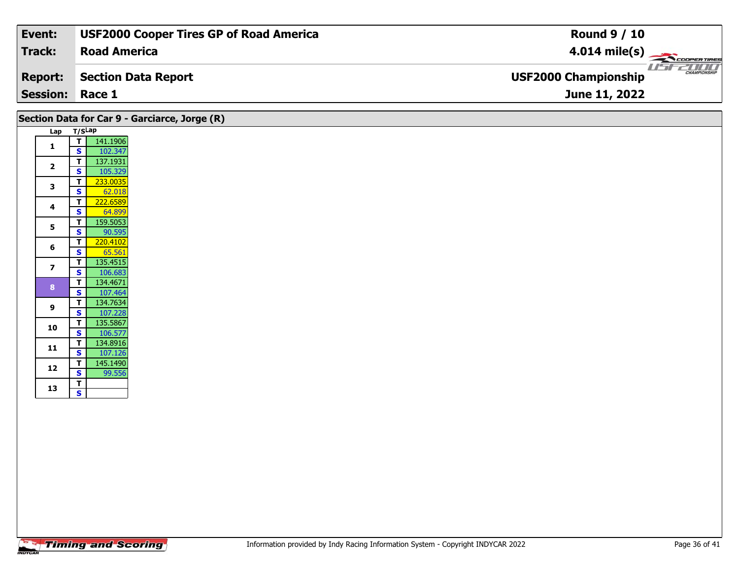| Event: | USF2000 Cooper Tires GP of Road America | Round 9 / 10 |
|---|---|---|
| Track: | Road America | 4.014 mile(s) |
| Report: | Section Data Report | USF2000 Championship |
| Session: | Race 1 | June 11, 2022 |

## Section Data for Car 9 - Garciarce, Jorge (R)

| Lap | T/S | Lap |
|---|---|---|
| 1 | T | 141.1906 |
| | S | 102.347 |
| 2 | T | 137.1931 |
| | S | 105.329 |
| 3 | T | 233.0035 |
| | S | 62.018 |
| 4 | T | 222.6589 |
| | S | 64.899 |
| 5 | T | 159.5053 |
| | S | 90.595 |
| 6 | T | 220.4102 |
| | S | 65.561 |
| 7 | T | 135.4515 |
| | S | 106.683 |
| 8 | T | 134.4671 |
| | S | 107.464 |
| 9 | T | 134.7634 |
| | S | 107.228 |
| 10 | T | 135.5867 |
| | S | 106.577 |
| 11 | T | 134.8916 |
| | S | 107.126 |
| 12 | T | 145.1490 |
| | S | 99.556 |
| 13 | T | |
| | S | |

Information provided by Indy Racing Information System - Copyright INDYCAR 2022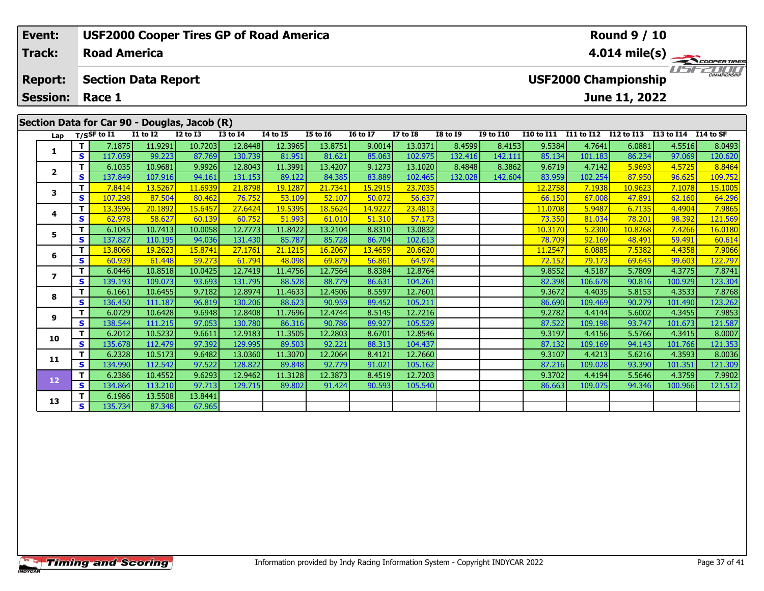| Event: | USF2000 Cooper Tires GP of Road America | Round 9 / 10 |
|---|---|---|
| Track: | Road America | 4.014 mile(s) |
| Report: | Section Data Report | USF2000 Championship |
| Session: | Race 1 | June 11, 2022 |

## Section Data for Car 90 - Douglas, Jacob (R)

| Lap | T/S | SF to I1 | I1 to I2 | I2 to I3 | I3 to I4 | I4 to I5 | I5 to I6 | I6 to I7 | I7 to I8 | I8 to I9 | I9 to I10 | I10 to I11 | I11 to I12 | I12 to I13 | I13 to I14 | I14 to SF |
|---|---|---|---|---|---|---|---|---|---|---|---|---|---|---|---|---|
| 1 | T | 7.1875 | 11.9291 | 10.7203 | 12.8448 | 12.3965 | 13.8751 | 9.0014 | 13.0371 | 8.4599 | 8.4153 | 9.5384 | 4.7641 | 6.0881 | 4.5516 | 8.0493 |
| | S | 117.059 | 99.223 | 87.769 | 130.739 | 81.951 | 81.621 | 85.063 | 102.975 | 132.416 | 142.111 | 85.134 | 101.183 | 86.234 | 97.069 | 120.620 |
| 2 | T | 6.1035 | 10.9681 | 9.9926 | 12.8043 | 11.3991 | 13.4207 | 9.1273 | 13.1020 | 8.4848 | 8.3862 | 9.6719 | 4.7142 | 5.9693 | 4.5725 | 8.8464 |
| | S | 137.849 | 107.916 | 94.161 | 131.153 | 89.122 | 84.385 | 83.889 | 102.465 | 132.028 | 142.604 | 83.959 | 102.254 | 87.950 | 96.625 | 109.752 |
| 3 | T | 7.8414 | 13.5267 | 11.6939 | 21.8798 | 19.1287 | 21.7341 | 15.2915 | 23.7035 | | | 12.2758 | 7.1938 | 10.9623 | 7.1078 | 15.1005 |
| | S | 107.298 | 87.504 | 80.462 | 76.752 | 53.109 | 52.107 | 50.072 | 56.637 | | | 66.150 | 67.008 | 47.891 | 62.160 | 64.296 |
| 4 | T | 13.3596 | 20.1892 | 15.6457 | 27.6424 | 19.5395 | 18.5624 | 14.9227 | 23.4813 | | | 11.0708 | 5.9487 | 6.7135 | 4.4904 | 7.9865 |
| | S | 62.978 | 58.627 | 60.139 | 60.752 | 51.993 | 61.010 | 51.310 | 57.173 | | | 73.350 | 81.034 | 78.201 | 98.392 | 121.569 |
| 5 | T | 6.1045 | 10.7413 | 10.0058 | 12.7773 | 11.8422 | 13.2104 | 8.8310 | 13.0832 | | | 10.3170 | 5.2300 | 10.8268 | 7.4266 | 16.0180 |
| | S | 137.827 | 110.195 | 94.036 | 131.430 | 85.787 | 85.728 | 86.704 | 102.613 | | | 78.709 | 92.169 | 48.491 | 59.491 | 60.614 |
| 6 | T | 13.8066 | 19.2623 | 15.8741 | 27.1761 | 21.1215 | 16.2067 | 13.4659 | 20.6620 | | | 11.2547 | 6.0885 | 7.5382 | 4.4358 | 7.9066 |
| | S | 60.939 | 61.448 | 59.273 | 61.794 | 48.098 | 69.879 | 56.861 | 64.974 | | | 72.152 | 79.173 | 69.645 | 99.603 | 122.797 |
| 7 | T | 6.0446 | 10.8518 | 10.0425 | 12.7419 | 11.4756 | 12.7564 | 8.8384 | 12.8764 | | | 9.8552 | 4.5187 | 5.7809 | 4.3775 | 7.8741 |
| | S | 139.193 | 109.073 | 93.693 | 131.795 | 88.528 | 88.779 | 86.631 | 104.261 | | | 82.398 | 106.678 | 90.816 | 100.929 | 123.304 |
| 8 | T | 6.1661 | 10.6455 | 9.7182 | 12.8974 | 11.4633 | 12.4506 | 8.5597 | 12.7601 | | | 9.3672 | 4.4035 | 5.8153 | 4.3533 | 7.8768 |
| | S | 136.450 | 111.187 | 96.819 | 130.206 | 88.623 | 90.959 | 89.452 | 105.211 | | | 86.690 | 109.469 | 90.279 | 101.490 | 123.262 |
| 9 | T | 6.0729 | 10.6428 | 9.6948 | 12.8408 | 11.7696 | 12.4744 | 8.5145 | 12.7216 | | | 9.2782 | 4.4144 | 5.6002 | 4.3455 | 7.9853 |
| | S | 138.544 | 111.215 | 97.053 | 130.780 | 86.316 | 90.786 | 89.927 | 105.529 | | | 87.522 | 109.198 | 93.747 | 101.673 | 121.587 |
| 10 | T | 6.2012 | 10.5232 | 9.6611 | 12.9183 | 11.3505 | 12.2803 | 8.6701 | 12.8546 | | | 9.3197 | 4.4156 | 5.5766 | 4.3415 | 8.0007 |
| | S | 135.678 | 112.479 | 97.392 | 129.995 | 89.503 | 92.221 | 88.313 | 104.437 | | | 87.132 | 109.169 | 94.143 | 101.766 | 121.353 |
| 11 | T | 6.2328 | 10.5173 | 9.6482 | 13.0360 | 11.3070 | 12.2064 | 8.4121 | 12.7660 | | | 9.3107 | 4.4213 | 5.6216 | 4.3593 | 8.0036 |
| | S | 134.990 | 112.542 | 97.522 | 128.822 | 89.848 | 92.779 | 91.021 | 105.162 | | | 87.216 | 109.028 | 93.390 | 101.351 | 121.309 |
| 12 | T | 6.2386 | 10.4552 | 9.6293 | 12.9462 | 11.3128 | 12.3873 | 8.4519 | 12.7203 | | | 9.3702 | 4.4194 | 5.5646 | 4.3759 | 7.9902 |
| | S | 134.864 | 113.210 | 97.713 | 129.715 | 89.802 | 91.424 | 90.593 | 105.540 | | | 86.663 | 109.075 | 94.346 | 100.966 | 121.512 |
| 13 | T | 6.1986 | 13.5508 | 13.8441 | | | | | | | | | | | | |
| | S | 135.734 | 87.348 | 67.965 | | | | | | | | | | | | |

Information provided by Indy Racing Information System - Copyright INDYCAR 2022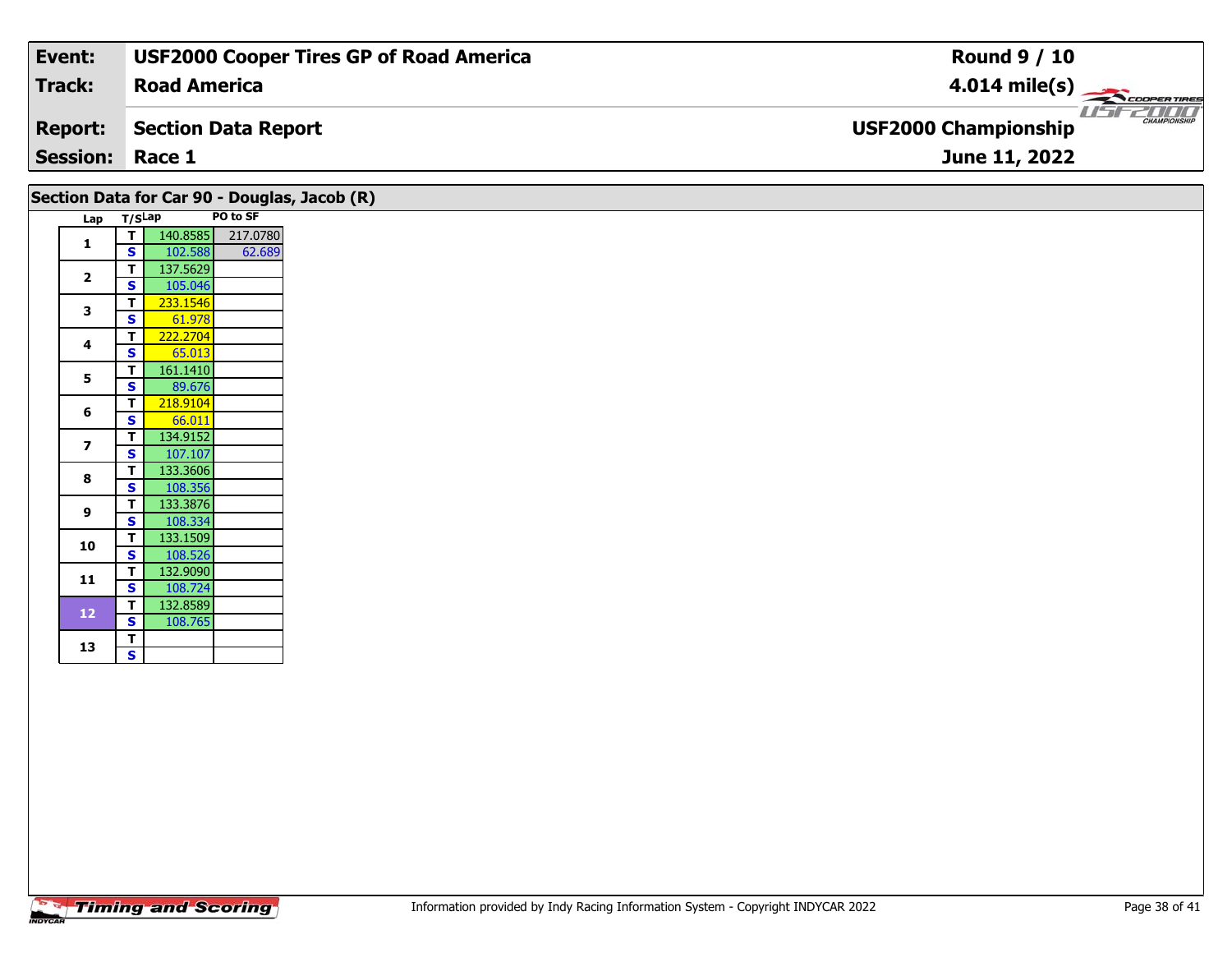| Event: | USF2000 Cooper Tires GP of Road America | Round 9 / 10 |
|---|---|---|
| Track: | Road America | 4.014 mile(s) |
| Report: | Section Data Report | USF2000 Championship |
| Session: | Race 1 | June 11, 2022 |

## Section Data for Car 90 - Douglas, Jacob (R)

| Lap | T/S | Lap | PO to SF |
|---|---|---|---|
| 1 | T | 140.8585 | 217.0780 |
| | S | 102.588 | 62.689 |
| 2 | T | 137.5629 | |
| | S | 105.046 | |
| 3 | T | 233.1546 | |
| | S | 61.978 | |
| 4 | T | 222.2704 | |
| | S | 65.013 | |
| 5 | T | 161.1410 | |
| | S | 89.676 | |
| 6 | T | 218.9104 | |
| | S | 66.011 | |
| 7 | T | 134.9152 | |
| | S | 107.107 | |
| 8 | T | 133.3606 | |
| | S | 108.356 | |
| 9 | T | 133.3876 | |
| | S | 108.334 | |
| 10 | T | 133.1509 | |
| | S | 108.526 | |
| 11 | T | 132.9090 | |
| | S | 108.724 | |
| 12 | T | 132.8589 | |
| | S | 108.765 | |
| 13 | T | | |
| | S | | |

Information provided by Indy Racing Information System - Copyright INDYCAR 2022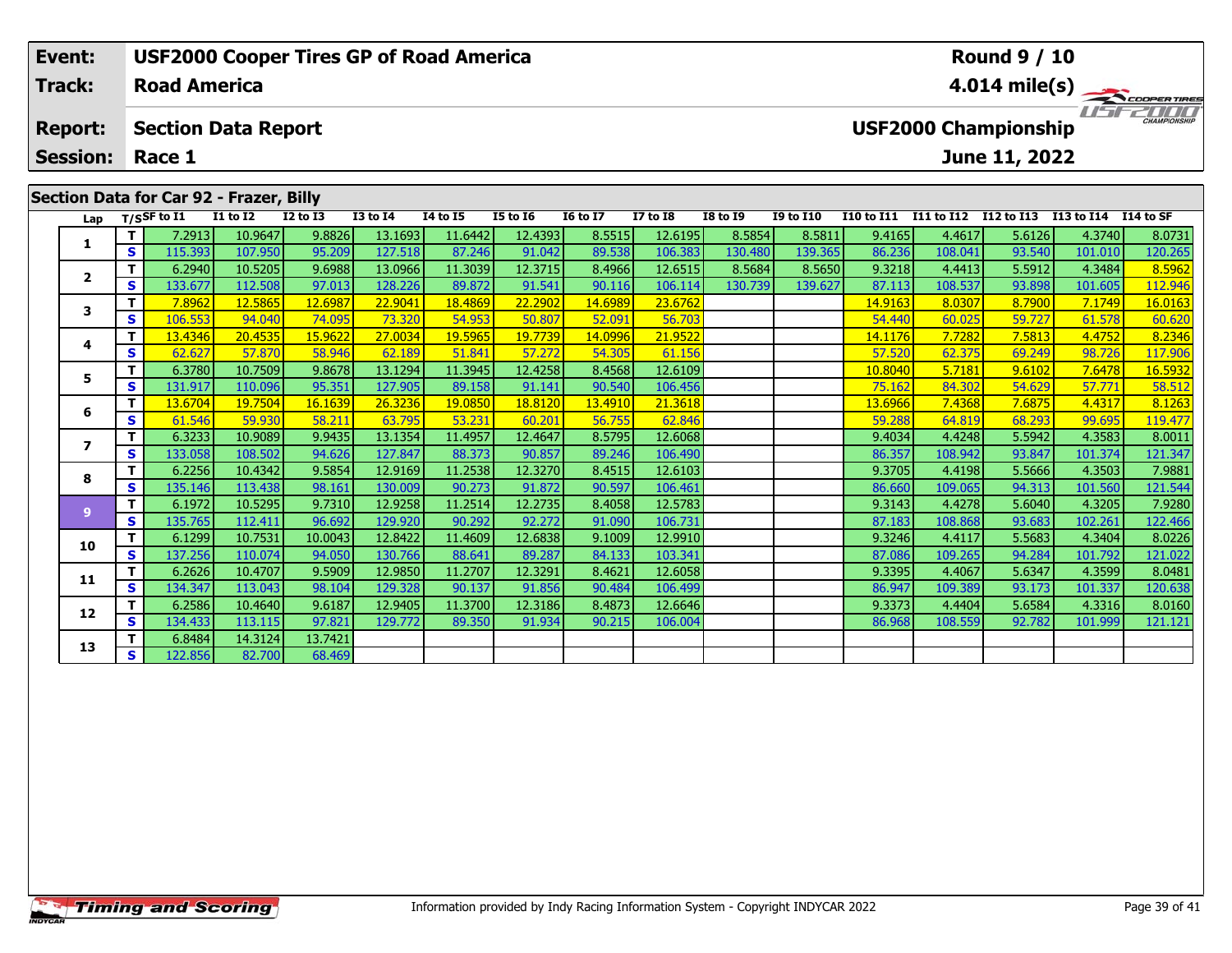| Event: | USF2000 Cooper Tires GP of Road America | Round 9 / 10 |
|---|---|---|
| Track: | Road America | 4.014 mile(s) |
| Report: | Section Data Report | USF2000 Championship |
| Session: | Race 1 | June 11, 2022 |

## Section Data for Car 92 - Frazer, Billy

| Lap | T/S | SF to I1 | I1 to I2 | I2 to I3 | I3 to I4 | I4 to I5 | I5 to I6 | I6 to I7 | I7 to I8 | I8 to I9 | I9 to I10 | I10 to I11 | I11 to I12 | I12 to I13 | I13 to I14 | I14 to SF |
|---|---|---|---|---|---|---|---|---|---|---|---|---|---|---|---|---|
| 1 | T | 7.2913 | 10.9647 | 9.8826 | 13.1693 | 11.6442 | 12.4393 | 8.5515 | 12.6195 | 8.5854 | 8.5811 | 9.4165 | 4.4617 | 5.6126 | 4.3740 | 8.0731 |
| | S | 115.393 | 107.950 | 95.209 | 127.518 | 87.246 | 91.042 | 89.538 | 106.383 | 130.480 | 139.365 | 86.236 | 108.041 | 93.540 | 101.010 | 120.265 |
| 2 | T | 6.2940 | 10.5205 | 9.6988 | 13.0966 | 11.3039 | 12.3715 | 8.4966 | 12.6515 | 8.5684 | 8.5650 | 9.3218 | 4.4413 | 5.5912 | 4.3484 | 8.5962 |
| | S | 133.677 | 112.508 | 97.013 | 128.226 | 89.872 | 91.541 | 90.116 | 106.114 | 130.739 | 139.627 | 87.113 | 108.537 | 93.898 | 101.605 | 112.946 |
| 3 | T | 7.8962 | 12.5865 | 12.6987 | 22.9041 | 18.4869 | 22.2902 | 14.6989 | 23.6762 | | | 14.9163 | 8.0307 | 8.7900 | 7.1749 | 16.0163 |
| | S | 106.553 | 94.040 | 74.095 | 73.320 | 54.953 | 50.807 | 52.091 | 56.703 | | | 54.440 | 60.025 | 59.727 | 61.578 | 60.620 |
| 4 | T | 13.4346 | 20.4535 | 15.9622 | 27.0034 | 19.5965 | 19.7739 | 14.0996 | 21.9522 | | | 14.1176 | 7.7282 | 7.5813 | 4.4752 | 8.2346 |
| | S | 62.627 | 57.870 | 58.946 | 62.189 | 51.841 | 57.272 | 54.305 | 61.156 | | | 57.520 | 62.375 | 69.249 | 98.726 | 117.906 |
| 5 | T | 6.3780 | 10.7509 | 9.8678 | 13.1294 | 11.3945 | 12.4258 | 8.4568 | 12.6109 | | | 10.8040 | 5.7181 | 9.6102 | 7.6478 | 16.5932 |
| | S | 131.917 | 110.096 | 95.351 | 127.905 | 89.158 | 91.141 | 90.540 | 106.456 | | | 75.162 | 84.302 | 54.629 | 57.771 | 58.512 |
| 6 | T | 13.6704 | 19.7504 | 16.1639 | 26.3236 | 19.0850 | 18.8120 | 13.4910 | 21.3618 | | | 13.6966 | 7.4368 | 7.6875 | 4.4317 | 8.1263 |
| | S | 61.546 | 59.930 | 58.211 | 63.795 | 53.231 | 60.201 | 56.755 | 62.846 | | | 59.288 | 64.819 | 68.293 | 99.695 | 119.477 |
| 7 | T | 6.3233 | 10.9089 | 9.9435 | 13.1354 | 11.4957 | 12.4647 | 8.5795 | 12.6068 | | | 9.4034 | 4.4248 | 5.5942 | 4.3583 | 8.0011 |
| | S | 133.058 | 108.502 | 94.626 | 127.847 | 88.373 | 90.857 | 89.246 | 106.490 | | | 86.357 | 108.942 | 93.847 | 101.374 | 121.347 |
| 8 | T | 6.2256 | 10.4342 | 9.5854 | 12.9169 | 11.2538 | 12.3270 | 8.4515 | 12.6103 | | | 9.3705 | 4.4198 | 5.5666 | 4.3503 | 7.9881 |
| | S | 135.146 | 113.438 | 98.161 | 130.009 | 90.273 | 91.872 | 90.597 | 106.461 | | | 86.660 | 109.065 | 94.313 | 101.560 | 121.544 |
| 9 | T | 6.1972 | 10.5295 | 9.7310 | 12.9258 | 11.2514 | 12.2735 | 8.4058 | 12.5783 | | | 9.3143 | 4.4278 | 5.6040 | 4.3205 | 7.9280 |
| | S | 135.765 | 112.411 | 96.692 | 129.920 | 90.292 | 92.272 | 91.090 | 106.731 | | | 87.183 | 108.868 | 93.683 | 102.261 | 122.466 |
| 10 | T | 6.1299 | 10.7531 | 10.0043 | 12.8422 | 11.4609 | 12.6838 | 9.1009 | 12.9910 | | | 9.3246 | 4.4117 | 5.5683 | 4.3404 | 8.0226 |
| | S | 137.256 | 110.074 | 94.050 | 130.766 | 88.641 | 89.287 | 84.133 | 103.341 | | | 87.086 | 109.265 | 94.284 | 101.792 | 121.022 |
| 11 | T | 6.2626 | 10.4707 | 9.5909 | 12.9850 | 11.2707 | 12.3291 | 8.4621 | 12.6058 | | | 9.3395 | 4.4067 | 5.6347 | 4.3599 | 8.0481 |
| | S | 134.347 | 113.043 | 98.104 | 129.328 | 90.137 | 91.856 | 90.484 | 106.499 | | | 86.947 | 109.389 | 93.173 | 101.337 | 120.638 |
| 12 | T | 6.2586 | 10.4640 | 9.6187 | 12.9405 | 11.3700 | 12.3186 | 8.4873 | 12.6646 | | | 9.3373 | 4.4404 | 5.6584 | 4.3316 | 8.0160 |
| | S | 134.433 | 113.115 | 97.821 | 129.772 | 89.350 | 91.934 | 90.215 | 106.004 | | | 86.968 | 108.559 | 92.782 | 101.999 | 121.121 |
| 13 | T | 6.8484 | 14.3124 | 13.7421 | | | | | | | | | | | | |
| | S | 122.856 | 82.700 | 68.469 | | | | | | | | | | | | |

Information provided by Indy Racing Information System - Copyright INDYCAR 2022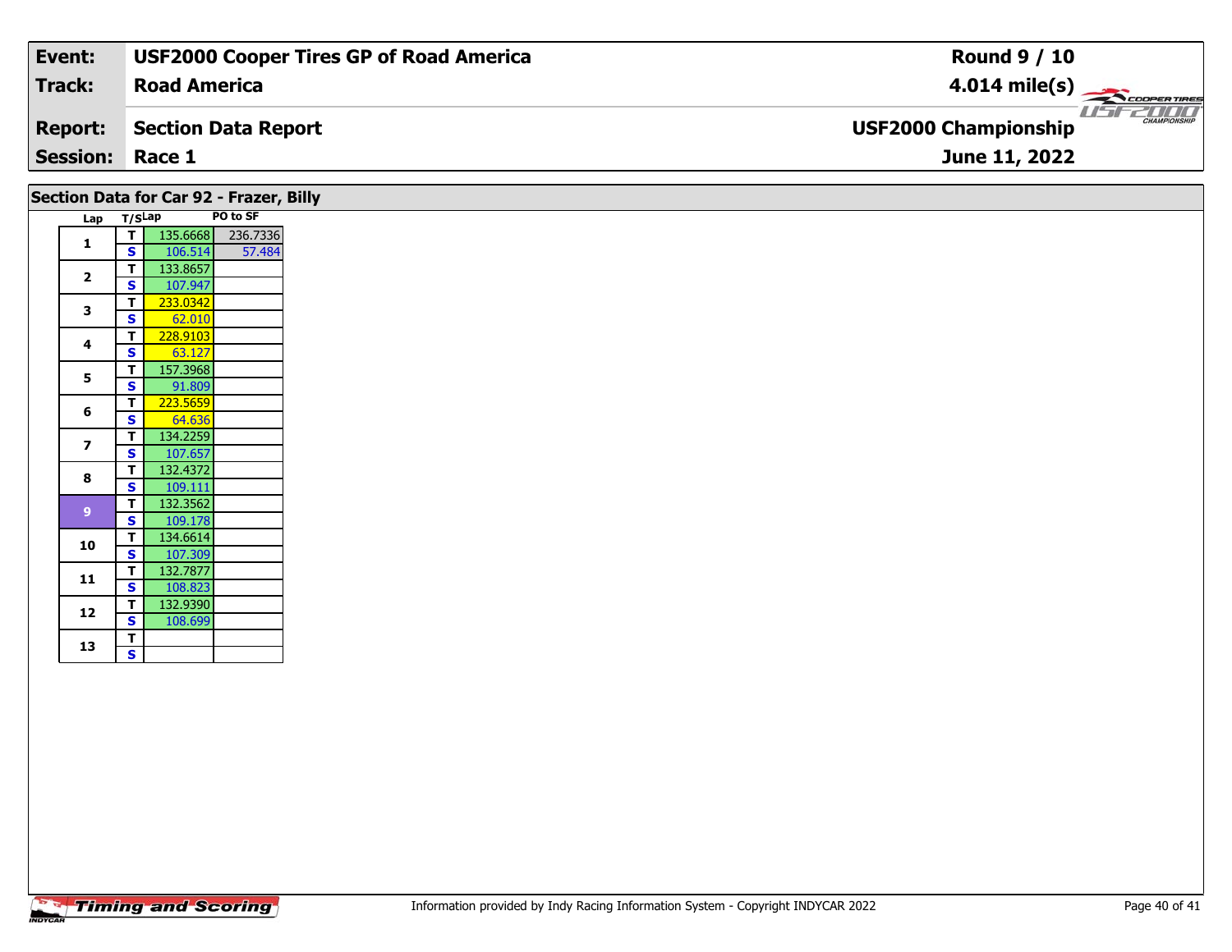| Event: | USF2000 Cooper Tires GP of Road America | Round 9 / 10 |
|---|---|---|
| Track: | Road America | 4.014 mile(s) |
| Report: | Section Data Report | USF2000 Championship |
| Session: | Race 1 | June 11, 2022 |

## Section Data for Car 92 - Frazer, Billy

| Lap | T/S | Lap | PO to SF |
|---|---|---|---|
| 1 | T | 135.6668 | 236.7336 |
| | S | 106.514 | 57.484 |
| 2 | T | 133.8657 | |
| | S | 107.947 | |
| 3 | T | 233.0342 | |
| | S | 62.010 | |
| 4 | T | 228.9103 | |
| | S | 63.127 | |
| 5 | T | 157.3968 | |
| | S | 91.809 | |
| 6 | T | 223.5659 | |
| | S | 64.636 | |
| 7 | T | 134.2259 | |
| | S | 107.657 | |
| 8 | T | 132.4372 | |
| | S | 109.111 | |
| 9 | T | 132.3562 | |
| | S | 109.178 | |
| 10 | T | 134.6614 | |
| | S | 107.309 | |
| 11 | T | 132.7877 | |
| | S | 108.823 | |
| 12 | T | 132.9390 | |
| | S | 108.699 | |
| 13 | T | | |
| | S | | |

Information provided by Indy Racing Information System - Copyright INDYCAR 2022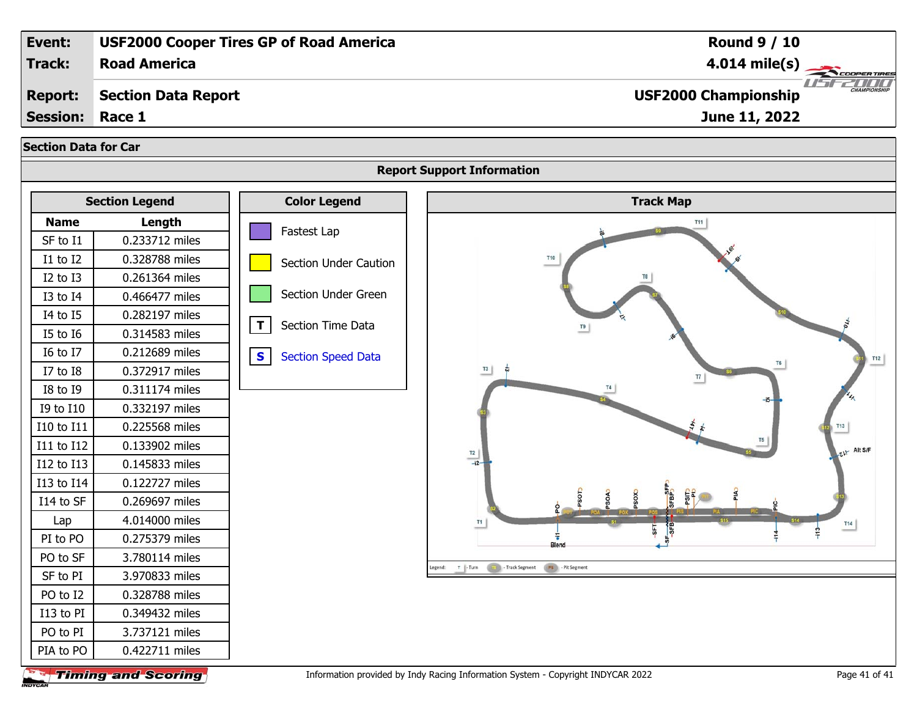| | |
|---|---|
| **Event:** | **USF2000 Cooper Tires GP of Road America** |
| **Track:** | **Road America** |
| **Report:** | **Section Data Report** |
| **Session:** | **Race 1** |

**Round 9 / 10**
**4.014 mile(s)**
**USF2000 Championship**
**June 11, 2022**

## Section Data for Car

### Report Support Information

**Section Legend**

| Name | Length |
|---|---|
| SF to I1 | 0.233712 miles |
| I1 to I2 | 0.328788 miles |
| I2 to I3 | 0.261364 miles |
| I3 to I4 | 0.466477 miles |
| I4 to I5 | 0.282197 miles |
| I5 to I6 | 0.314583 miles |
| I6 to I7 | 0.212689 miles |
| I7 to I8 | 0.372917 miles |
| I8 to I9 | 0.311174 miles |
| I9 to I10 | 0.332197 miles |
| I10 to I11 | 0.225568 miles |
| I11 to I12 | 0.133902 miles |
| I12 to I13 | 0.145833 miles |
| I13 to I14 | 0.122727 miles |
| I14 to SF | 0.269697 miles |
| Lap | 4.014000 miles |
| PI to PO | 0.275379 miles |
| PO to SF | 3.780114 miles |
| SF to PI | 3.970833 miles |
| PO to I2 | 0.328788 miles |
| I13 to PI | 0.349432 miles |
| PO to PI | 3.737121 miles |
| PIA to PO | 0.422711 miles |

**Color Legend**

- Fastest Lap
- Section Under Caution
- Section Under Green
- T Section Time Data
- S Section Speed Data

**Track Map**

Legend: T - Turn, TS - Track Segment, PS - Pit Segment

Information provided by Indy Racing Information System - Copyright INDYCAR 2022